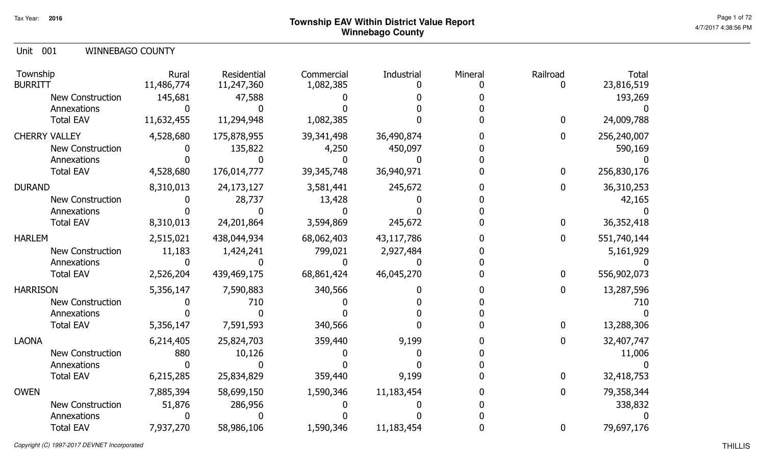Tax Year: **2016**

# Township EAV Within District Value Report
## Winnebago County

Unit 001 WINNEBAGO COUNTY

| Township | Rural | Residential | Commercial | Industrial | Mineral | Railroad | Total |
|---|---|---|---|---|---|---|---|
| BURRITT | 11,486,774 | 11,247,360 | 1,082,385 | 0 | 0 | 0 | 23,816,519 |
| New Construction | 145,681 | 47,588 | 0 | 0 | 0 | | 193,269 |
| Annexations | 0 | 0 | 0 | 0 | 0 | | 0 |
| Total EAV | 11,632,455 | 11,294,948 | 1,082,385 | 0 | 0 | 0 | 24,009,788 |
| CHERRY VALLEY | 4,528,680 | 175,878,955 | 39,341,498 | 36,490,874 | 0 | 0 | 256,240,007 |
| New Construction | 0 | 135,822 | 4,250 | 450,097 | 0 | | 590,169 |
| Annexations | 0 | 0 | 0 | 0 | 0 | | 0 |
| Total EAV | 4,528,680 | 176,014,777 | 39,345,748 | 36,940,971 | 0 | 0 | 256,830,176 |
| DURAND | 8,310,013 | 24,173,127 | 3,581,441 | 245,672 | 0 | 0 | 36,310,253 |
| New Construction | 0 | 28,737 | 13,428 | 0 | 0 | | 42,165 |
| Annexations | 0 | 0 | 0 | 0 | 0 | | 0 |
| Total EAV | 8,310,013 | 24,201,864 | 3,594,869 | 245,672 | 0 | 0 | 36,352,418 |
| HARLEM | 2,515,021 | 438,044,934 | 68,062,403 | 43,117,786 | 0 | 0 | 551,740,144 |
| New Construction | 11,183 | 1,424,241 | 799,021 | 2,927,484 | 0 | | 5,161,929 |
| Annexations | 0 | 0 | 0 | 0 | 0 | | 0 |
| Total EAV | 2,526,204 | 439,469,175 | 68,861,424 | 46,045,270 | 0 | 0 | 556,902,073 |
| HARRISON | 5,356,147 | 7,590,883 | 340,566 | 0 | 0 | 0 | 13,287,596 |
| New Construction | 0 | 710 | 0 | 0 | 0 | | 710 |
| Annexations | 0 | 0 | 0 | 0 | 0 | | 0 |
| Total EAV | 5,356,147 | 7,591,593 | 340,566 | 0 | 0 | 0 | 13,288,306 |
| LAONA | 6,214,405 | 25,824,703 | 359,440 | 9,199 | 0 | 0 | 32,407,747 |
| New Construction | 880 | 10,126 | 0 | 0 | 0 | | 11,006 |
| Annexations | 0 | 0 | 0 | 0 | 0 | | 0 |
| Total EAV | 6,215,285 | 25,834,829 | 359,440 | 9,199 | 0 | 0 | 32,418,753 |
| OWEN | 7,885,394 | 58,699,150 | 1,590,346 | 11,183,454 | 0 | 0 | 79,358,344 |
| New Construction | 51,876 | 286,956 | 0 | 0 | 0 | | 338,832 |
| Annexations | 0 | 0 | 0 | 0 | 0 | | 0 |
| Total EAV | 7,937,270 | 58,986,106 | 1,590,346 | 11,183,454 | 0 | 0 | 79,697,176 |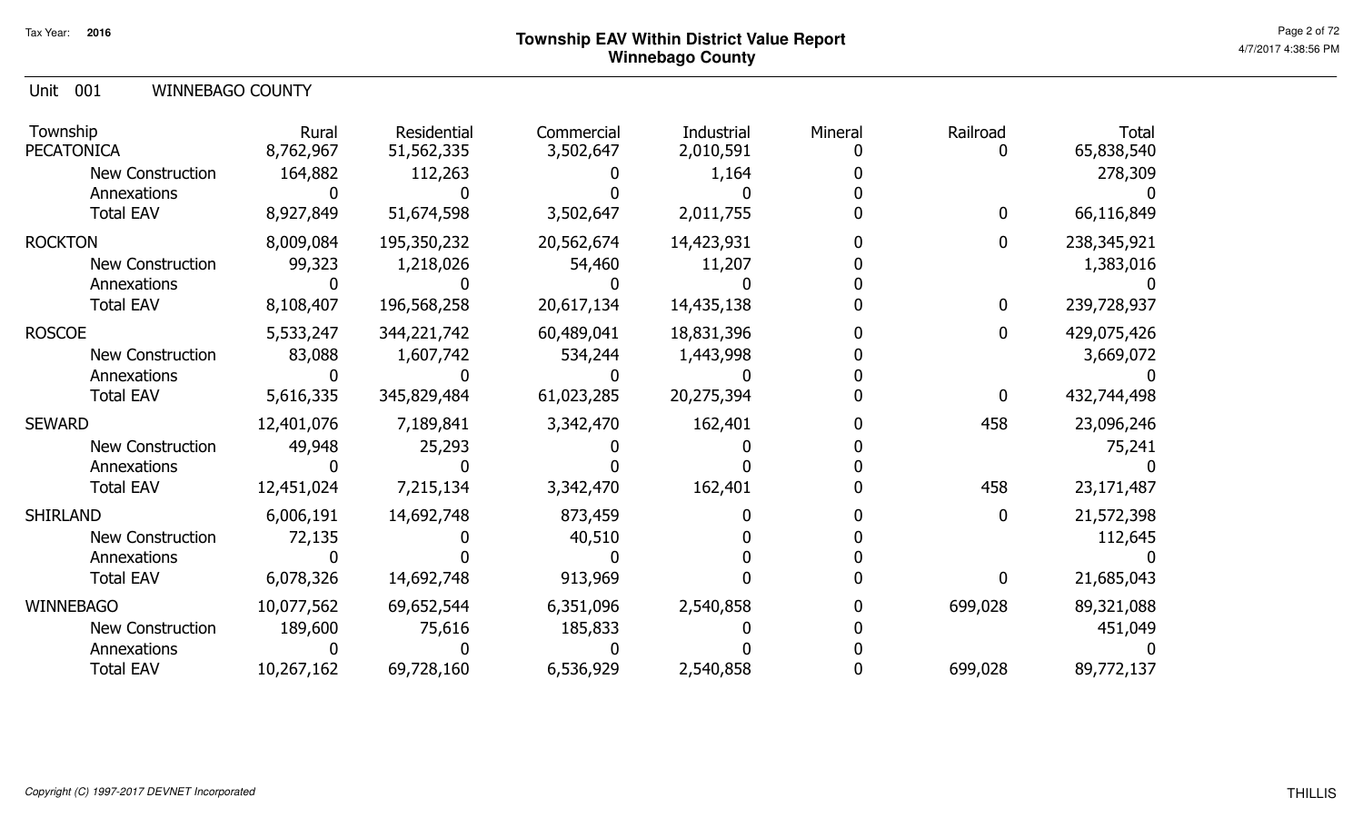# Township EAV Within District Value Report
## Winnebago County

Tax Year: 2016

Unit 001 WINNEBAGO COUNTY

| Township | Rural | Residential | Commercial | Industrial | Mineral | Railroad | Total |
|---|---|---|---|---|---|---|---|
| PECATONICA | 8,762,967 | 51,562,335 | 3,502,647 | 2,010,591 | 0 | 0 | 65,838,540 |
| New Construction | 164,882 | 112,263 | 0 | 1,164 | 0 | | 278,309 |
| Annexations | 0 | 0 | 0 | 0 | 0 | | 0 |
| Total EAV | 8,927,849 | 51,674,598 | 3,502,647 | 2,011,755 | 0 | 0 | 66,116,849 |
| ROCKTON | 8,009,084 | 195,350,232 | 20,562,674 | 14,423,931 | 0 | 0 | 238,345,921 |
| New Construction | 99,323 | 1,218,026 | 54,460 | 11,207 | 0 | | 1,383,016 |
| Annexations | 0 | 0 | 0 | 0 | 0 | | 0 |
| Total EAV | 8,108,407 | 196,568,258 | 20,617,134 | 14,435,138 | 0 | 0 | 239,728,937 |
| ROSCOE | 5,533,247 | 344,221,742 | 60,489,041 | 18,831,396 | 0 | 0 | 429,075,426 |
| New Construction | 83,088 | 1,607,742 | 534,244 | 1,443,998 | 0 | | 3,669,072 |
| Annexations | 0 | 0 | 0 | 0 | 0 | | 0 |
| Total EAV | 5,616,335 | 345,829,484 | 61,023,285 | 20,275,394 | 0 | 0 | 432,744,498 |
| SEWARD | 12,401,076 | 7,189,841 | 3,342,470 | 162,401 | 0 | 458 | 23,096,246 |
| New Construction | 49,948 | 25,293 | 0 | 0 | 0 | | 75,241 |
| Annexations | 0 | 0 | 0 | 0 | 0 | | 0 |
| Total EAV | 12,451,024 | 7,215,134 | 3,342,470 | 162,401 | 0 | 458 | 23,171,487 |
| SHIRLAND | 6,006,191 | 14,692,748 | 873,459 | 0 | 0 | 0 | 21,572,398 |
| New Construction | 72,135 | 0 | 40,510 | 0 | 0 | | 112,645 |
| Annexations | 0 | 0 | 0 | 0 | 0 | | 0 |
| Total EAV | 6,078,326 | 14,692,748 | 913,969 | 0 | 0 | 0 | 21,685,043 |
| WINNEBAGO | 10,077,562 | 69,652,544 | 6,351,096 | 2,540,858 | 0 | 699,028 | 89,321,088 |
| New Construction | 189,600 | 75,616 | 185,833 | 0 | 0 | | 451,049 |
| Annexations | 0 | 0 | 0 | 0 | 0 | | 0 |
| Total EAV | 10,267,162 | 69,728,160 | 6,536,929 | 2,540,858 | 0 | 699,028 | 89,772,137 |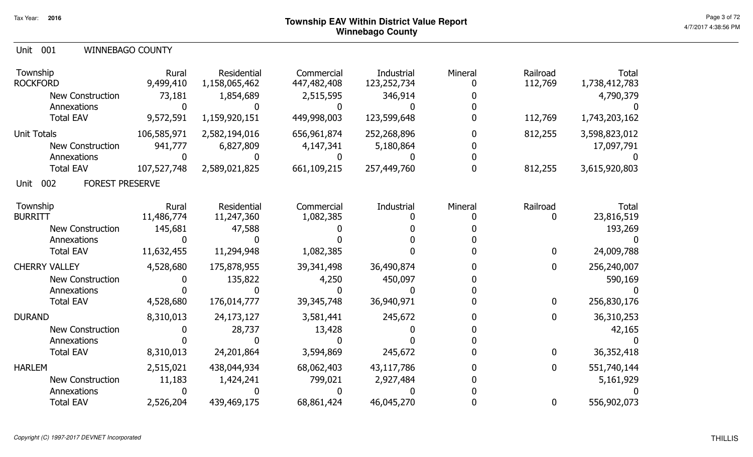# Township EAV Within District Value Report
## Winnebago County

Tax Year: 2016

4/7/2017 4:38:56 PM

### Unit 001 WINNEBAGO COUNTY

| Township | Rural | Residential | Commercial | Industrial | Mineral | Railroad | Total |
|---|---|---|---|---|---|---|---|
| ROCKFORD | 9,499,410 | 1,158,065,462 | 447,482,408 | 123,252,734 | 0 | 112,769 | 1,738,412,783 |
| New Construction | 73,181 | 1,854,689 | 2,515,595 | 346,914 | 0 | | 4,790,379 |
| Annexations | 0 | 0 | 0 | 0 | 0 | | 0 |
| Total EAV | 9,572,591 | 1,159,920,151 | 449,998,003 | 123,599,648 | 0 | 112,769 | 1,743,203,162 |
| Unit Totals | 106,585,971 | 2,582,194,016 | 656,961,874 | 252,268,896 | 0 | 812,255 | 3,598,823,012 |
| New Construction | 941,777 | 6,827,809 | 4,147,341 | 5,180,864 | 0 | | 17,097,791 |
| Annexations | 0 | 0 | 0 | 0 | 0 | | 0 |
| Total EAV | 107,527,748 | 2,589,021,825 | 661,109,215 | 257,449,760 | 0 | 812,255 | 3,615,920,803 |

### Unit 002 FOREST PRESERVE

| Township | Rural | Residential | Commercial | Industrial | Mineral | Railroad | Total |
|---|---|---|---|---|---|---|---|
| BURRITT | 11,486,774 | 11,247,360 | 1,082,385 | 0 | 0 | 0 | 23,816,519 |
| New Construction | 145,681 | 47,588 | 0 | 0 | 0 | | 193,269 |
| Annexations | 0 | 0 | 0 | 0 | 0 | | 0 |
| Total EAV | 11,632,455 | 11,294,948 | 1,082,385 | 0 | 0 | 0 | 24,009,788 |
| CHERRY VALLEY | 4,528,680 | 175,878,955 | 39,341,498 | 36,490,874 | 0 | 0 | 256,240,007 |
| New Construction | 0 | 135,822 | 4,250 | 450,097 | 0 | | 590,169 |
| Annexations | 0 | 0 | 0 | 0 | 0 | | 0 |
| Total EAV | 4,528,680 | 176,014,777 | 39,345,748 | 36,940,971 | 0 | 0 | 256,830,176 |
| DURAND | 8,310,013 | 24,173,127 | 3,581,441 | 245,672 | 0 | 0 | 36,310,253 |
| New Construction | 0 | 28,737 | 13,428 | 0 | 0 | | 42,165 |
| Annexations | 0 | 0 | 0 | 0 | 0 | | 0 |
| Total EAV | 8,310,013 | 24,201,864 | 3,594,869 | 245,672 | 0 | 0 | 36,352,418 |
| HARLEM | 2,515,021 | 438,044,934 | 68,062,403 | 43,117,786 | 0 | 0 | 551,740,144 |
| New Construction | 11,183 | 1,424,241 | 799,021 | 2,927,484 | 0 | | 5,161,929 |
| Annexations | 0 | 0 | 0 | 0 | 0 | | 0 |
| Total EAV | 2,526,204 | 439,469,175 | 68,861,424 | 46,045,270 | 0 | 0 | 556,902,073 |

*Copyright (C) 1997-2017 DEVNET Incorporated*

THILLIS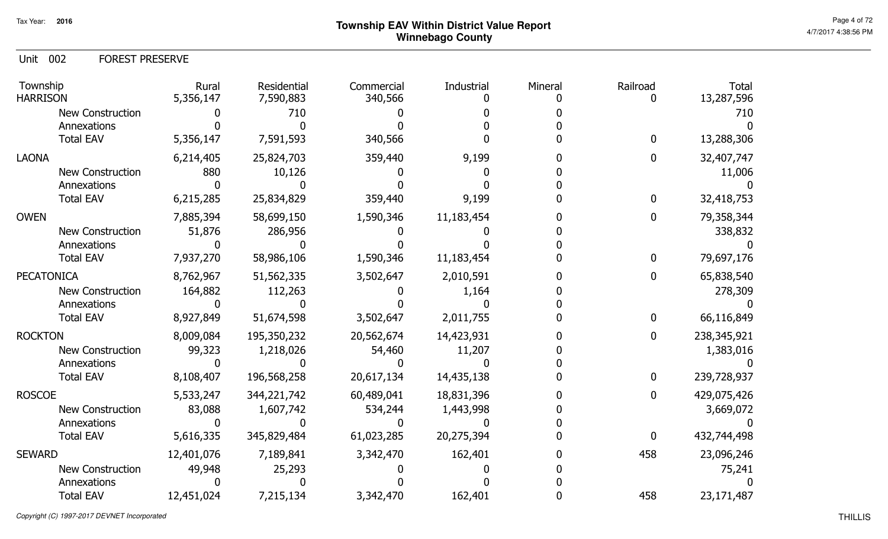# Township EAV Within District Value Report
## Winnebago County

Tax Year: 2016

Unit 002 FOREST PRESERVE

| Township | Rural | Residential | Commercial | Industrial | Mineral | Railroad | Total |
|---|---|---|---|---|---|---|---|
| HARRISON | 5,356,147 | 7,590,883 | 340,566 | 0 | 0 | 0 | 13,287,596 |
| New Construction | 0 | 710 | 0 | 0 | 0 | | 710 |
| Annexations | 0 | 0 | 0 | 0 | 0 | | 0 |
| Total EAV | 5,356,147 | 7,591,593 | 340,566 | 0 | 0 | 0 | 13,288,306 |
| LAONA | 6,214,405 | 25,824,703 | 359,440 | 9,199 | 0 | 0 | 32,407,747 |
| New Construction | 880 | 10,126 | 0 | 0 | 0 | | 11,006 |
| Annexations | 0 | 0 | 0 | 0 | 0 | | 0 |
| Total EAV | 6,215,285 | 25,834,829 | 359,440 | 9,199 | 0 | 0 | 32,418,753 |
| OWEN | 7,885,394 | 58,699,150 | 1,590,346 | 11,183,454 | 0 | 0 | 79,358,344 |
| New Construction | 51,876 | 286,956 | 0 | 0 | 0 | | 338,832 |
| Annexations | 0 | 0 | 0 | 0 | 0 | | 0 |
| Total EAV | 7,937,270 | 58,986,106 | 1,590,346 | 11,183,454 | 0 | 0 | 79,697,176 |
| PECATONICA | 8,762,967 | 51,562,335 | 3,502,647 | 2,010,591 | 0 | 0 | 65,838,540 |
| New Construction | 164,882 | 112,263 | 0 | 1,164 | 0 | | 278,309 |
| Annexations | 0 | 0 | 0 | 0 | 0 | | 0 |
| Total EAV | 8,927,849 | 51,674,598 | 3,502,647 | 2,011,755 | 0 | 0 | 66,116,849 |
| ROCKTON | 8,009,084 | 195,350,232 | 20,562,674 | 14,423,931 | 0 | 0 | 238,345,921 |
| New Construction | 99,323 | 1,218,026 | 54,460 | 11,207 | 0 | | 1,383,016 |
| Annexations | 0 | 0 | 0 | 0 | 0 | | 0 |
| Total EAV | 8,108,407 | 196,568,258 | 20,617,134 | 14,435,138 | 0 | 0 | 239,728,937 |
| ROSCOE | 5,533,247 | 344,221,742 | 60,489,041 | 18,831,396 | 0 | 0 | 429,075,426 |
| New Construction | 83,088 | 1,607,742 | 534,244 | 1,443,998 | 0 | | 3,669,072 |
| Annexations | 0 | 0 | 0 | 0 | 0 | | 0 |
| Total EAV | 5,616,335 | 345,829,484 | 61,023,285 | 20,275,394 | 0 | 0 | 432,744,498 |
| SEWARD | 12,401,076 | 7,189,841 | 3,342,470 | 162,401 | 0 | 458 | 23,096,246 |
| New Construction | 49,948 | 25,293 | 0 | 0 | 0 | | 75,241 |
| Annexations | 0 | 0 | 0 | 0 | 0 | | 0 |
| Total EAV | 12,451,024 | 7,215,134 | 3,342,470 | 162,401 | 0 | 458 | 23,171,487 |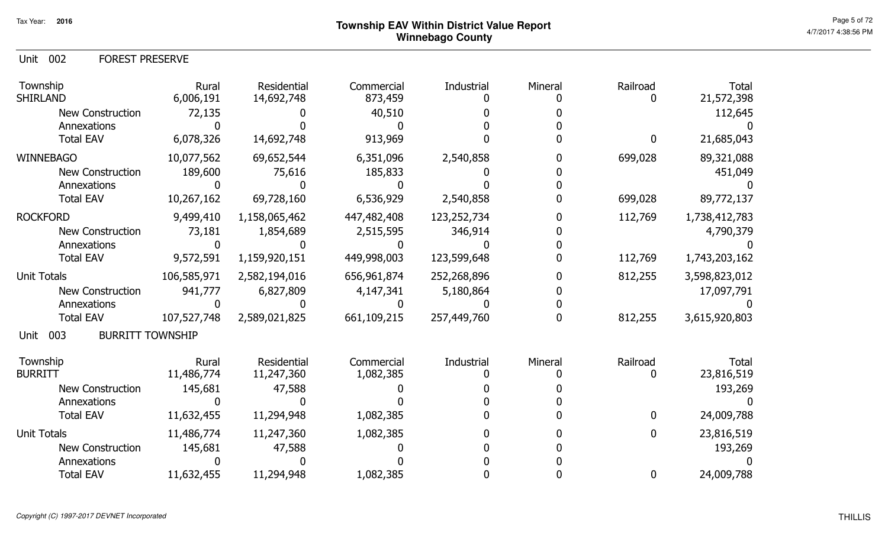Tax Year: **2016**

# Township EAV Within District Value Report
## Winnebago County

Unit 002 FOREST PRESERVE

| Township | Rural | Residential | Commercial | Industrial | Mineral | Railroad | Total |
|---|---|---|---|---|---|---|---|
| SHIRLAND | 6,006,191 | 14,692,748 | 873,459 | 0 | 0 | 0 | 21,572,398 |
| New Construction | 72,135 | 0 | 40,510 | 0 | 0 | | 112,645 |
| Annexations | 0 | 0 | 0 | 0 | 0 | | 0 |
| Total EAV | 6,078,326 | 14,692,748 | 913,969 | 0 | 0 | 0 | 21,685,043 |
| WINNEBAGO | 10,077,562 | 69,652,544 | 6,351,096 | 2,540,858 | 0 | 699,028 | 89,321,088 |
| New Construction | 189,600 | 75,616 | 185,833 | 0 | 0 | | 451,049 |
| Annexations | 0 | 0 | 0 | 0 | 0 | | 0 |
| Total EAV | 10,267,162 | 69,728,160 | 6,536,929 | 2,540,858 | 0 | 699,028 | 89,772,137 |
| ROCKFORD | 9,499,410 | 1,158,065,462 | 447,482,408 | 123,252,734 | 0 | 112,769 | 1,738,412,783 |
| New Construction | 73,181 | 1,854,689 | 2,515,595 | 346,914 | 0 | | 4,790,379 |
| Annexations | 0 | 0 | 0 | 0 | 0 | | 0 |
| Total EAV | 9,572,591 | 1,159,920,151 | 449,998,003 | 123,599,648 | 0 | 112,769 | 1,743,203,162 |
| Unit Totals | 106,585,971 | 2,582,194,016 | 656,961,874 | 252,268,896 | 0 | 812,255 | 3,598,823,012 |
| New Construction | 941,777 | 6,827,809 | 4,147,341 | 5,180,864 | 0 | | 17,097,791 |
| Annexations | 0 | 0 | 0 | 0 | 0 | | 0 |
| Total EAV | 107,527,748 | 2,589,021,825 | 661,109,215 | 257,449,760 | 0 | 812,255 | 3,615,920,803 |

Unit 003 BURRITT TOWNSHIP

| Township | Rural | Residential | Commercial | Industrial | Mineral | Railroad | Total |
|---|---|---|---|---|---|---|---|
| BURRITT | 11,486,774 | 11,247,360 | 1,082,385 | 0 | 0 | 0 | 23,816,519 |
| New Construction | 145,681 | 47,588 | 0 | 0 | 0 | | 193,269 |
| Annexations | 0 | 0 | 0 | 0 | 0 | | 0 |
| Total EAV | 11,632,455 | 11,294,948 | 1,082,385 | 0 | 0 | 0 | 24,009,788 |
| Unit Totals | 11,486,774 | 11,247,360 | 1,082,385 | 0 | 0 | 0 | 23,816,519 |
| New Construction | 145,681 | 47,588 | 0 | 0 | 0 | | 193,269 |
| Annexations | 0 | 0 | 0 | 0 | 0 | | 0 |
| Total EAV | 11,632,455 | 11,294,948 | 1,082,385 | 0 | 0 | 0 | 24,009,788 |

*Copyright (C) 1997-2017 DEVNET Incorporated*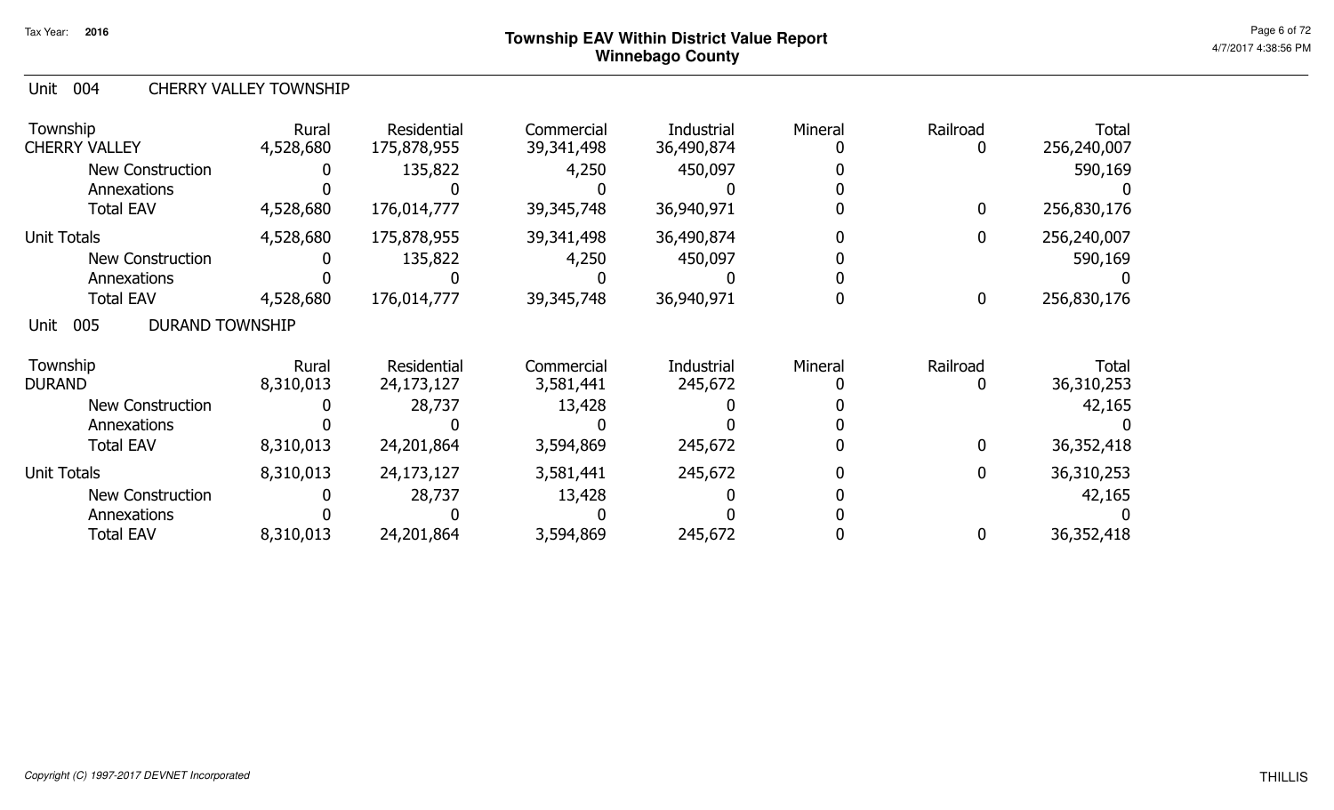## Township EAV Within District Value Report
## Winnebago County

Tax Year: 2016

### Unit 004 CHERRY VALLEY TOWNSHIP

| Township | Rural | Residential | Commercial | Industrial | Mineral | Railroad | Total |
|---|---|---|---|---|---|---|---|
| CHERRY VALLEY | 4,528,680 | 175,878,955 | 39,341,498 | 36,490,874 | 0 | 0 | 256,240,007 |
| New Construction | 0 | 135,822 | 4,250 | 450,097 | 0 | | 590,169 |
| Annexations | 0 | 0 | 0 | 0 | 0 | | 0 |
| Total EAV | 4,528,680 | 176,014,777 | 39,345,748 | 36,940,971 | 0 | 0 | 256,830,176 |
| Unit Totals | 4,528,680 | 175,878,955 | 39,341,498 | 36,490,874 | 0 | 0 | 256,240,007 |
| New Construction | 0 | 135,822 | 4,250 | 450,097 | 0 | | 590,169 |
| Annexations | 0 | 0 | 0 | 0 | 0 | | 0 |
| Total EAV | 4,528,680 | 176,014,777 | 39,345,748 | 36,940,971 | 0 | 0 | 256,830,176 |

### Unit 005 DURAND TOWNSHIP

| Township | Rural | Residential | Commercial | Industrial | Mineral | Railroad | Total |
|---|---|---|---|---|---|---|---|
| DURAND | 8,310,013 | 24,173,127 | 3,581,441 | 245,672 | 0 | 0 | 36,310,253 |
| New Construction | 0 | 28,737 | 13,428 | 0 | 0 | | 42,165 |
| Annexations | 0 | 0 | 0 | 0 | 0 | | 0 |
| Total EAV | 8,310,013 | 24,201,864 | 3,594,869 | 245,672 | 0 | 0 | 36,352,418 |
| Unit Totals | 8,310,013 | 24,173,127 | 3,581,441 | 245,672 | 0 | 0 | 36,310,253 |
| New Construction | 0 | 28,737 | 13,428 | 0 | 0 | | 42,165 |
| Annexations | 0 | 0 | 0 | 0 | 0 | | 0 |
| Total EAV | 8,310,013 | 24,201,864 | 3,594,869 | 245,672 | 0 | 0 | 36,352,418 |

*Copyright (C) 1997-2017 DEVNET Incorporated*

THILLIS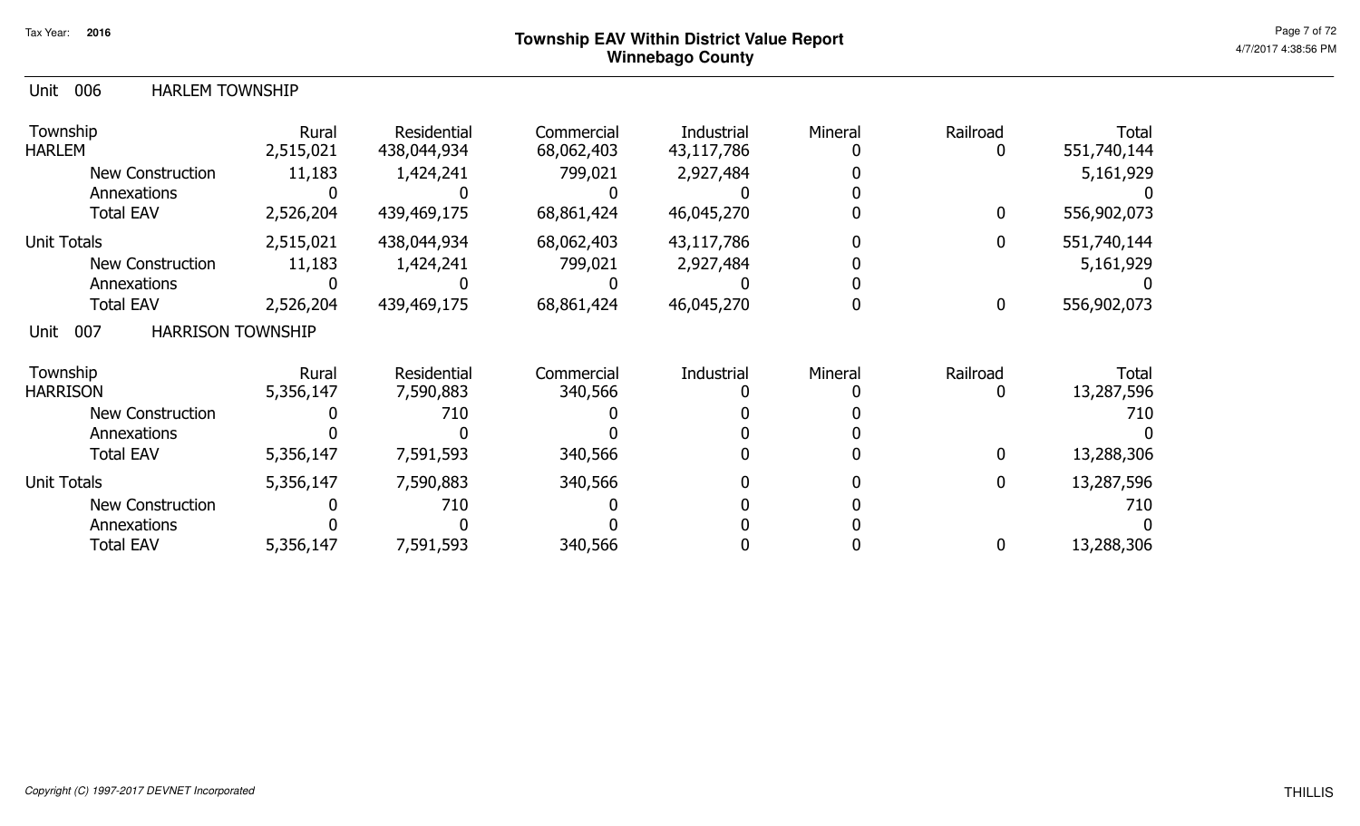## Township EAV Within District Value Report
## Winnebago County

Tax Year: 2016

### Unit 006 HARLEM TOWNSHIP

| Township | Rural | Residential | Commercial | Industrial | Mineral | Railroad | Total |
|---|---|---|---|---|---|---|---|
| HARLEM | 2,515,021 | 438,044,934 | 68,062,403 | 43,117,786 | 0 | 0 | 551,740,144 |
| New Construction | 11,183 | 1,424,241 | 799,021 | 2,927,484 | 0 | | 5,161,929 |
| Annexations | 0 | 0 | 0 | 0 | 0 | | 0 |
| Total EAV | 2,526,204 | 439,469,175 | 68,861,424 | 46,045,270 | 0 | 0 | 556,902,073 |
| Unit Totals | 2,515,021 | 438,044,934 | 68,062,403 | 43,117,786 | 0 | 0 | 551,740,144 |
| New Construction | 11,183 | 1,424,241 | 799,021 | 2,927,484 | 0 | | 5,161,929 |
| Annexations | 0 | 0 | 0 | 0 | 0 | | 0 |
| Total EAV | 2,526,204 | 439,469,175 | 68,861,424 | 46,045,270 | 0 | 0 | 556,902,073 |

### Unit 007 HARRISON TOWNSHIP

| Township | Rural | Residential | Commercial | Industrial | Mineral | Railroad | Total |
|---|---|---|---|---|---|---|---|
| HARRISON | 5,356,147 | 7,590,883 | 340,566 | 0 | 0 | 0 | 13,287,596 |
| New Construction | 0 | 710 | 0 | 0 | 0 | | 710 |
| Annexations | 0 | 0 | 0 | 0 | 0 | | 0 |
| Total EAV | 5,356,147 | 7,591,593 | 340,566 | 0 | 0 | 0 | 13,288,306 |
| Unit Totals | 5,356,147 | 7,590,883 | 340,566 | 0 | 0 | 0 | 13,287,596 |
| New Construction | 0 | 710 | 0 | 0 | 0 | | 710 |
| Annexations | 0 | 0 | 0 | 0 | 0 | | 0 |
| Total EAV | 5,356,147 | 7,591,593 | 340,566 | 0 | 0 | 0 | 13,288,306 |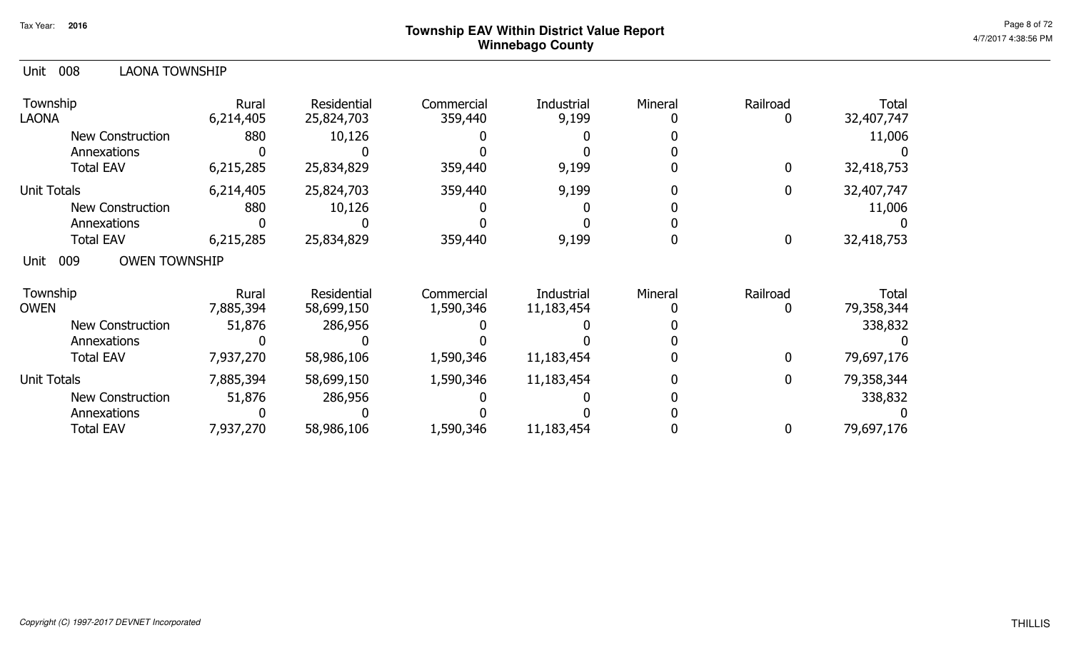# Township EAV Within District Value Report
## Winnebago County

Tax Year: 2016

Unit 008 LAONA TOWNSHIP

| Township | Rural | Residential | Commercial | Industrial | Mineral | Railroad | Total |
|---|---|---|---|---|---|---|---|
| LAONA | 6,214,405 | 25,824,703 | 359,440 | 9,199 | 0 | 0 | 32,407,747 |
| New Construction | 880 | 10,126 | 0 | 0 | 0 | | 11,006 |
| Annexations | 0 | 0 | 0 | 0 | 0 | | 0 |
| Total EAV | 6,215,285 | 25,834,829 | 359,440 | 9,199 | 0 | 0 | 32,418,753 |
| Unit Totals | 6,214,405 | 25,824,703 | 359,440 | 9,199 | 0 | 0 | 32,407,747 |
| New Construction | 880 | 10,126 | 0 | 0 | 0 | | 11,006 |
| Annexations | 0 | 0 | 0 | 0 | 0 | | 0 |
| Total EAV | 6,215,285 | 25,834,829 | 359,440 | 9,199 | 0 | 0 | 32,418,753 |

Unit 009 OWEN TOWNSHIP

| Township | Rural | Residential | Commercial | Industrial | Mineral | Railroad | Total |
|---|---|---|---|---|---|---|---|
| OWEN | 7,885,394 | 58,699,150 | 1,590,346 | 11,183,454 | 0 | 0 | 79,358,344 |
| New Construction | 51,876 | 286,956 | 0 | 0 | 0 | | 338,832 |
| Annexations | 0 | 0 | 0 | 0 | 0 | | 0 |
| Total EAV | 7,937,270 | 58,986,106 | 1,590,346 | 11,183,454 | 0 | 0 | 79,697,176 |
| Unit Totals | 7,885,394 | 58,699,150 | 1,590,346 | 11,183,454 | 0 | 0 | 79,358,344 |
| New Construction | 51,876 | 286,956 | 0 | 0 | 0 | | 338,832 |
| Annexations | 0 | 0 | 0 | 0 | 0 | | 0 |
| Total EAV | 7,937,270 | 58,986,106 | 1,590,346 | 11,183,454 | 0 | 0 | 79,697,176 |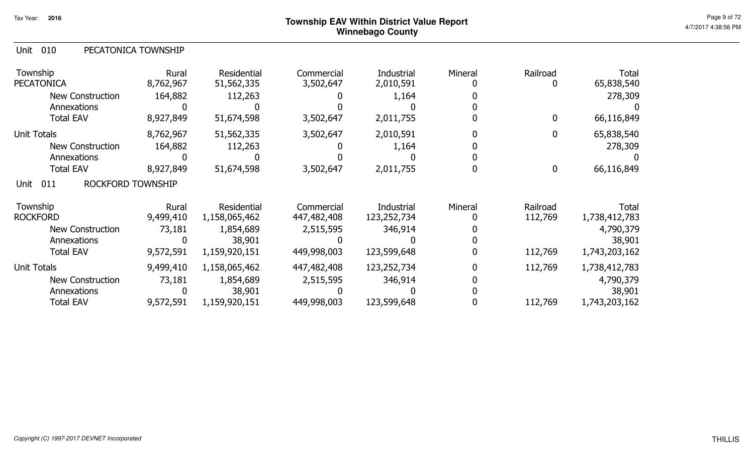Tax Year: 2016

# Township EAV Within District Value Report
## Winnebago County

Unit 010 PECATONICA TOWNSHIP

| Township | Rural | Residential | Commercial | Industrial | Mineral | Railroad | Total |
|---|---|---|---|---|---|---|---|
| PECATONICA | 8,762,967 | 51,562,335 | 3,502,647 | 2,010,591 | 0 | 0 | 65,838,540 |
| New Construction | 164,882 | 112,263 | 0 | 1,164 | 0 | | 278,309 |
| Annexations | 0 | 0 | 0 | 0 | 0 | | 0 |
| Total EAV | 8,927,849 | 51,674,598 | 3,502,647 | 2,011,755 | 0 | 0 | 66,116,849 |
| Unit Totals | 8,762,967 | 51,562,335 | 3,502,647 | 2,010,591 | 0 | 0 | 65,838,540 |
| New Construction | 164,882 | 112,263 | 0 | 1,164 | 0 | | 278,309 |
| Annexations | 0 | 0 | 0 | 0 | 0 | | 0 |
| Total EAV | 8,927,849 | 51,674,598 | 3,502,647 | 2,011,755 | 0 | 0 | 66,116,849 |

Unit 011 ROCKFORD TOWNSHIP

| Township | Rural | Residential | Commercial | Industrial | Mineral | Railroad | Total |
|---|---|---|---|---|---|---|---|
| ROCKFORD | 9,499,410 | 1,158,065,462 | 447,482,408 | 123,252,734 | 0 | 112,769 | 1,738,412,783 |
| New Construction | 73,181 | 1,854,689 | 2,515,595 | 346,914 | 0 | | 4,790,379 |
| Annexations | 0 | 38,901 | 0 | 0 | 0 | | 38,901 |
| Total EAV | 9,572,591 | 1,159,920,151 | 449,998,003 | 123,599,648 | 0 | 112,769 | 1,743,203,162 |
| Unit Totals | 9,499,410 | 1,158,065,462 | 447,482,408 | 123,252,734 | 0 | 112,769 | 1,738,412,783 |
| New Construction | 73,181 | 1,854,689 | 2,515,595 | 346,914 | 0 | | 4,790,379 |
| Annexations | 0 | 38,901 | 0 | 0 | 0 | | 38,901 |
| Total EAV | 9,572,591 | 1,159,920,151 | 449,998,003 | 123,599,648 | 0 | 112,769 | 1,743,203,162 |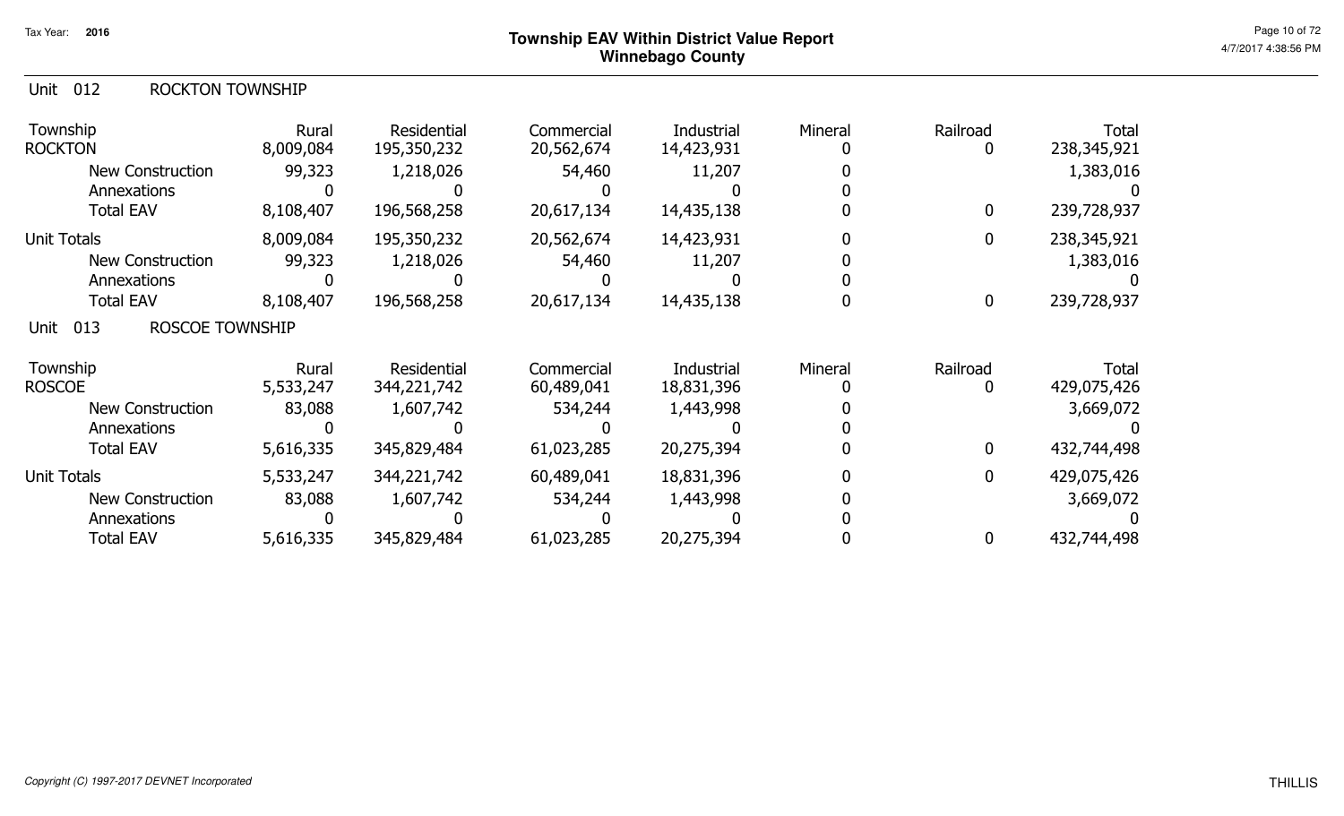# Township EAV Within District Value Report
## Winnebago County

Tax Year: 2016

### Unit 012 ROCKTON TOWNSHIP

| Township | Rural | Residential | Commercial | Industrial | Mineral | Railroad | Total |
|---|---|---|---|---|---|---|---|
| ROCKTON | 8,009,084 | 195,350,232 | 20,562,674 | 14,423,931 | 0 | 0 | 238,345,921 |
| New Construction | 99,323 | 1,218,026 | 54,460 | 11,207 | 0 | | 1,383,016 |
| Annexations | 0 | 0 | 0 | 0 | 0 | | 0 |
| Total EAV | 8,108,407 | 196,568,258 | 20,617,134 | 14,435,138 | 0 | 0 | 239,728,937 |
| Unit Totals | 8,009,084 | 195,350,232 | 20,562,674 | 14,423,931 | 0 | 0 | 238,345,921 |
| New Construction | 99,323 | 1,218,026 | 54,460 | 11,207 | 0 | | 1,383,016 |
| Annexations | 0 | 0 | 0 | 0 | 0 | | 0 |
| Total EAV | 8,108,407 | 196,568,258 | 20,617,134 | 14,435,138 | 0 | 0 | 239,728,937 |

### Unit 013 ROSCOE TOWNSHIP

| Township | Rural | Residential | Commercial | Industrial | Mineral | Railroad | Total |
|---|---|---|---|---|---|---|---|
| ROSCOE | 5,533,247 | 344,221,742 | 60,489,041 | 18,831,396 | 0 | 0 | 429,075,426 |
| New Construction | 83,088 | 1,607,742 | 534,244 | 1,443,998 | 0 | | 3,669,072 |
| Annexations | 0 | 0 | 0 | 0 | 0 | | 0 |
| Total EAV | 5,616,335 | 345,829,484 | 61,023,285 | 20,275,394 | 0 | 0 | 432,744,498 |
| Unit Totals | 5,533,247 | 344,221,742 | 60,489,041 | 18,831,396 | 0 | 0 | 429,075,426 |
| New Construction | 83,088 | 1,607,742 | 534,244 | 1,443,998 | 0 | | 3,669,072 |
| Annexations | 0 | 0 | 0 | 0 | 0 | | 0 |
| Total EAV | 5,616,335 | 345,829,484 | 61,023,285 | 20,275,394 | 0 | 0 | 432,744,498 |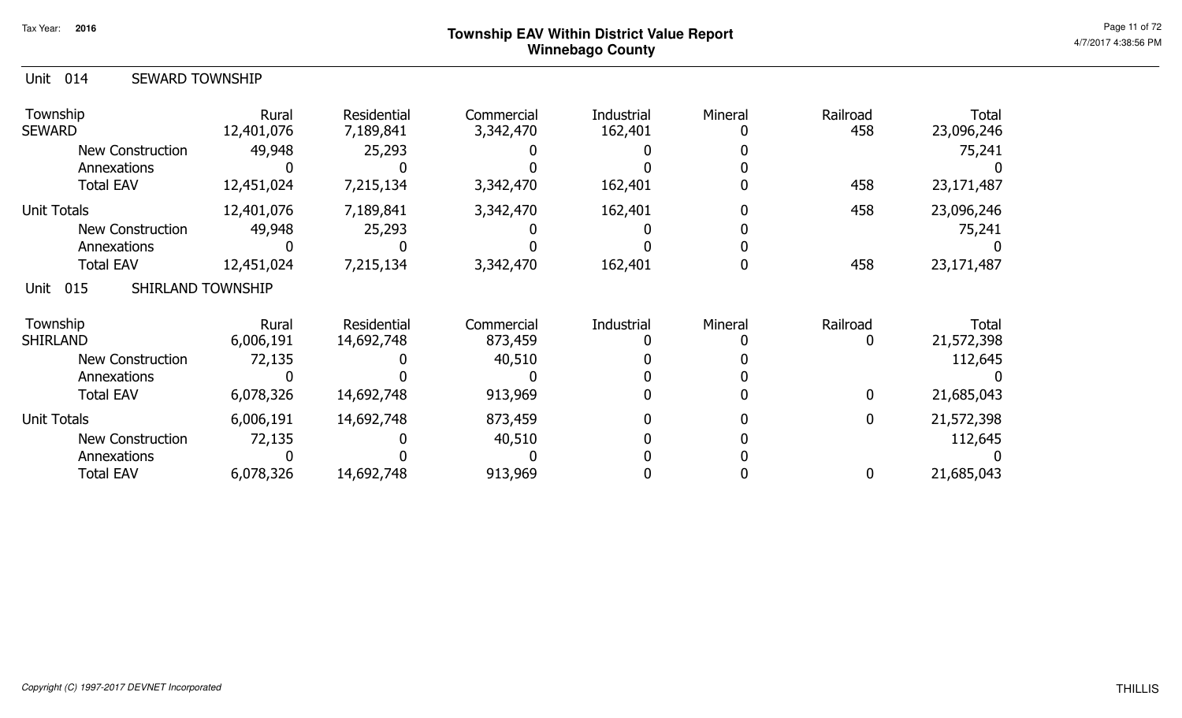# Township EAV Within District Value Report
## Winnebago County

Tax Year: 2016

### Unit 014 SEWARD TOWNSHIP

| Township | Rural | Residential | Commercial | Industrial | Mineral | Railroad | Total |
|---|---|---|---|---|---|---|---|
| SEWARD | 12,401,076 | 7,189,841 | 3,342,470 | 162,401 | 0 | 458 | 23,096,246 |
| New Construction | 49,948 | 25,293 | 0 | 0 | 0 | | 75,241 |
| Annexations | 0 | 0 | 0 | 0 | 0 | | 0 |
| Total EAV | 12,451,024 | 7,215,134 | 3,342,470 | 162,401 | 0 | 458 | 23,171,487 |
| Unit Totals | 12,401,076 | 7,189,841 | 3,342,470 | 162,401 | 0 | 458 | 23,096,246 |
| New Construction | 49,948 | 25,293 | 0 | 0 | 0 | | 75,241 |
| Annexations | 0 | 0 | 0 | 0 | 0 | | 0 |
| Total EAV | 12,451,024 | 7,215,134 | 3,342,470 | 162,401 | 0 | 458 | 23,171,487 |

### Unit 015 SHIRLAND TOWNSHIP

| Township | Rural | Residential | Commercial | Industrial | Mineral | Railroad | Total |
|---|---|---|---|---|---|---|---|
| SHIRLAND | 6,006,191 | 14,692,748 | 873,459 | 0 | 0 | 0 | 21,572,398 |
| New Construction | 72,135 | 0 | 40,510 | 0 | 0 | | 112,645 |
| Annexations | 0 | 0 | 0 | 0 | 0 | | 0 |
| Total EAV | 6,078,326 | 14,692,748 | 913,969 | 0 | 0 | 0 | 21,685,043 |
| Unit Totals | 6,006,191 | 14,692,748 | 873,459 | 0 | 0 | 0 | 21,572,398 |
| New Construction | 72,135 | 0 | 40,510 | 0 | 0 | | 112,645 |
| Annexations | 0 | 0 | 0 | 0 | 0 | | 0 |
| Total EAV | 6,078,326 | 14,692,748 | 913,969 | 0 | 0 | 0 | 21,685,043 |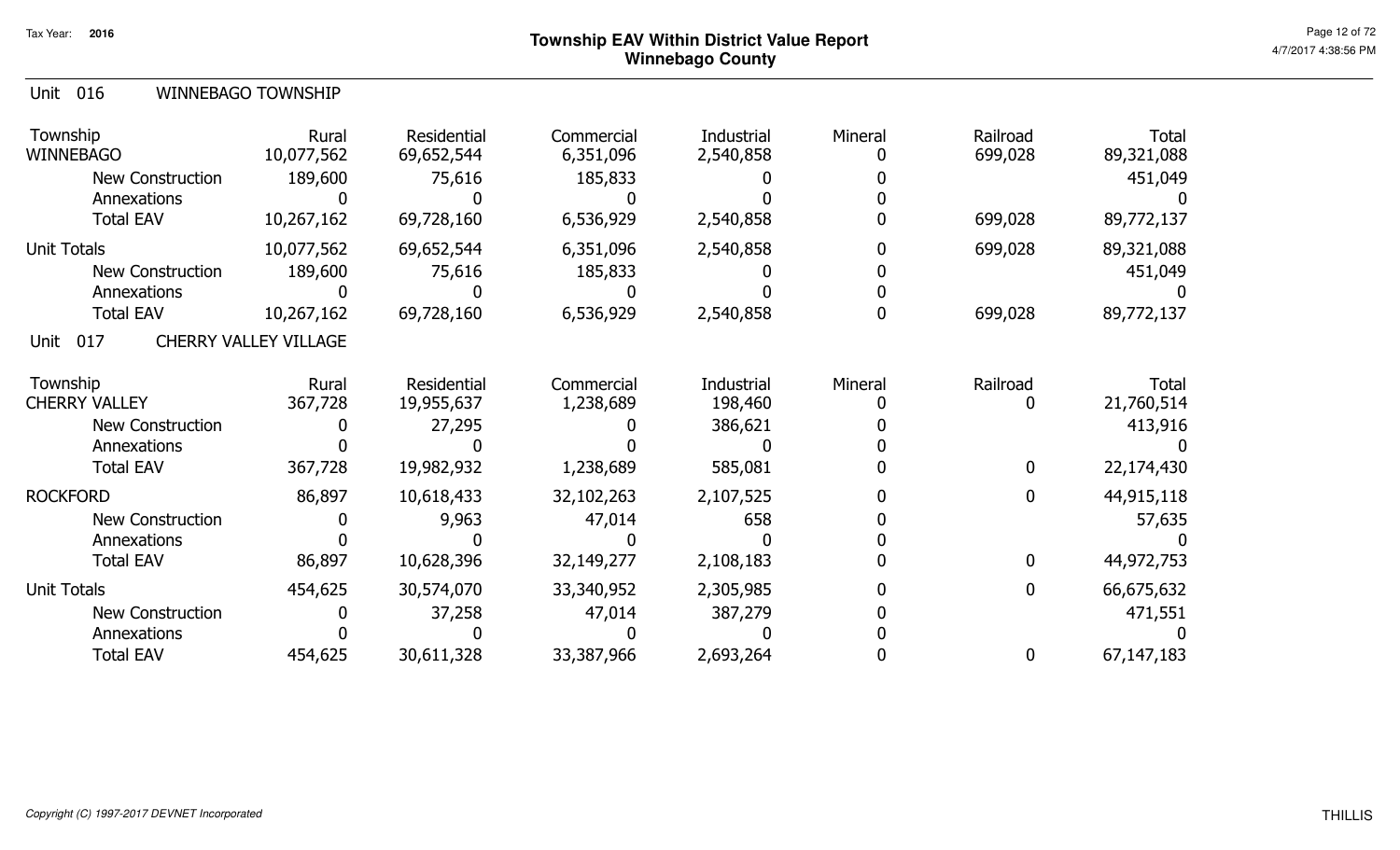# Township EAV Within District Value Report
## Winnebago County

Tax Year: 2016

### Unit 016 WINNEBAGO TOWNSHIP

| Township | Rural | Residential | Commercial | Industrial | Mineral | Railroad | Total |
|---|---|---|---|---|---|---|---|
| WINNEBAGO | 10,077,562 | 69,652,544 | 6,351,096 | 2,540,858 | 0 | 699,028 | 89,321,088 |
| New Construction | 189,600 | 75,616 | 185,833 | 0 | 0 | | 451,049 |
| Annexations | 0 | 0 | 0 | 0 | 0 | | 0 |
| Total EAV | 10,267,162 | 69,728,160 | 6,536,929 | 2,540,858 | 0 | 699,028 | 89,772,137 |
| Unit Totals | 10,077,562 | 69,652,544 | 6,351,096 | 2,540,858 | 0 | 699,028 | 89,321,088 |
| New Construction | 189,600 | 75,616 | 185,833 | 0 | 0 | | 451,049 |
| Annexations | 0 | 0 | 0 | 0 | 0 | | 0 |
| Total EAV | 10,267,162 | 69,728,160 | 6,536,929 | 2,540,858 | 0 | 699,028 | 89,772,137 |

### Unit 017 CHERRY VALLEY VILLAGE

| Township | Rural | Residential | Commercial | Industrial | Mineral | Railroad | Total |
|---|---|---|---|---|---|---|---|
| CHERRY VALLEY | 367,728 | 19,955,637 | 1,238,689 | 198,460 | 0 | 0 | 21,760,514 |
| New Construction | 0 | 27,295 | 0 | 386,621 | 0 | | 413,916 |
| Annexations | 0 | 0 | 0 | 0 | 0 | | 0 |
| Total EAV | 367,728 | 19,982,932 | 1,238,689 | 585,081 | 0 | 0 | 22,174,430 |
| ROCKFORD | 86,897 | 10,618,433 | 32,102,263 | 2,107,525 | 0 | 0 | 44,915,118 |
| New Construction | 0 | 9,963 | 47,014 | 658 | 0 | | 57,635 |
| Annexations | 0 | 0 | 0 | 0 | 0 | | 0 |
| Total EAV | 86,897 | 10,628,396 | 32,149,277 | 2,108,183 | 0 | 0 | 44,972,753 |
| Unit Totals | 454,625 | 30,574,070 | 33,340,952 | 2,305,985 | 0 | 0 | 66,675,632 |
| New Construction | 0 | 37,258 | 47,014 | 387,279 | 0 | | 471,551 |
| Annexations | 0 | 0 | 0 | 0 | 0 | | 0 |
| Total EAV | 454,625 | 30,611,328 | 33,387,966 | 2,693,264 | 0 | 0 | 67,147,183 |

*Copyright (C) 1997-2017 DEVNET Incorporated*

THILLIS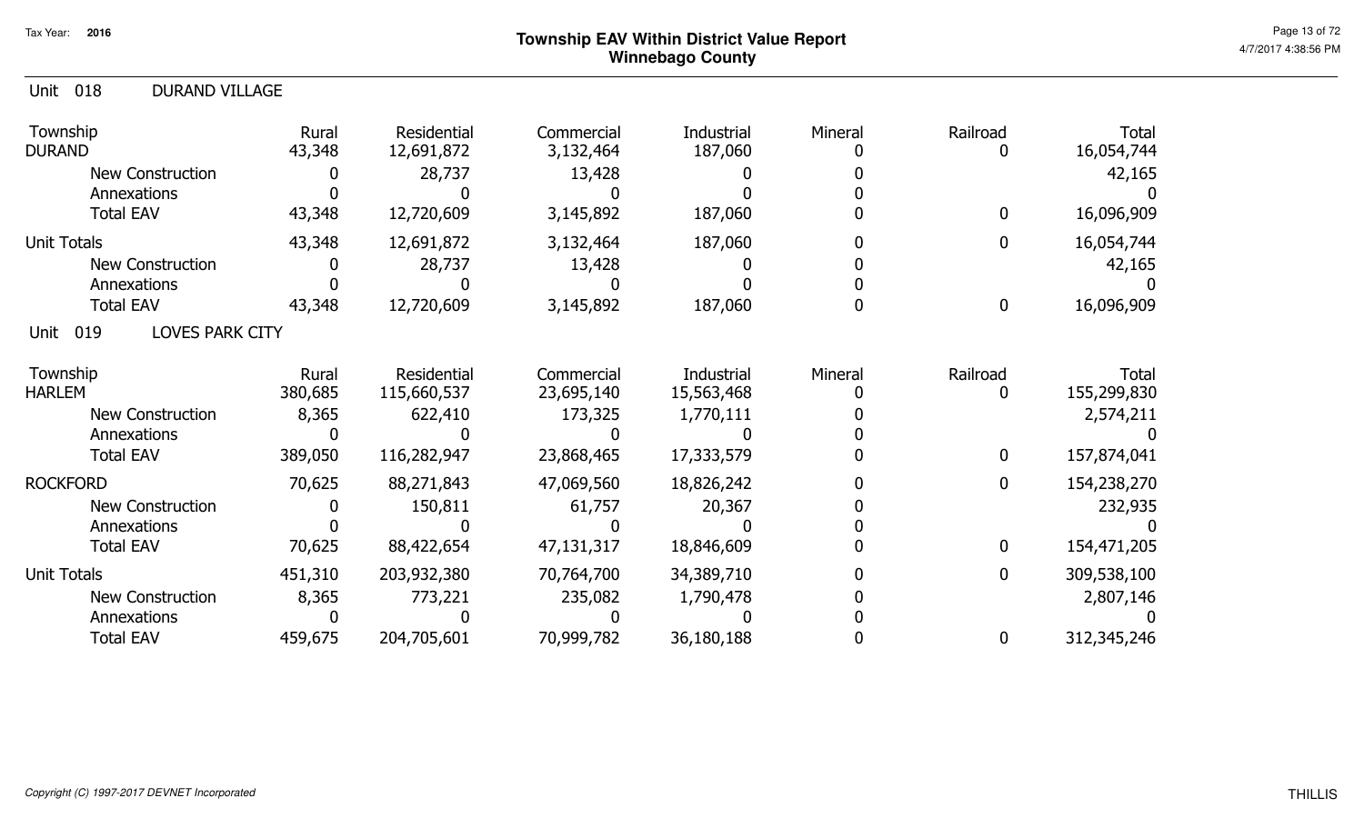# Township EAV Within District Value Report
## Winnebago County

Tax Year: 2016

### Unit 018 DURAND VILLAGE

| Township | Rural | Residential | Commercial | Industrial | Mineral | Railroad | Total |
|---|---|---|---|---|---|---|---|
| DURAND | 43,348 | 12,691,872 | 3,132,464 | 187,060 | 0 | 0 | 16,054,744 |
| New Construction | 0 | 28,737 | 13,428 | 0 | 0 | | 42,165 |
| Annexations | 0 | 0 | 0 | 0 | 0 | | 0 |
| Total EAV | 43,348 | 12,720,609 | 3,145,892 | 187,060 | 0 | 0 | 16,096,909 |
| Unit Totals | 43,348 | 12,691,872 | 3,132,464 | 187,060 | 0 | 0 | 16,054,744 |
| New Construction | 0 | 28,737 | 13,428 | 0 | 0 | | 42,165 |
| Annexations | 0 | 0 | 0 | 0 | 0 | | 0 |
| Total EAV | 43,348 | 12,720,609 | 3,145,892 | 187,060 | 0 | 0 | 16,096,909 |

### Unit 019 LOVES PARK CITY

| Township | Rural | Residential | Commercial | Industrial | Mineral | Railroad | Total |
|---|---|---|---|---|---|---|---|
| HARLEM | 380,685 | 115,660,537 | 23,695,140 | 15,563,468 | 0 | 0 | 155,299,830 |
| New Construction | 8,365 | 622,410 | 173,325 | 1,770,111 | 0 | | 2,574,211 |
| Annexations | 0 | 0 | 0 | 0 | 0 | | 0 |
| Total EAV | 389,050 | 116,282,947 | 23,868,465 | 17,333,579 | 0 | 0 | 157,874,041 |
| ROCKFORD | 70,625 | 88,271,843 | 47,069,560 | 18,826,242 | 0 | 0 | 154,238,270 |
| New Construction | 0 | 150,811 | 61,757 | 20,367 | 0 | | 232,935 |
| Annexations | 0 | 0 | 0 | 0 | 0 | | 0 |
| Total EAV | 70,625 | 88,422,654 | 47,131,317 | 18,846,609 | 0 | 0 | 154,471,205 |
| Unit Totals | 451,310 | 203,932,380 | 70,764,700 | 34,389,710 | 0 | 0 | 309,538,100 |
| New Construction | 8,365 | 773,221 | 235,082 | 1,790,478 | 0 | | 2,807,146 |
| Annexations | 0 | 0 | 0 | 0 | 0 | | 0 |
| Total EAV | 459,675 | 204,705,601 | 70,999,782 | 36,180,188 | 0 | 0 | 312,345,246 |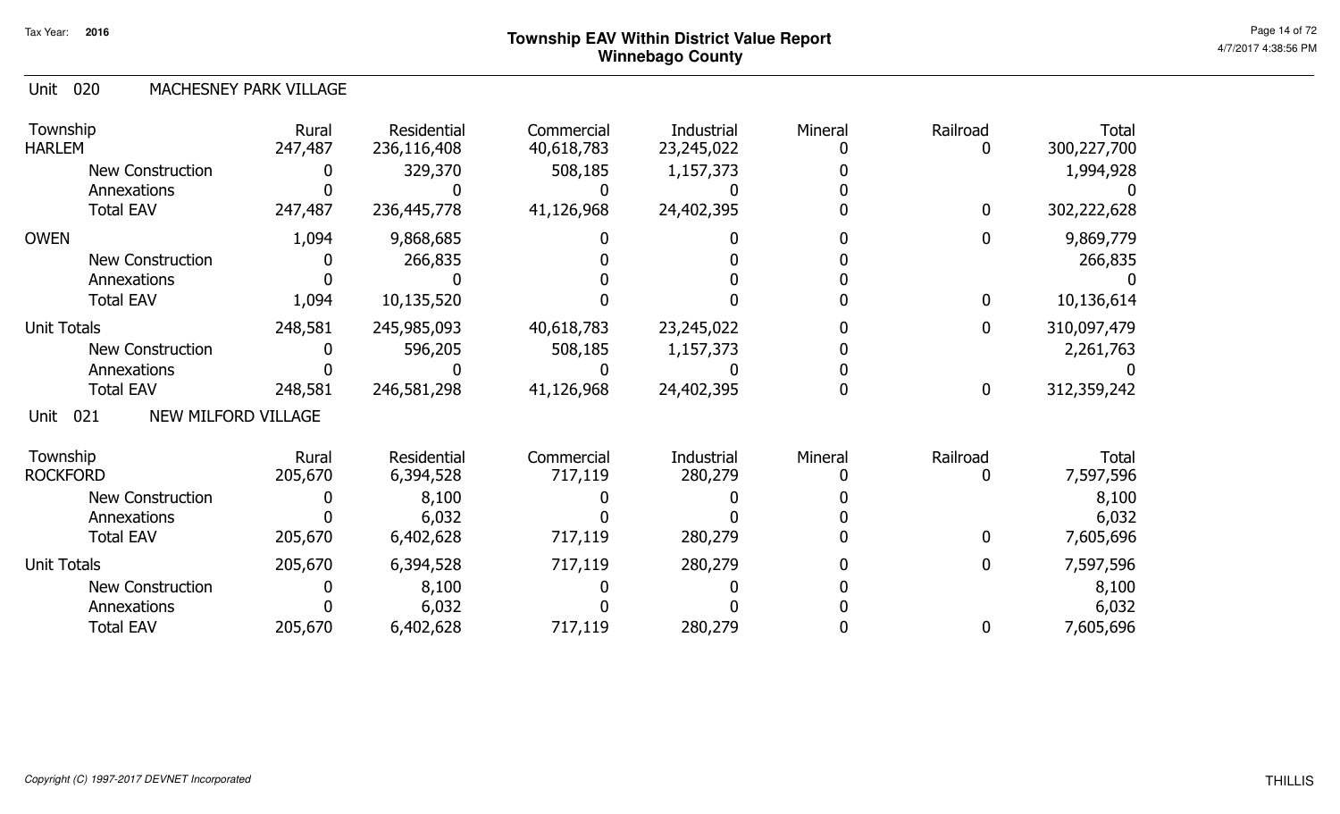Tax Year: 2016

# Township EAV Within District Value Report
## Winnebago County

Unit 020 MACHESNEY PARK VILLAGE

| Township | Rural | Residential | Commercial | Industrial | Mineral | Railroad | Total |
|---|---|---|---|---|---|---|---|
| HARLEM | 247,487 | 236,116,408 | 40,618,783 | 23,245,022 | 0 | 0 | 300,227,700 |
| New Construction | 0 | 329,370 | 508,185 | 1,157,373 | 0 | | 1,994,928 |
| Annexations | 0 | 0 | 0 | 0 | 0 | | 0 |
| Total EAV | 247,487 | 236,445,778 | 41,126,968 | 24,402,395 | 0 | 0 | 302,222,628 |
| OWEN | 1,094 | 9,868,685 | 0 | 0 | 0 | 0 | 9,869,779 |
| New Construction | 0 | 266,835 | 0 | 0 | 0 | | 266,835 |
| Annexations | 0 | 0 | 0 | 0 | 0 | | 0 |
| Total EAV | 1,094 | 10,135,520 | 0 | 0 | 0 | 0 | 10,136,614 |
| Unit Totals | 248,581 | 245,985,093 | 40,618,783 | 23,245,022 | 0 | 0 | 310,097,479 |
| New Construction | 0 | 596,205 | 508,185 | 1,157,373 | 0 | | 2,261,763 |
| Annexations | 0 | 0 | 0 | 0 | 0 | | 0 |
| Total EAV | 248,581 | 246,581,298 | 41,126,968 | 24,402,395 | 0 | 0 | 312,359,242 |

Unit 021 NEW MILFORD VILLAGE

| Township | Rural | Residential | Commercial | Industrial | Mineral | Railroad | Total |
|---|---|---|---|---|---|---|---|
| ROCKFORD | 205,670 | 6,394,528 | 717,119 | 280,279 | 0 | 0 | 7,597,596 |
| New Construction | 0 | 8,100 | 0 | 0 | 0 | | 8,100 |
| Annexations | 0 | 6,032 | 0 | 0 | 0 | | 6,032 |
| Total EAV | 205,670 | 6,402,628 | 717,119 | 280,279 | 0 | 0 | 7,605,696 |
| Unit Totals | 205,670 | 6,394,528 | 717,119 | 280,279 | 0 | 0 | 7,597,596 |
| New Construction | 0 | 8,100 | 0 | 0 | 0 | | 8,100 |
| Annexations | 0 | 6,032 | 0 | 0 | 0 | | 6,032 |
| Total EAV | 205,670 | 6,402,628 | 717,119 | 280,279 | 0 | 0 | 7,605,696 |

*Copyright (C) 1997-2017 DEVNET Incorporated*

THILLIS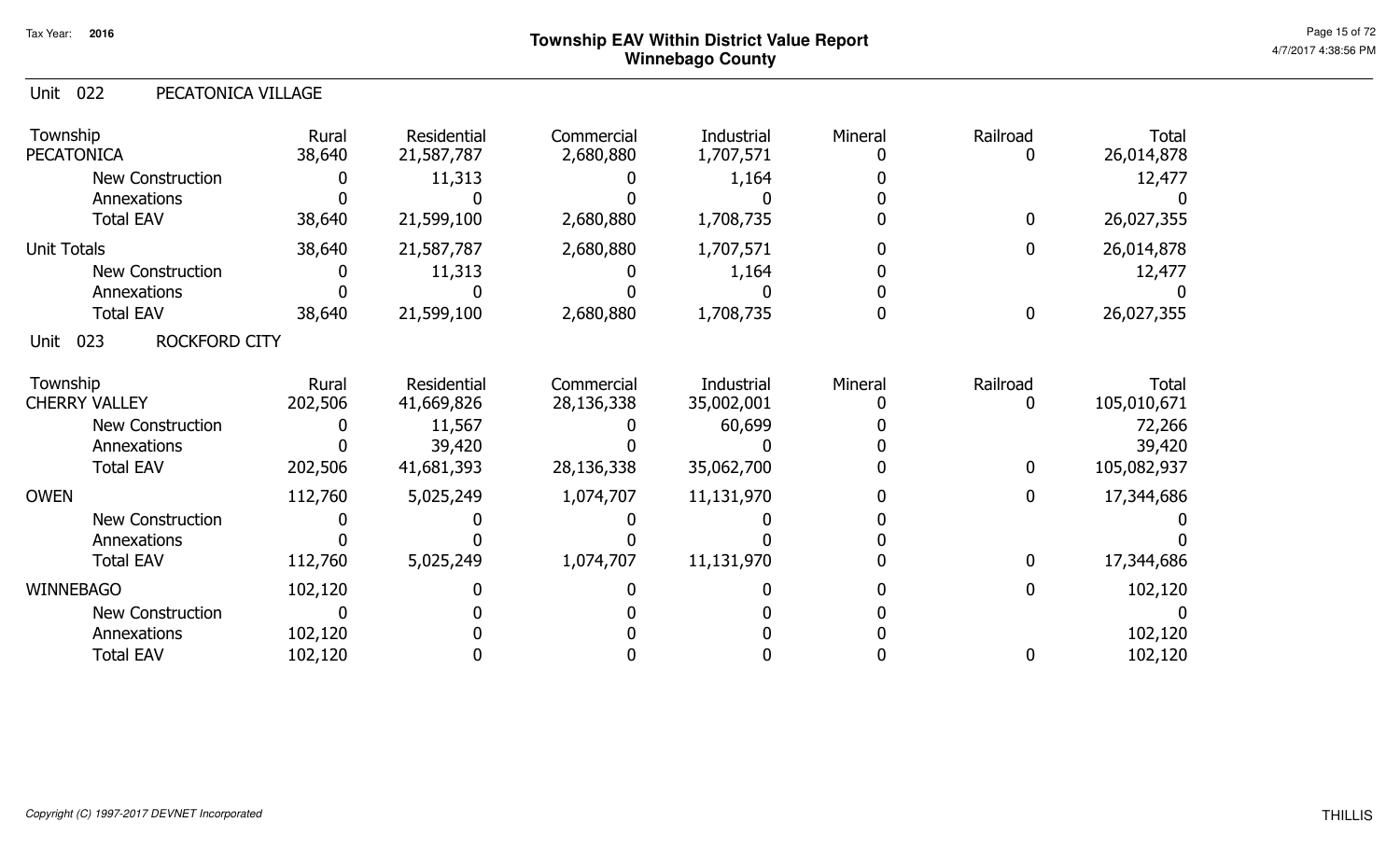## Township EAV Within District Value Report
## Winnebago County

Tax Year: 2016

### Unit 022 PECATONICA VILLAGE

| Township | Rural | Residential | Commercial | Industrial | Mineral | Railroad | Total |
|---|---|---|---|---|---|---|---|
| PECATONICA | 38,640 | 21,587,787 | 2,680,880 | 1,707,571 | 0 | 0 | 26,014,878 |
| New Construction | 0 | 11,313 | 0 | 1,164 | 0 | | 12,477 |
| Annexations | 0 | 0 | 0 | 0 | 0 | | 0 |
| Total EAV | 38,640 | 21,599,100 | 2,680,880 | 1,708,735 | 0 | 0 | 26,027,355 |
| Unit Totals | 38,640 | 21,587,787 | 2,680,880 | 1,707,571 | 0 | 0 | 26,014,878 |
| New Construction | 0 | 11,313 | 0 | 1,164 | 0 | | 12,477 |
| Annexations | 0 | 0 | 0 | 0 | 0 | | 0 |
| Total EAV | 38,640 | 21,599,100 | 2,680,880 | 1,708,735 | 0 | 0 | 26,027,355 |

### Unit 023 ROCKFORD CITY

| Township | Rural | Residential | Commercial | Industrial | Mineral | Railroad | Total |
|---|---|---|---|---|---|---|---|
| CHERRY VALLEY | 202,506 | 41,669,826 | 28,136,338 | 35,002,001 | 0 | 0 | 105,010,671 |
| New Construction | 0 | 11,567 | 0 | 60,699 | 0 | | 72,266 |
| Annexations | 0 | 39,420 | 0 | 0 | 0 | | 39,420 |
| Total EAV | 202,506 | 41,681,393 | 28,136,338 | 35,062,700 | 0 | 0 | 105,082,937 |
| OWEN | 112,760 | 5,025,249 | 1,074,707 | 11,131,970 | 0 | 0 | 17,344,686 |
| New Construction | 0 | 0 | 0 | 0 | 0 | | 0 |
| Annexations | 0 | 0 | 0 | 0 | 0 | | 0 |
| Total EAV | 112,760 | 5,025,249 | 1,074,707 | 11,131,970 | 0 | 0 | 17,344,686 |
| WINNEBAGO | 102,120 | 0 | 0 | 0 | 0 | 0 | 102,120 |
| New Construction | 0 | 0 | 0 | 0 | 0 | | 0 |
| Annexations | 102,120 | 0 | 0 | 0 | 0 | | 102,120 |
| Total EAV | 102,120 | 0 | 0 | 0 | 0 | 0 | 102,120 |

*Copyright (C) 1997-2017 DEVNET Incorporated*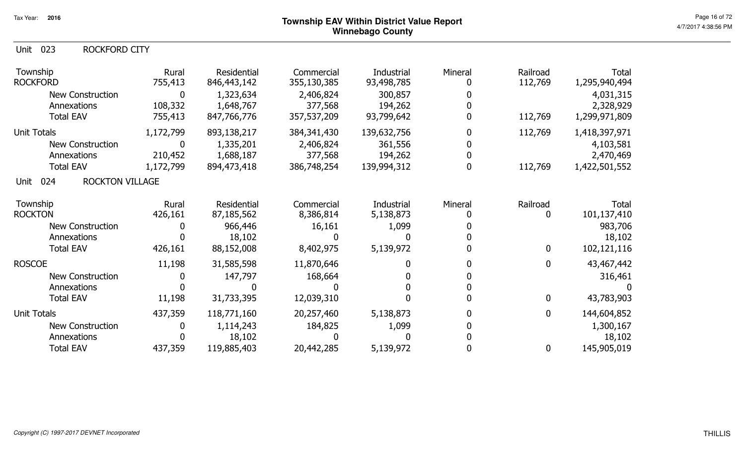# Township EAV Within District Value Report
## Winnebago County

Tax Year: 2016

### Unit 023 ROCKFORD CITY

| Township | Rural | Residential | Commercial | Industrial | Mineral | Railroad | Total |
|---|---|---|---|---|---|---|---|
| ROCKFORD | 755,413 | 846,443,142 | 355,130,385 | 93,498,785 | 0 | 112,769 | 1,295,940,494 |
| New Construction | 0 | 1,323,634 | 2,406,824 | 300,857 | 0 | | 4,031,315 |
| Annexations | 108,332 | 1,648,767 | 377,568 | 194,262 | 0 | | 2,328,929 |
| Total EAV | 755,413 | 847,766,776 | 357,537,209 | 93,799,642 | 0 | 112,769 | 1,299,971,809 |
| Unit Totals | 1,172,799 | 893,138,217 | 384,341,430 | 139,632,756 | 0 | 112,769 | 1,418,397,971 |
| New Construction | 0 | 1,335,201 | 2,406,824 | 361,556 | 0 | | 4,103,581 |
| Annexations | 210,452 | 1,688,187 | 377,568 | 194,262 | 0 | | 2,470,469 |
| Total EAV | 1,172,799 | 894,473,418 | 386,748,254 | 139,994,312 | 0 | 112,769 | 1,422,501,552 |

### Unit 024 ROCKTON VILLAGE

| Township | Rural | Residential | Commercial | Industrial | Mineral | Railroad | Total |
|---|---|---|---|---|---|---|---|
| ROCKTON | 426,161 | 87,185,562 | 8,386,814 | 5,138,873 | 0 | 0 | 101,137,410 |
| New Construction | 0 | 966,446 | 16,161 | 1,099 | 0 | | 983,706 |
| Annexations | 0 | 18,102 | 0 | 0 | 0 | | 18,102 |
| Total EAV | 426,161 | 88,152,008 | 8,402,975 | 5,139,972 | 0 | 0 | 102,121,116 |
| ROSCOE | 11,198 | 31,585,598 | 11,870,646 | 0 | 0 | 0 | 43,467,442 |
| New Construction | 0 | 147,797 | 168,664 | 0 | 0 | | 316,461 |
| Annexations | 0 | 0 | 0 | 0 | 0 | | 0 |
| Total EAV | 11,198 | 31,733,395 | 12,039,310 | 0 | 0 | 0 | 43,783,903 |
| Unit Totals | 437,359 | 118,771,160 | 20,257,460 | 5,138,873 | 0 | 0 | 144,604,852 |
| New Construction | 0 | 1,114,243 | 184,825 | 1,099 | 0 | | 1,300,167 |
| Annexations | 0 | 18,102 | 0 | 0 | 0 | | 18,102 |
| Total EAV | 437,359 | 119,885,403 | 20,442,285 | 5,139,972 | 0 | 0 | 145,905,019 |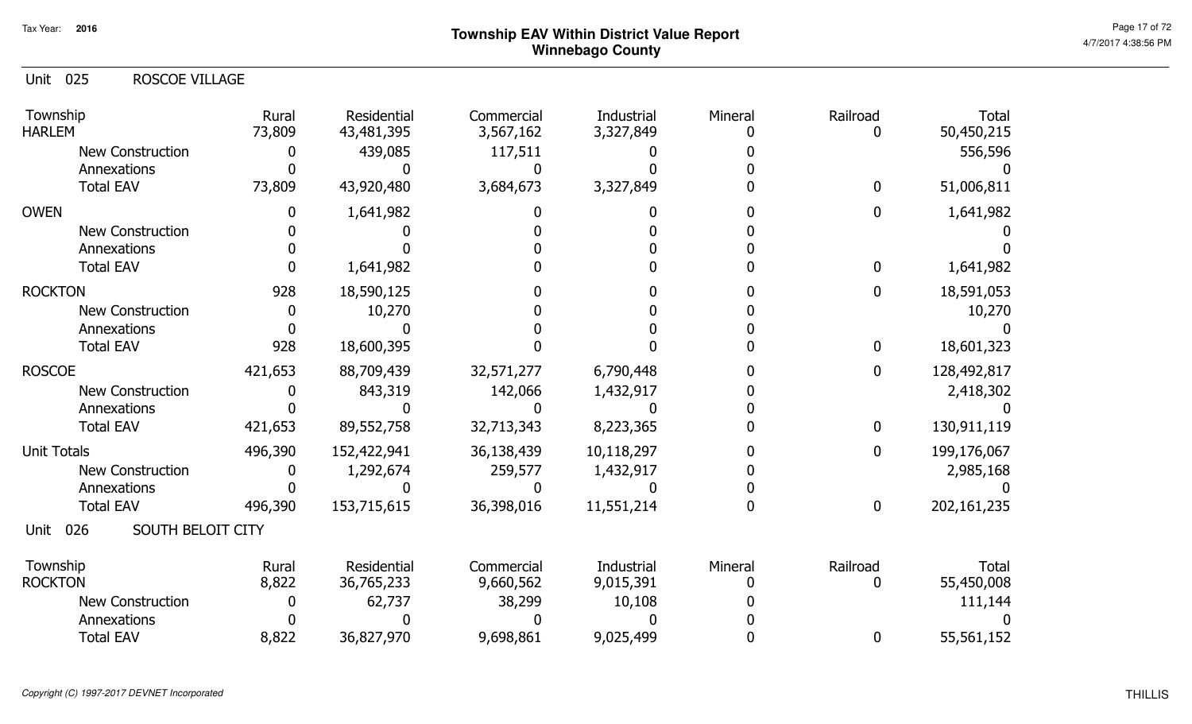Tax Year: 2016

# Township EAV Within District Value Report
## Winnebago County

4/7/2017 4:38:56 PM

Unit 025 ROSCOE VILLAGE

| Township | Rural | Residential | Commercial | Industrial | Mineral | Railroad | Total |
|---|---|---|---|---|---|---|---|
| HARLEM | 73,809 | 43,481,395 | 3,567,162 | 3,327,849 | 0 | 0 | 50,450,215 |
| New Construction | 0 | 439,085 | 117,511 | 0 | 0 | | 556,596 |
| Annexations | 0 | 0 | 0 | 0 | 0 | | 0 |
| Total EAV | 73,809 | 43,920,480 | 3,684,673 | 3,327,849 | 0 | 0 | 51,006,811 |
| OWEN | 0 | 1,641,982 | 0 | 0 | 0 | 0 | 1,641,982 |
| New Construction | 0 | 0 | 0 | 0 | 0 | | 0 |
| Annexations | 0 | 0 | 0 | 0 | 0 | | 0 |
| Total EAV | 0 | 1,641,982 | 0 | 0 | 0 | 0 | 1,641,982 |
| ROCKTON | 928 | 18,590,125 | 0 | 0 | 0 | 0 | 18,591,053 |
| New Construction | 0 | 10,270 | 0 | 0 | 0 | | 10,270 |
| Annexations | 0 | 0 | 0 | 0 | 0 | | 0 |
| Total EAV | 928 | 18,600,395 | 0 | 0 | 0 | 0 | 18,601,323 |
| ROSCOE | 421,653 | 88,709,439 | 32,571,277 | 6,790,448 | 0 | 0 | 128,492,817 |
| New Construction | 0 | 843,319 | 142,066 | 1,432,917 | 0 | | 2,418,302 |
| Annexations | 0 | 0 | 0 | 0 | 0 | | 0 |
| Total EAV | 421,653 | 89,552,758 | 32,713,343 | 8,223,365 | 0 | 0 | 130,911,119 |
| Unit Totals | 496,390 | 152,422,941 | 36,138,439 | 10,118,297 | 0 | 0 | 199,176,067 |
| New Construction | 0 | 1,292,674 | 259,577 | 1,432,917 | 0 | | 2,985,168 |
| Annexations | 0 | 0 | 0 | 0 | 0 | | 0 |
| Total EAV | 496,390 | 153,715,615 | 36,398,016 | 11,551,214 | 0 | 0 | 202,161,235 |

Unit 026 SOUTH BELOIT CITY

| Township | Rural | Residential | Commercial | Industrial | Mineral | Railroad | Total |
|---|---|---|---|---|---|---|---|
| ROCKTON | 8,822 | 36,765,233 | 9,660,562 | 9,015,391 | 0 | 0 | 55,450,008 |
| New Construction | 0 | 62,737 | 38,299 | 10,108 | 0 | | 111,144 |
| Annexations | 0 | 0 | 0 | 0 | 0 | | 0 |
| Total EAV | 8,822 | 36,827,970 | 9,698,861 | 9,025,499 | 0 | 0 | 55,561,152 |

*Copyright (C) 1997-2017 DEVNET Incorporated*

THILLIS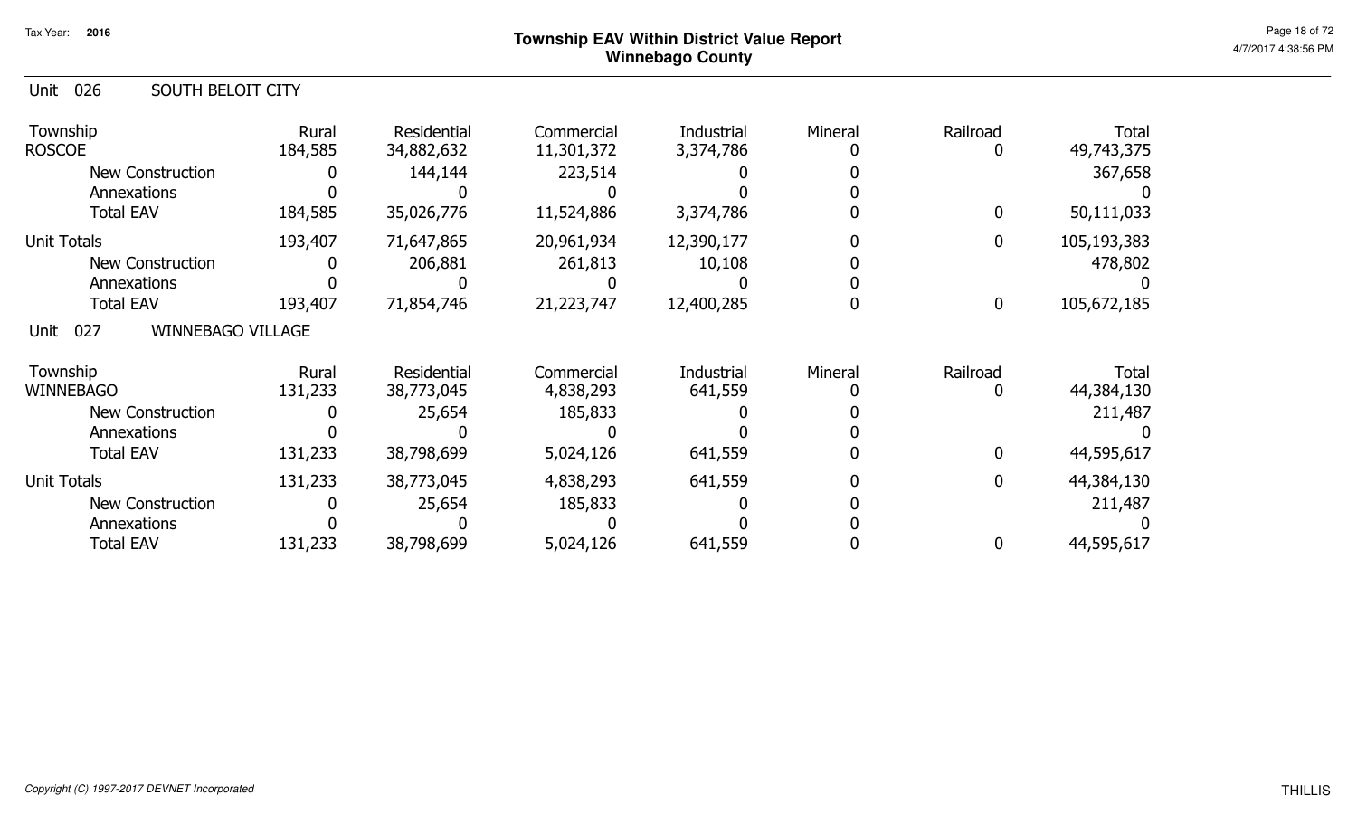# Township EAV Within District Value Report
## Winnebago County

Tax Year: 2016

### Unit 026 SOUTH BELOIT CITY

| Township | Rural | Residential | Commercial | Industrial | Mineral | Railroad | Total |
|---|---|---|---|---|---|---|---|
| ROSCOE | 184,585 | 34,882,632 | 11,301,372 | 3,374,786 | 0 | 0 | 49,743,375 |
| New Construction | 0 | 144,144 | 223,514 | 0 | 0 | | 367,658 |
| Annexations | 0 | 0 | 0 | 0 | 0 | | 0 |
| Total EAV | 184,585 | 35,026,776 | 11,524,886 | 3,374,786 | 0 | 0 | 50,111,033 |
| Unit Totals | 193,407 | 71,647,865 | 20,961,934 | 12,390,177 | 0 | 0 | 105,193,383 |
| New Construction | 0 | 206,881 | 261,813 | 10,108 | 0 | | 478,802 |
| Annexations | 0 | 0 | 0 | 0 | 0 | | 0 |
| Total EAV | 193,407 | 71,854,746 | 21,223,747 | 12,400,285 | 0 | 0 | 105,672,185 |

### Unit 027 WINNEBAGO VILLAGE

| Township | Rural | Residential | Commercial | Industrial | Mineral | Railroad | Total |
|---|---|---|---|---|---|---|---|
| WINNEBAGO | 131,233 | 38,773,045 | 4,838,293 | 641,559 | 0 | 0 | 44,384,130 |
| New Construction | 0 | 25,654 | 185,833 | 0 | 0 | | 211,487 |
| Annexations | 0 | 0 | 0 | 0 | 0 | | 0 |
| Total EAV | 131,233 | 38,798,699 | 5,024,126 | 641,559 | 0 | 0 | 44,595,617 |
| Unit Totals | 131,233 | 38,773,045 | 4,838,293 | 641,559 | 0 | 0 | 44,384,130 |
| New Construction | 0 | 25,654 | 185,833 | 0 | 0 | | 211,487 |
| Annexations | 0 | 0 | 0 | 0 | 0 | | 0 |
| Total EAV | 131,233 | 38,798,699 | 5,024,126 | 641,559 | 0 | 0 | 44,595,617 |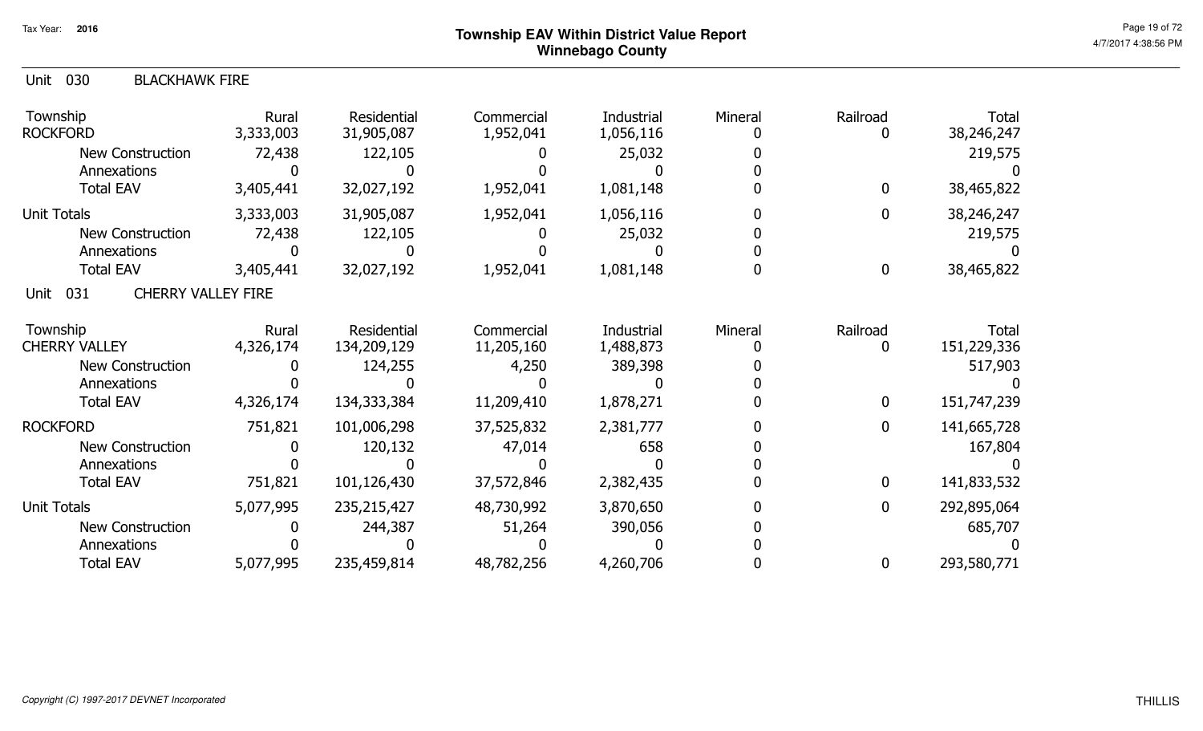# Township EAV Within District Value Report
## Winnebago County

Tax Year: 2016

### Unit 030 BLACKHAWK FIRE

| Township | Rural | Residential | Commercial | Industrial | Mineral | Railroad | Total |
|---|---|---|---|---|---|---|---|
| ROCKFORD | 3,333,003 | 31,905,087 | 1,952,041 | 1,056,116 | 0 | 0 | 38,246,247 |
| New Construction | 72,438 | 122,105 | 0 | 25,032 | 0 | | 219,575 |
| Annexations | 0 | 0 | 0 | 0 | 0 | | 0 |
| Total EAV | 3,405,441 | 32,027,192 | 1,952,041 | 1,081,148 | 0 | 0 | 38,465,822 |
| Unit Totals | 3,333,003 | 31,905,087 | 1,952,041 | 1,056,116 | 0 | 0 | 38,246,247 |
| New Construction | 72,438 | 122,105 | 0 | 25,032 | 0 | | 219,575 |
| Annexations | 0 | 0 | 0 | 0 | 0 | | 0 |
| Total EAV | 3,405,441 | 32,027,192 | 1,952,041 | 1,081,148 | 0 | 0 | 38,465,822 |

### Unit 031 CHERRY VALLEY FIRE

| Township | Rural | Residential | Commercial | Industrial | Mineral | Railroad | Total |
|---|---|---|---|---|---|---|---|
| CHERRY VALLEY | 4,326,174 | 134,209,129 | 11,205,160 | 1,488,873 | 0 | 0 | 151,229,336 |
| New Construction | 0 | 124,255 | 4,250 | 389,398 | 0 | | 517,903 |
| Annexations | 0 | 0 | 0 | 0 | 0 | | 0 |
| Total EAV | 4,326,174 | 134,333,384 | 11,209,410 | 1,878,271 | 0 | 0 | 151,747,239 |
| ROCKFORD | 751,821 | 101,006,298 | 37,525,832 | 2,381,777 | 0 | 0 | 141,665,728 |
| New Construction | 0 | 120,132 | 47,014 | 658 | 0 | | 167,804 |
| Annexations | 0 | 0 | 0 | 0 | 0 | | 0 |
| Total EAV | 751,821 | 101,126,430 | 37,572,846 | 2,382,435 | 0 | 0 | 141,833,532 |
| Unit Totals | 5,077,995 | 235,215,427 | 48,730,992 | 3,870,650 | 0 | 0 | 292,895,064 |
| New Construction | 0 | 244,387 | 51,264 | 390,056 | 0 | | 685,707 |
| Annexations | 0 | 0 | 0 | 0 | 0 | | 0 |
| Total EAV | 5,077,995 | 235,459,814 | 48,782,256 | 4,260,706 | 0 | 0 | 293,580,771 |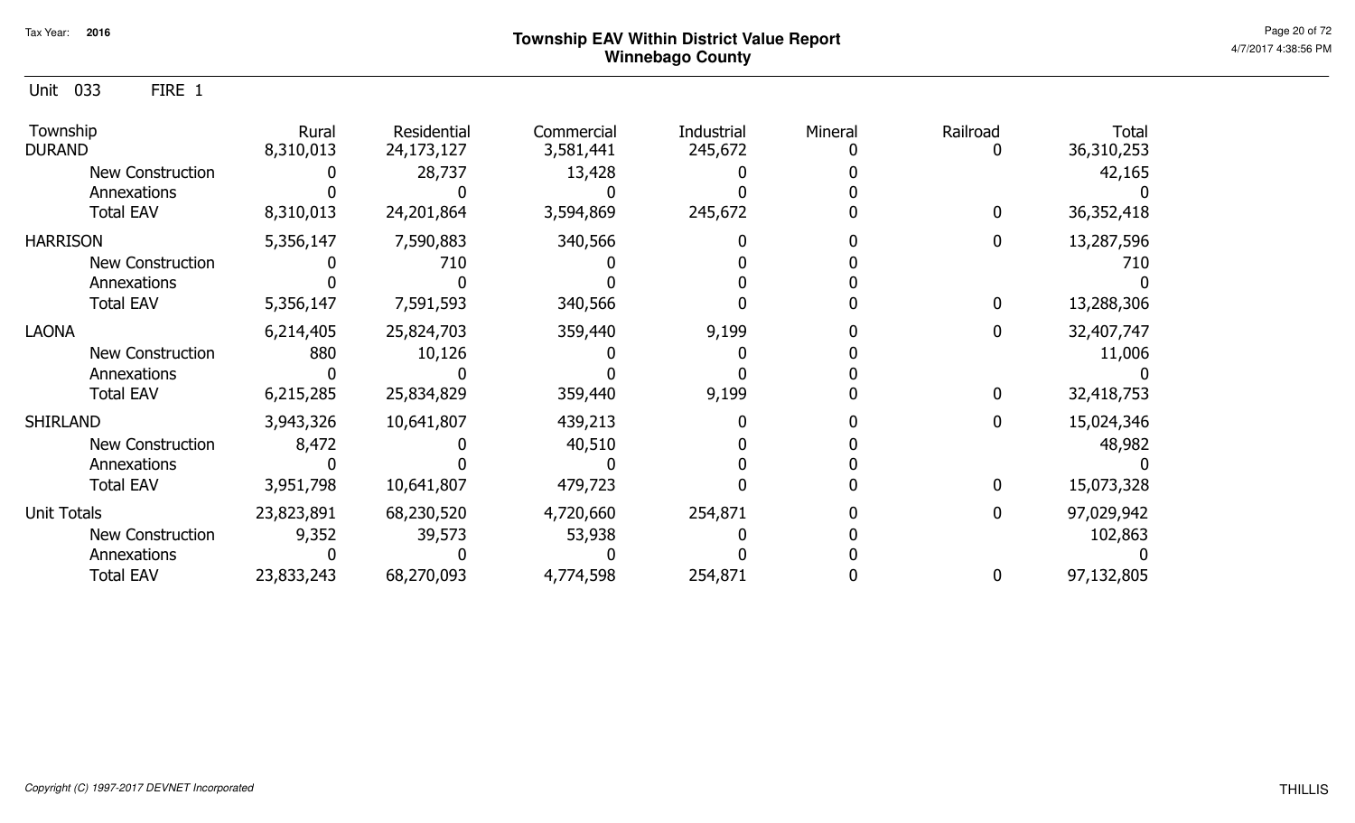# Township EAV Within District Value Report
## Winnebago County

Tax Year: 2016

Unit 033 FIRE 1

| Township | Rural | Residential | Commercial | Industrial | Mineral | Railroad | Total |
|---|---|---|---|---|---|---|---|
| DURAND | 8,310,013 | 24,173,127 | 3,581,441 | 245,672 | 0 | 0 | 36,310,253 |
| New Construction | 0 | 28,737 | 13,428 | 0 | 0 | | 42,165 |
| Annexations | 0 | 0 | 0 | 0 | 0 | | 0 |
| Total EAV | 8,310,013 | 24,201,864 | 3,594,869 | 245,672 | 0 | 0 | 36,352,418 |
| HARRISON | 5,356,147 | 7,590,883 | 340,566 | 0 | 0 | 0 | 13,287,596 |
| New Construction | 0 | 710 | 0 | 0 | 0 | | 710 |
| Annexations | 0 | 0 | 0 | 0 | 0 | | 0 |
| Total EAV | 5,356,147 | 7,591,593 | 340,566 | 0 | 0 | 0 | 13,288,306 |
| LAONA | 6,214,405 | 25,824,703 | 359,440 | 9,199 | 0 | 0 | 32,407,747 |
| New Construction | 880 | 10,126 | 0 | 0 | 0 | | 11,006 |
| Annexations | 0 | 0 | 0 | 0 | 0 | | 0 |
| Total EAV | 6,215,285 | 25,834,829 | 359,440 | 9,199 | 0 | 0 | 32,418,753 |
| SHIRLAND | 3,943,326 | 10,641,807 | 439,213 | 0 | 0 | 0 | 15,024,346 |
| New Construction | 8,472 | 0 | 40,510 | 0 | 0 | | 48,982 |
| Annexations | 0 | 0 | 0 | 0 | 0 | | 0 |
| Total EAV | 3,951,798 | 10,641,807 | 479,723 | 0 | 0 | 0 | 15,073,328 |
| Unit Totals | 23,823,891 | 68,230,520 | 4,720,660 | 254,871 | 0 | 0 | 97,029,942 |
| New Construction | 9,352 | 39,573 | 53,938 | 0 | 0 | | 102,863 |
| Annexations | 0 | 0 | 0 | 0 | 0 | | 0 |
| Total EAV | 23,833,243 | 68,270,093 | 4,774,598 | 254,871 | 0 | 0 | 97,132,805 |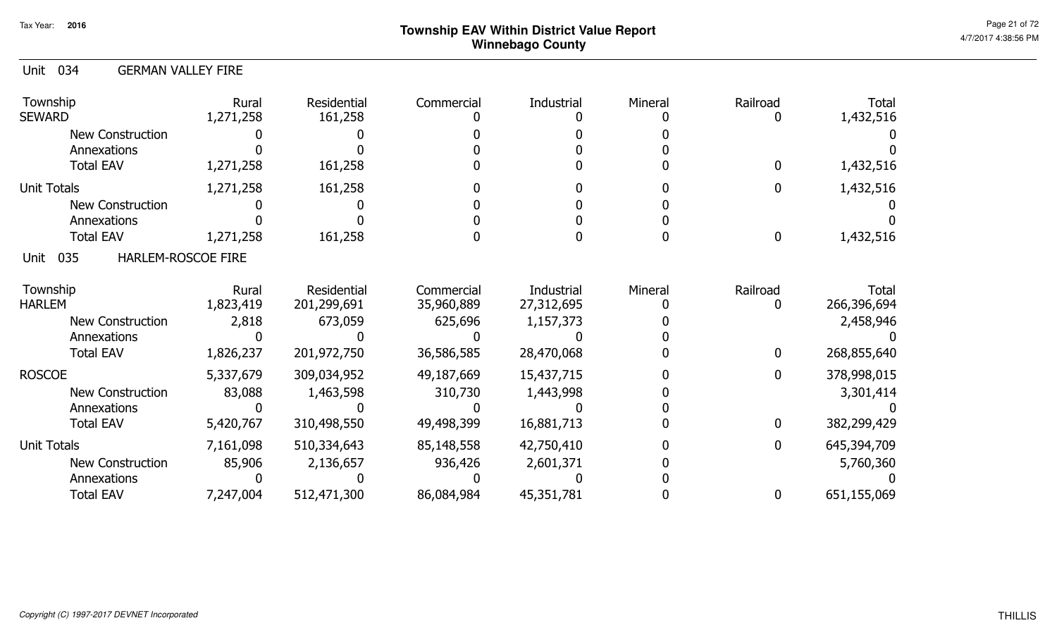# Township EAV Within District Value Report
## Winnebago County

Tax Year: 2016

### Unit 034 GERMAN VALLEY FIRE

| Township | Rural | Residential | Commercial | Industrial | Mineral | Railroad | Total |
|---|---|---|---|---|---|---|---|
| SEWARD | 1,271,258 | 161,258 | 0 | 0 | 0 | 0 | 1,432,516 |
| New Construction | 0 | 0 | 0 | 0 | 0 | | 0 |
| Annexations | 0 | 0 | 0 | 0 | 0 | | 0 |
| Total EAV | 1,271,258 | 161,258 | 0 | 0 | 0 | 0 | 1,432,516 |
| Unit Totals | 1,271,258 | 161,258 | 0 | 0 | 0 | 0 | 1,432,516 |
| New Construction | 0 | 0 | 0 | 0 | 0 | | 0 |
| Annexations | 0 | 0 | 0 | 0 | 0 | | 0 |
| Total EAV | 1,271,258 | 161,258 | 0 | 0 | 0 | 0 | 1,432,516 |

### Unit 035 HARLEM-ROSCOE FIRE

| Township | Rural | Residential | Commercial | Industrial | Mineral | Railroad | Total |
|---|---|---|---|---|---|---|---|
| HARLEM | 1,823,419 | 201,299,691 | 35,960,889 | 27,312,695 | 0 | 0 | 266,396,694 |
| New Construction | 2,818 | 673,059 | 625,696 | 1,157,373 | 0 | | 2,458,946 |
| Annexations | 0 | 0 | 0 | 0 | 0 | | 0 |
| Total EAV | 1,826,237 | 201,972,750 | 36,586,585 | 28,470,068 | 0 | 0 | 268,855,640 |
| ROSCOE | 5,337,679 | 309,034,952 | 49,187,669 | 15,437,715 | 0 | 0 | 378,998,015 |
| New Construction | 83,088 | 1,463,598 | 310,730 | 1,443,998 | 0 | | 3,301,414 |
| Annexations | 0 | 0 | 0 | 0 | 0 | | 0 |
| Total EAV | 5,420,767 | 310,498,550 | 49,498,399 | 16,881,713 | 0 | 0 | 382,299,429 |
| Unit Totals | 7,161,098 | 510,334,643 | 85,148,558 | 42,750,410 | 0 | 0 | 645,394,709 |
| New Construction | 85,906 | 2,136,657 | 936,426 | 2,601,371 | 0 | | 5,760,360 |
| Annexations | 0 | 0 | 0 | 0 | 0 | | 0 |
| Total EAV | 7,247,004 | 512,471,300 | 86,084,984 | 45,351,781 | 0 | 0 | 651,155,069 |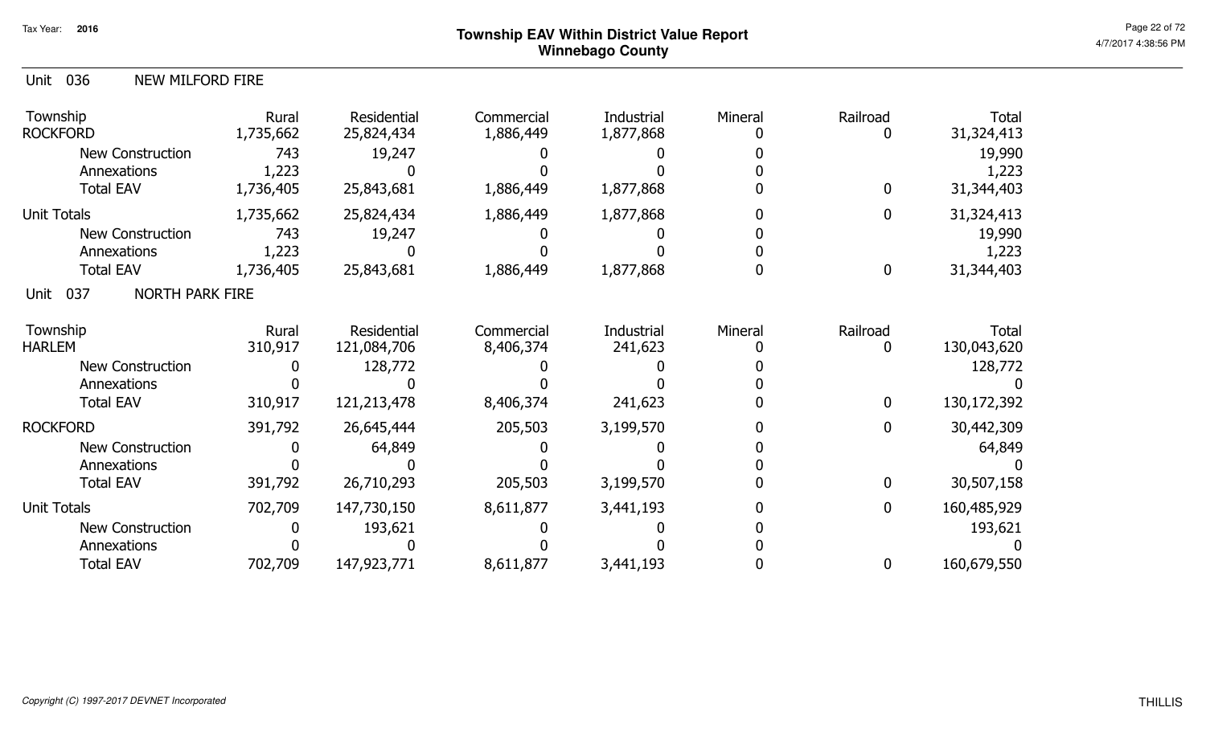# Township EAV Within District Value Report
## Winnebago County

Tax Year: 2016

### Unit 036 NEW MILFORD FIRE

| Township | Rural | Residential | Commercial | Industrial | Mineral | Railroad | Total |
|---|---|---|---|---|---|---|---|
| ROCKFORD | 1,735,662 | 25,824,434 | 1,886,449 | 1,877,868 | 0 | 0 | 31,324,413 |
| New Construction | 743 | 19,247 | 0 | 0 | 0 | | 19,990 |
| Annexations | 1,223 | 0 | 0 | 0 | 0 | | 1,223 |
| Total EAV | 1,736,405 | 25,843,681 | 1,886,449 | 1,877,868 | 0 | 0 | 31,344,403 |
| Unit Totals | 1,735,662 | 25,824,434 | 1,886,449 | 1,877,868 | 0 | 0 | 31,324,413 |
| New Construction | 743 | 19,247 | 0 | 0 | 0 | | 19,990 |
| Annexations | 1,223 | 0 | 0 | 0 | 0 | | 1,223 |
| Total EAV | 1,736,405 | 25,843,681 | 1,886,449 | 1,877,868 | 0 | 0 | 31,344,403 |

### Unit 037 NORTH PARK FIRE

| Township | Rural | Residential | Commercial | Industrial | Mineral | Railroad | Total |
|---|---|---|---|---|---|---|---|
| HARLEM | 310,917 | 121,084,706 | 8,406,374 | 241,623 | 0 | 0 | 130,043,620 |
| New Construction | 0 | 128,772 | 0 | 0 | 0 | | 128,772 |
| Annexations | 0 | 0 | 0 | 0 | 0 | | 0 |
| Total EAV | 310,917 | 121,213,478 | 8,406,374 | 241,623 | 0 | 0 | 130,172,392 |
| ROCKFORD | 391,792 | 26,645,444 | 205,503 | 3,199,570 | 0 | 0 | 30,442,309 |
| New Construction | 0 | 64,849 | 0 | 0 | 0 | | 64,849 |
| Annexations | 0 | 0 | 0 | 0 | 0 | | 0 |
| Total EAV | 391,792 | 26,710,293 | 205,503 | 3,199,570 | 0 | 0 | 30,507,158 |
| Unit Totals | 702,709 | 147,730,150 | 8,611,877 | 3,441,193 | 0 | 0 | 160,485,929 |
| New Construction | 0 | 193,621 | 0 | 0 | 0 | | 193,621 |
| Annexations | 0 | 0 | 0 | 0 | 0 | | 0 |
| Total EAV | 702,709 | 147,923,771 | 8,611,877 | 3,441,193 | 0 | 0 | 160,679,550 |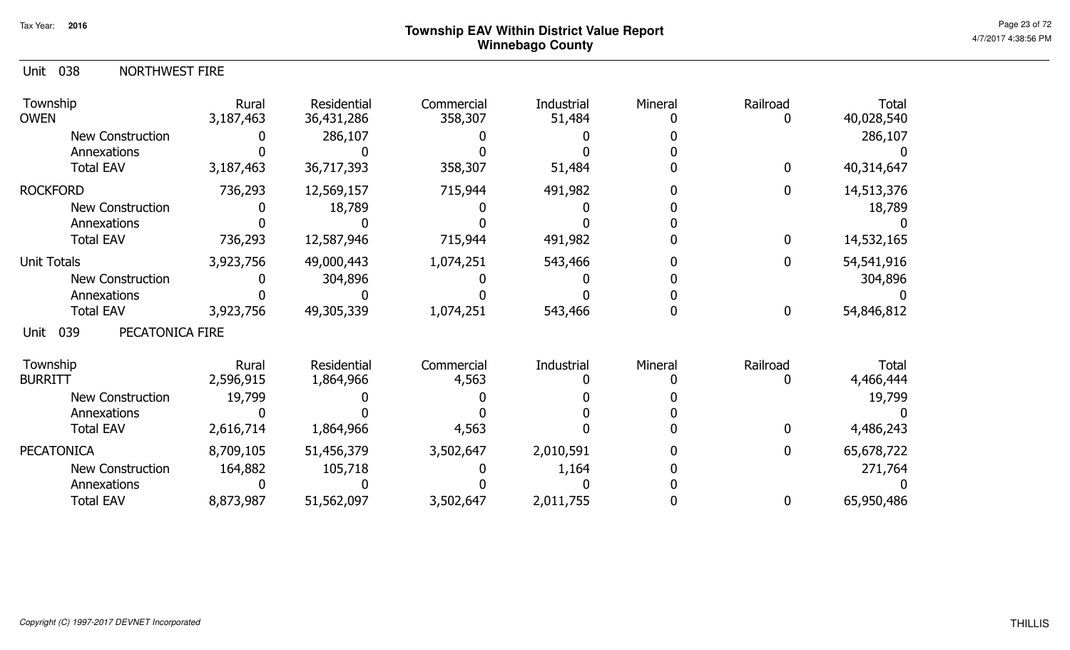# Township EAV Within District Value Report
## Winnebago County

Tax Year: 2016

### Unit 038 NORTHWEST FIRE

| Township | Rural | Residential | Commercial | Industrial | Mineral | Railroad | Total |
|---|---|---|---|---|---|---|---|
| OWEN | 3,187,463 | 36,431,286 | 358,307 | 51,484 | 0 | 0 | 40,028,540 |
| New Construction | 0 | 286,107 | 0 | 0 | 0 | | 286,107 |
| Annexations | 0 | 0 | 0 | 0 | 0 | | 0 |
| Total EAV | 3,187,463 | 36,717,393 | 358,307 | 51,484 | 0 | 0 | 40,314,647 |
| ROCKFORD | 736,293 | 12,569,157 | 715,944 | 491,982 | 0 | 0 | 14,513,376 |
| New Construction | 0 | 18,789 | 0 | 0 | 0 | | 18,789 |
| Annexations | 0 | 0 | 0 | 0 | 0 | | 0 |
| Total EAV | 736,293 | 12,587,946 | 715,944 | 491,982 | 0 | 0 | 14,532,165 |
| Unit Totals | 3,923,756 | 49,000,443 | 1,074,251 | 543,466 | 0 | 0 | 54,541,916 |
| New Construction | 0 | 304,896 | 0 | 0 | 0 | | 304,896 |
| Annexations | 0 | 0 | 0 | 0 | 0 | | 0 |
| Total EAV | 3,923,756 | 49,305,339 | 1,074,251 | 543,466 | 0 | 0 | 54,846,812 |

### Unit 039 PECATONICA FIRE

| Township | Rural | Residential | Commercial | Industrial | Mineral | Railroad | Total |
|---|---|---|---|---|---|---|---|
| BURRITT | 2,596,915 | 1,864,966 | 4,563 | 0 | 0 | 0 | 4,466,444 |
| New Construction | 19,799 | 0 | 0 | 0 | 0 | | 19,799 |
| Annexations | 0 | 0 | 0 | 0 | 0 | | 0 |
| Total EAV | 2,616,714 | 1,864,966 | 4,563 | 0 | 0 | 0 | 4,486,243 |
| PECATONICA | 8,709,105 | 51,456,379 | 3,502,647 | 2,010,591 | 0 | 0 | 65,678,722 |
| New Construction | 164,882 | 105,718 | 0 | 1,164 | 0 | | 271,764 |
| Annexations | 0 | 0 | 0 | 0 | 0 | | 0 |
| Total EAV | 8,873,987 | 51,562,097 | 3,502,647 | 2,011,755 | 0 | 0 | 65,950,486 |

*Copyright (C) 1997-2017 DEVNET Incorporated*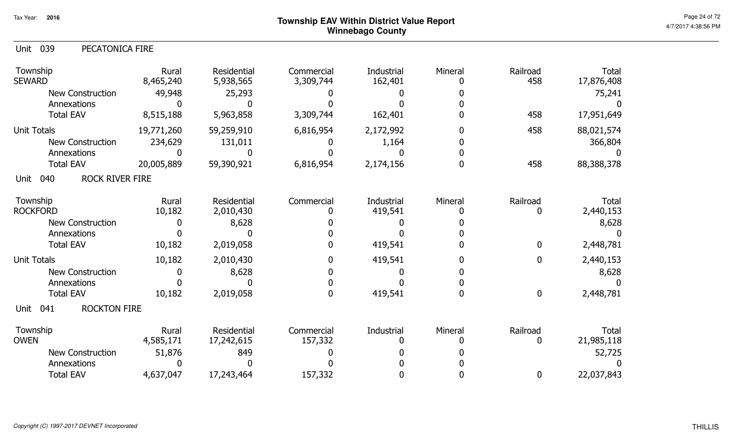# Township EAV Within District Value Report
## Winnebago County

Tax Year: **2016**

### Unit 039 PECATONICA FIRE

| Township | Rural | Residential | Commercial | Industrial | Mineral | Railroad | Total |
|---|---|---|---|---|---|---|---|
| SEWARD | 8,465,240 | 5,938,565 | 3,309,744 | 162,401 | 0 | 458 | 17,876,408 |
| New Construction | 49,948 | 25,293 | 0 | 0 | 0 | | 75,241 |
| Annexations | 0 | 0 | 0 | 0 | 0 | | 0 |
| Total EAV | 8,515,188 | 5,963,858 | 3,309,744 | 162,401 | 0 | 458 | 17,951,649 |
| Unit Totals | 19,771,260 | 59,259,910 | 6,816,954 | 2,172,992 | 0 | 458 | 88,021,574 |
| New Construction | 234,629 | 131,011 | 0 | 1,164 | 0 | | 366,804 |
| Annexations | 0 | 0 | 0 | 0 | 0 | | 0 |
| Total EAV | 20,005,889 | 59,390,921 | 6,816,954 | 2,174,156 | 0 | 458 | 88,388,378 |

### Unit 040 ROCK RIVER FIRE

| Township | Rural | Residential | Commercial | Industrial | Mineral | Railroad | Total |
|---|---|---|---|---|---|---|---|
| ROCKFORD | 10,182 | 2,010,430 | 0 | 419,541 | 0 | 0 | 2,440,153 |
| New Construction | 0 | 8,628 | 0 | 0 | 0 | | 8,628 |
| Annexations | 0 | 0 | 0 | 0 | 0 | | 0 |
| Total EAV | 10,182 | 2,019,058 | 0 | 419,541 | 0 | 0 | 2,448,781 |
| Unit Totals | 10,182 | 2,010,430 | 0 | 419,541 | 0 | 0 | 2,440,153 |
| New Construction | 0 | 8,628 | 0 | 0 | 0 | | 8,628 |
| Annexations | 0 | 0 | 0 | 0 | 0 | | 0 |
| Total EAV | 10,182 | 2,019,058 | 0 | 419,541 | 0 | 0 | 2,448,781 |

### Unit 041 ROCKTON FIRE

| Township | Rural | Residential | Commercial | Industrial | Mineral | Railroad | Total |
|---|---|---|---|---|---|---|---|
| OWEN | 4,585,171 | 17,242,615 | 157,332 | 0 | 0 | 0 | 21,985,118 |
| New Construction | 51,876 | 849 | 0 | 0 | 0 | | 52,725 |
| Annexations | 0 | 0 | 0 | 0 | 0 | | 0 |
| Total EAV | 4,637,047 | 17,243,464 | 157,332 | 0 | 0 | 0 | 22,037,843 |

*Copyright (C) 1997-2017 DEVNET Incorporated*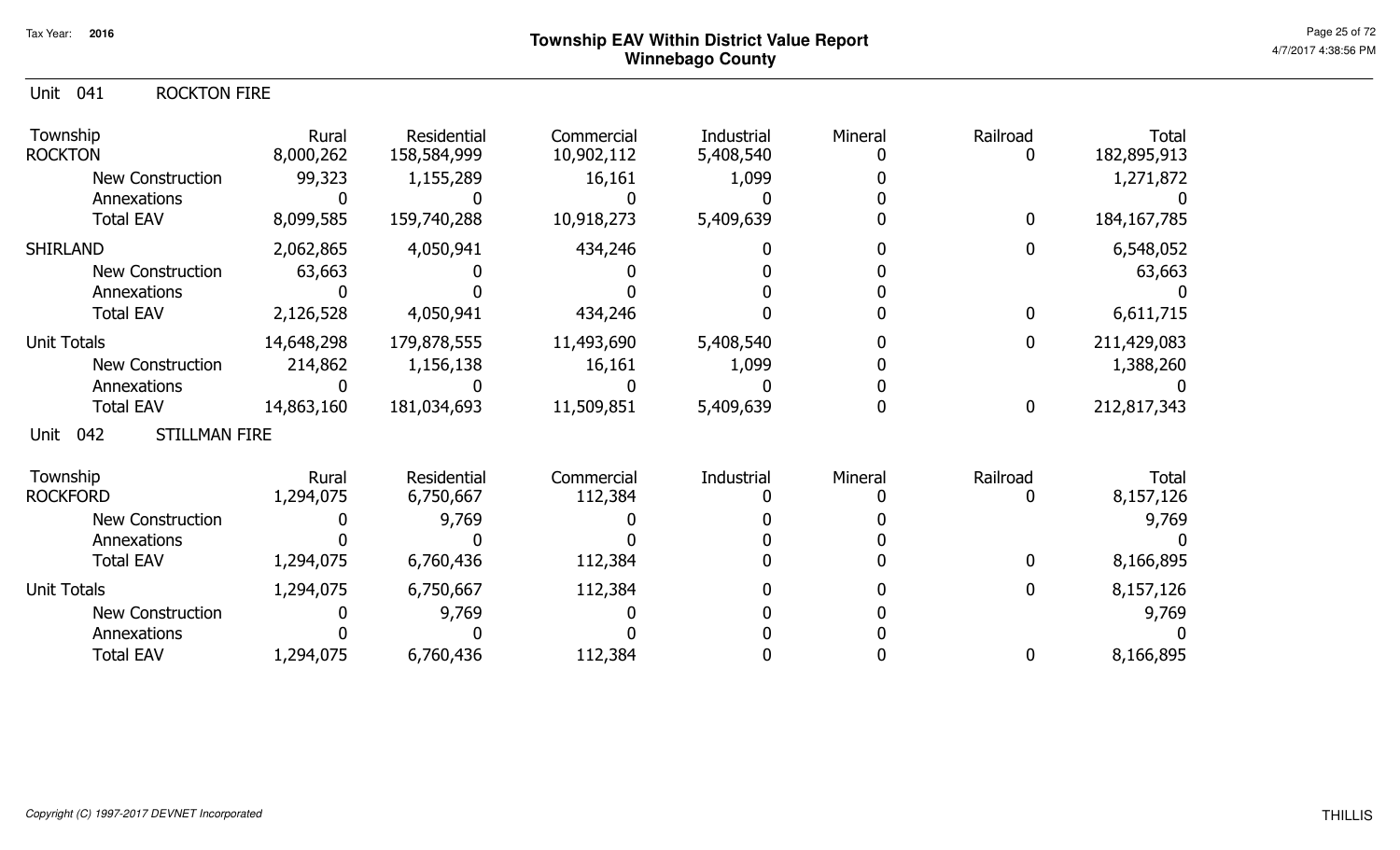# Township EAV Within District Value Report
## Winnebago County

Tax Year: 2016

### Unit 041 ROCKTON FIRE

| Township | Rural | Residential | Commercial | Industrial | Mineral | Railroad | Total |
|---|---|---|---|---|---|---|---|
| ROCKTON | 8,000,262 | 158,584,999 | 10,902,112 | 5,408,540 | 0 | 0 | 182,895,913 |
| New Construction | 99,323 | 1,155,289 | 16,161 | 1,099 | 0 | | 1,271,872 |
| Annexations | 0 | 0 | 0 | 0 | 0 | | 0 |
| Total EAV | 8,099,585 | 159,740,288 | 10,918,273 | 5,409,639 | 0 | 0 | 184,167,785 |
| SHIRLAND | 2,062,865 | 4,050,941 | 434,246 | 0 | 0 | 0 | 6,548,052 |
| New Construction | 63,663 | 0 | 0 | 0 | 0 | | 63,663 |
| Annexations | 0 | 0 | 0 | 0 | 0 | | 0 |
| Total EAV | 2,126,528 | 4,050,941 | 434,246 | 0 | 0 | 0 | 6,611,715 |
| Unit Totals | 14,648,298 | 179,878,555 | 11,493,690 | 5,408,540 | 0 | 0 | 211,429,083 |
| New Construction | 214,862 | 1,156,138 | 16,161 | 1,099 | 0 | | 1,388,260 |
| Annexations | 0 | 0 | 0 | 0 | 0 | | 0 |
| Total EAV | 14,863,160 | 181,034,693 | 11,509,851 | 5,409,639 | 0 | 0 | 212,817,343 |

### Unit 042 STILLMAN FIRE

| Township | Rural | Residential | Commercial | Industrial | Mineral | Railroad | Total |
|---|---|---|---|---|---|---|---|
| ROCKFORD | 1,294,075 | 6,750,667 | 112,384 | 0 | 0 | 0 | 8,157,126 |
| New Construction | 0 | 9,769 | 0 | 0 | 0 | | 9,769 |
| Annexations | 0 | 0 | 0 | 0 | 0 | | 0 |
| Total EAV | 1,294,075 | 6,760,436 | 112,384 | 0 | 0 | 0 | 8,166,895 |
| Unit Totals | 1,294,075 | 6,750,667 | 112,384 | 0 | 0 | 0 | 8,157,126 |
| New Construction | 0 | 9,769 | 0 | 0 | 0 | | 9,769 |
| Annexations | 0 | 0 | 0 | 0 | 0 | | 0 |
| Total EAV | 1,294,075 | 6,760,436 | 112,384 | 0 | 0 | 0 | 8,166,895 |

*Copyright (C) 1997-2017 DEVNET Incorporated*

THILLIS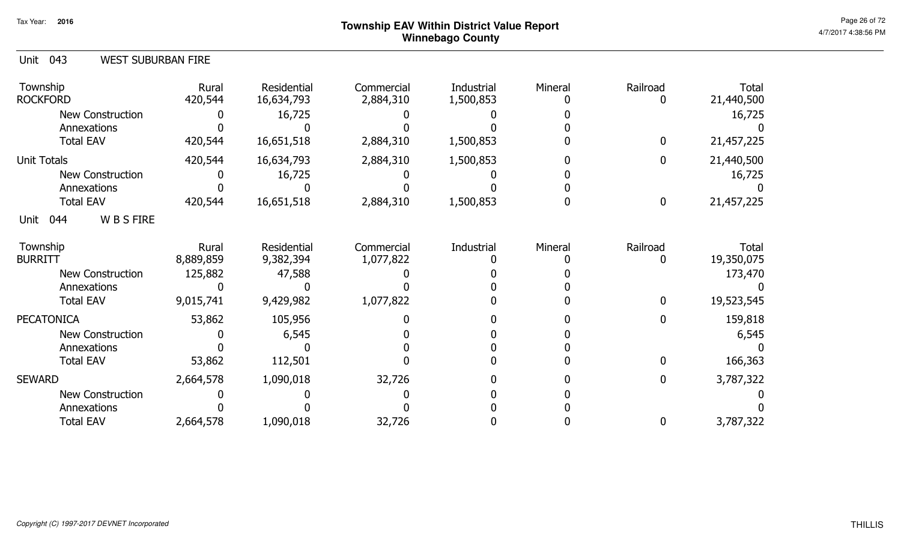# Township EAV Within District Value Report
## Winnebago County

Tax Year: 2016

Unit 043 WEST SUBURBAN FIRE

| Township | Rural | Residential | Commercial | Industrial | Mineral | Railroad | Total |
|---|---|---|---|---|---|---|---|
| ROCKFORD | 420,544 | 16,634,793 | 2,884,310 | 1,500,853 | 0 | 0 | 21,440,500 |
| New Construction | 0 | 16,725 | 0 | 0 | 0 | | 16,725 |
| Annexations | 0 | 0 | 0 | 0 | 0 | | 0 |
| Total EAV | 420,544 | 16,651,518 | 2,884,310 | 1,500,853 | 0 | 0 | 21,457,225 |
| Unit Totals | 420,544 | 16,634,793 | 2,884,310 | 1,500,853 | 0 | 0 | 21,440,500 |
| New Construction | 0 | 16,725 | 0 | 0 | 0 | | 16,725 |
| Annexations | 0 | 0 | 0 | 0 | 0 | | 0 |
| Total EAV | 420,544 | 16,651,518 | 2,884,310 | 1,500,853 | 0 | 0 | 21,457,225 |

Unit 044 W B S FIRE

| Township | Rural | Residential | Commercial | Industrial | Mineral | Railroad | Total |
|---|---|---|---|---|---|---|---|
| BURRITT | 8,889,859 | 9,382,394 | 1,077,822 | 0 | 0 | 0 | 19,350,075 |
| New Construction | 125,882 | 47,588 | 0 | 0 | 0 | | 173,470 |
| Annexations | 0 | 0 | 0 | 0 | 0 | | 0 |
| Total EAV | 9,015,741 | 9,429,982 | 1,077,822 | 0 | 0 | 0 | 19,523,545 |
| PECATONICA | 53,862 | 105,956 | 0 | 0 | 0 | 0 | 159,818 |
| New Construction | 0 | 6,545 | 0 | 0 | 0 | | 6,545 |
| Annexations | 0 | 0 | 0 | 0 | 0 | | 0 |
| Total EAV | 53,862 | 112,501 | 0 | 0 | 0 | 0 | 166,363 |
| SEWARD | 2,664,578 | 1,090,018 | 32,726 | 0 | 0 | 0 | 3,787,322 |
| New Construction | 0 | 0 | 0 | 0 | 0 | | 0 |
| Annexations | 0 | 0 | 0 | 0 | 0 | | 0 |
| Total EAV | 2,664,578 | 1,090,018 | 32,726 | 0 | 0 | 0 | 3,787,322 |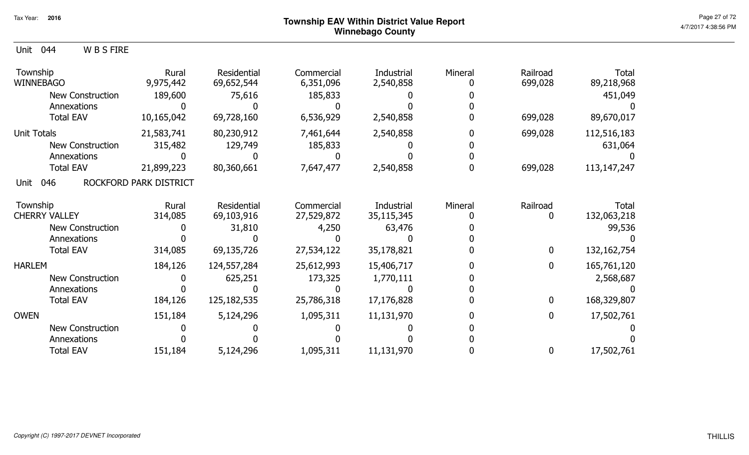# Township EAV Within District Value Report
## Winnebago County

Tax Year: 2016

Unit 044 W B S FIRE

| Township | Rural | Residential | Commercial | Industrial | Mineral | Railroad | Total |
|---|---|---|---|---|---|---|---|
| WINNEBAGO | 9,975,442 | 69,652,544 | 6,351,096 | 2,540,858 | 0 | 699,028 | 89,218,968 |
| New Construction | 189,600 | 75,616 | 185,833 | 0 | 0 | | 451,049 |
| Annexations | 0 | 0 | 0 | 0 | 0 | | 0 |
| Total EAV | 10,165,042 | 69,728,160 | 6,536,929 | 2,540,858 | 0 | 699,028 | 89,670,017 |
| Unit Totals | 21,583,741 | 80,230,912 | 7,461,644 | 2,540,858 | 0 | 699,028 | 112,516,183 |
| New Construction | 315,482 | 129,749 | 185,833 | 0 | 0 | | 631,064 |
| Annexations | 0 | 0 | 0 | 0 | 0 | | 0 |
| Total EAV | 21,899,223 | 80,360,661 | 7,647,477 | 2,540,858 | 0 | 699,028 | 113,147,247 |

Unit 046 ROCKFORD PARK DISTRICT

| Township | Rural | Residential | Commercial | Industrial | Mineral | Railroad | Total |
|---|---|---|---|---|---|---|---|
| CHERRY VALLEY | 314,085 | 69,103,916 | 27,529,872 | 35,115,345 | 0 | 0 | 132,063,218 |
| New Construction | 0 | 31,810 | 4,250 | 63,476 | 0 | | 99,536 |
| Annexations | 0 | 0 | 0 | 0 | 0 | | 0 |
| Total EAV | 314,085 | 69,135,726 | 27,534,122 | 35,178,821 | 0 | 0 | 132,162,754 |
| HARLEM | 184,126 | 124,557,284 | 25,612,993 | 15,406,717 | 0 | 0 | 165,761,120 |
| New Construction | 0 | 625,251 | 173,325 | 1,770,111 | 0 | | 2,568,687 |
| Annexations | 0 | 0 | 0 | 0 | 0 | | 0 |
| Total EAV | 184,126 | 125,182,535 | 25,786,318 | 17,176,828 | 0 | 0 | 168,329,807 |
| OWEN | 151,184 | 5,124,296 | 1,095,311 | 11,131,970 | 0 | 0 | 17,502,761 |
| New Construction | 0 | 0 | 0 | 0 | 0 | | 0 |
| Annexations | 0 | 0 | 0 | 0 | 0 | | 0 |
| Total EAV | 151,184 | 5,124,296 | 1,095,311 | 11,131,970 | 0 | 0 | 17,502,761 |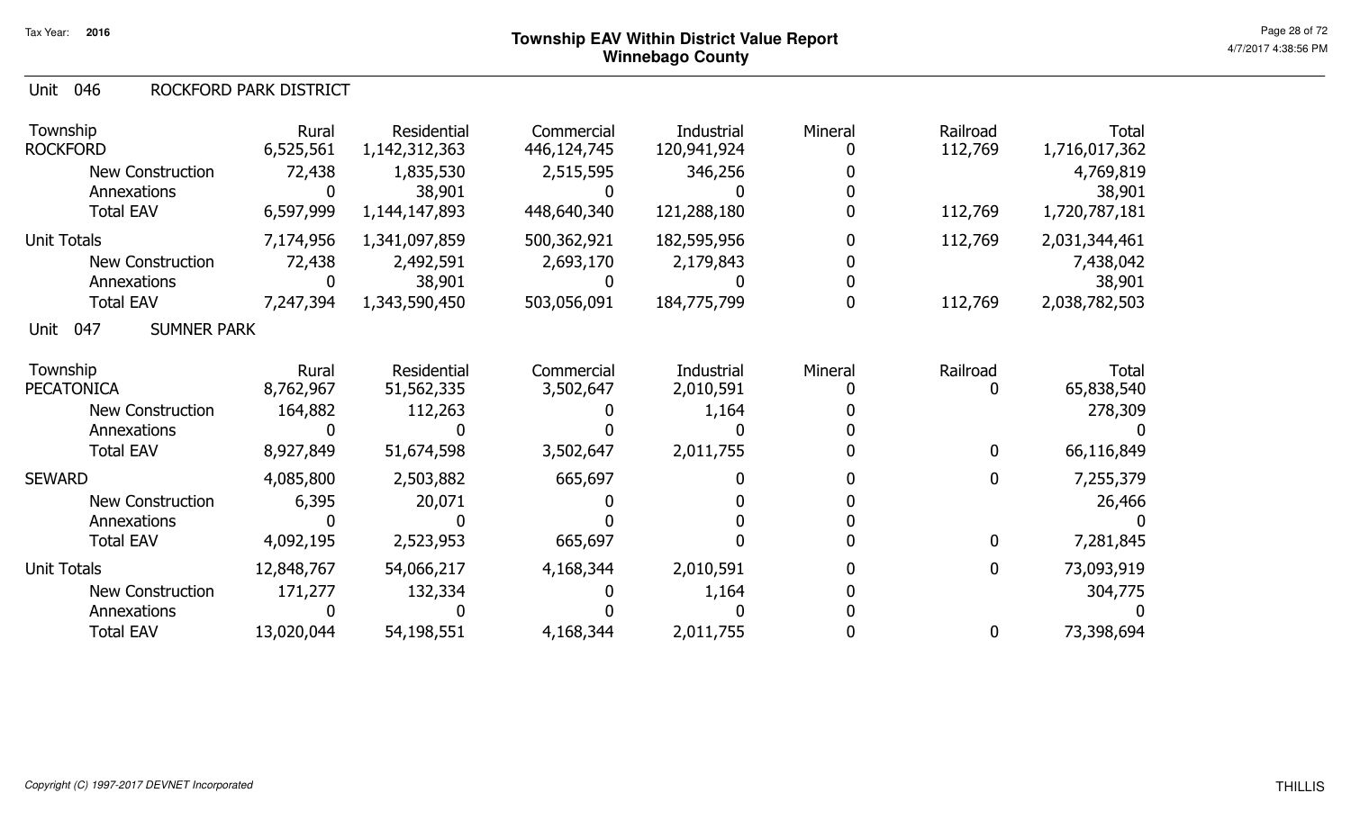# Township EAV Within District Value Report
## Winnebago County

Tax Year: 2016

### Unit 046 ROCKFORD PARK DISTRICT

| Township | Rural | Residential | Commercial | Industrial | Mineral | Railroad | Total |
|---|---|---|---|---|---|---|---|
| ROCKFORD | 6,525,561 | 1,142,312,363 | 446,124,745 | 120,941,924 | 0 | 112,769 | 1,716,017,362 |
| New Construction | 72,438 | 1,835,530 | 2,515,595 | 346,256 | 0 | | 4,769,819 |
| Annexations | 0 | 38,901 | 0 | 0 | 0 | | 38,901 |
| Total EAV | 6,597,999 | 1,144,147,893 | 448,640,340 | 121,288,180 | 0 | 112,769 | 1,720,787,181 |
| Unit Totals | 7,174,956 | 1,341,097,859 | 500,362,921 | 182,595,956 | 0 | 112,769 | 2,031,344,461 |
| New Construction | 72,438 | 2,492,591 | 2,693,170 | 2,179,843 | 0 | | 7,438,042 |
| Annexations | 0 | 38,901 | 0 | 0 | 0 | | 38,901 |
| Total EAV | 7,247,394 | 1,343,590,450 | 503,056,091 | 184,775,799 | 0 | 112,769 | 2,038,782,503 |

### Unit 047 SUMNER PARK

| Township | Rural | Residential | Commercial | Industrial | Mineral | Railroad | Total |
|---|---|---|---|---|---|---|---|
| PECATONICA | 8,762,967 | 51,562,335 | 3,502,647 | 2,010,591 | 0 | 0 | 65,838,540 |
| New Construction | 164,882 | 112,263 | 0 | 1,164 | 0 | | 278,309 |
| Annexations | 0 | 0 | 0 | 0 | 0 | | 0 |
| Total EAV | 8,927,849 | 51,674,598 | 3,502,647 | 2,011,755 | 0 | 0 | 66,116,849 |
| SEWARD | 4,085,800 | 2,503,882 | 665,697 | 0 | 0 | 0 | 7,255,379 |
| New Construction | 6,395 | 20,071 | 0 | 0 | 0 | | 26,466 |
| Annexations | 0 | 0 | 0 | 0 | 0 | | 0 |
| Total EAV | 4,092,195 | 2,523,953 | 665,697 | 0 | 0 | 0 | 7,281,845 |
| Unit Totals | 12,848,767 | 54,066,217 | 4,168,344 | 2,010,591 | 0 | 0 | 73,093,919 |
| New Construction | 171,277 | 132,334 | 0 | 1,164 | 0 | | 304,775 |
| Annexations | 0 | 0 | 0 | 0 | 0 | | 0 |
| Total EAV | 13,020,044 | 54,198,551 | 4,168,344 | 2,011,755 | 0 | 0 | 73,398,694 |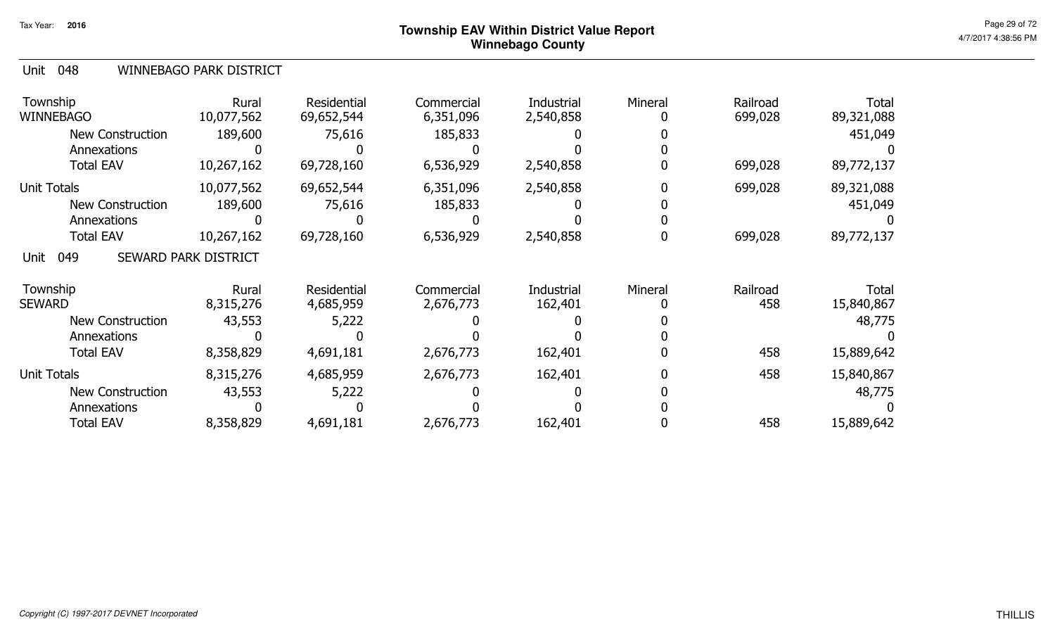# Township EAV Within District Value Report
## Winnebago County

Tax Year: 2016

## Unit 048 WINNEBAGO PARK DISTRICT

| Township | Rural | Residential | Commercial | Industrial | Mineral | Railroad | Total |
|---|---|---|---|---|---|---|---|
| WINNEBAGO | 10,077,562 | 69,652,544 | 6,351,096 | 2,540,858 | 0 | 699,028 | 89,321,088 |
| New Construction | 189,600 | 75,616 | 185,833 | 0 | 0 | | 451,049 |
| Annexations | 0 | 0 | 0 | 0 | 0 | | 0 |
| Total EAV | 10,267,162 | 69,728,160 | 6,536,929 | 2,540,858 | 0 | 699,028 | 89,772,137 |
| Unit Totals | 10,077,562 | 69,652,544 | 6,351,096 | 2,540,858 | 0 | 699,028 | 89,321,088 |
| New Construction | 189,600 | 75,616 | 185,833 | 0 | 0 | | 451,049 |
| Annexations | 0 | 0 | 0 | 0 | 0 | | 0 |
| Total EAV | 10,267,162 | 69,728,160 | 6,536,929 | 2,540,858 | 0 | 699,028 | 89,772,137 |

## Unit 049 SEWARD PARK DISTRICT

| Township | Rural | Residential | Commercial | Industrial | Mineral | Railroad | Total |
|---|---|---|---|---|---|---|---|
| SEWARD | 8,315,276 | 4,685,959 | 2,676,773 | 162,401 | 0 | 458 | 15,840,867 |
| New Construction | 43,553 | 5,222 | 0 | 0 | 0 | | 48,775 |
| Annexations | 0 | 0 | 0 | 0 | 0 | | 0 |
| Total EAV | 8,358,829 | 4,691,181 | 2,676,773 | 162,401 | 0 | 458 | 15,889,642 |
| Unit Totals | 8,315,276 | 4,685,959 | 2,676,773 | 162,401 | 0 | 458 | 15,840,867 |
| New Construction | 43,553 | 5,222 | 0 | 0 | 0 | | 48,775 |
| Annexations | 0 | 0 | 0 | 0 | 0 | | 0 |
| Total EAV | 8,358,829 | 4,691,181 | 2,676,773 | 162,401 | 0 | 458 | 15,889,642 |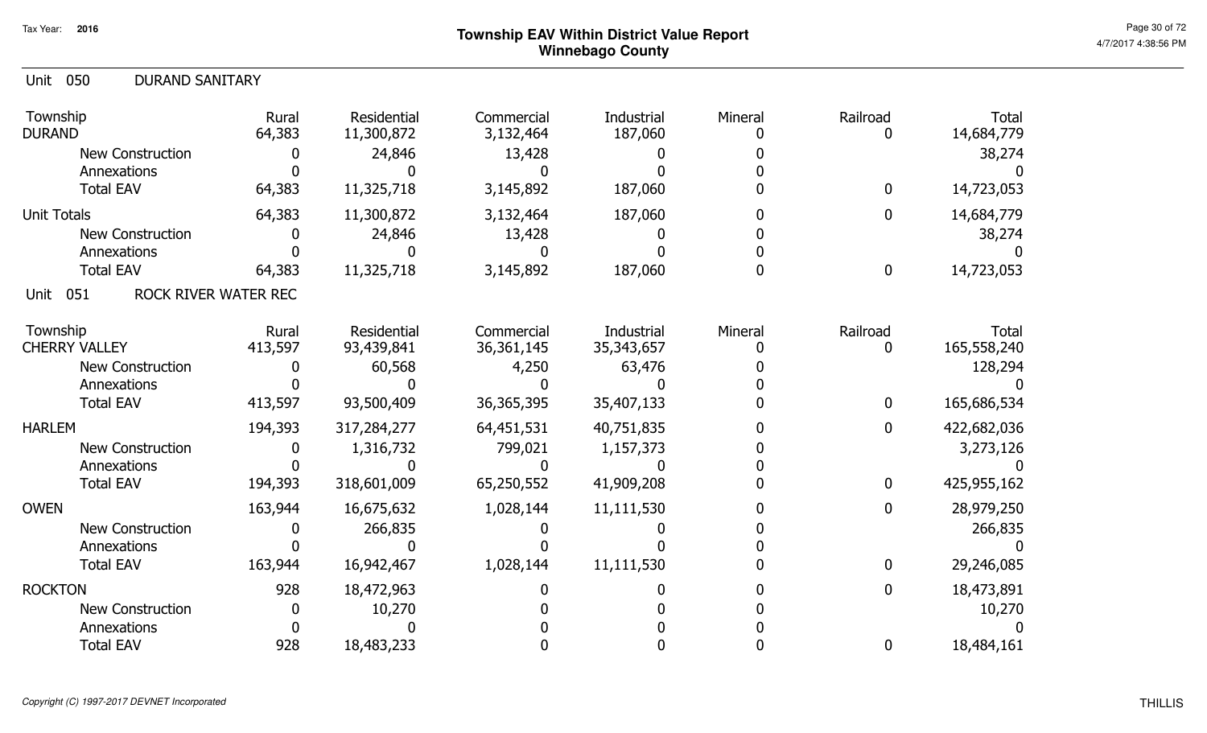# Township EAV Within District Value Report
## Winnebago County

Tax Year: 2016

### Unit 050 DURAND SANITARY

| Township | Rural | Residential | Commercial | Industrial | Mineral | Railroad | Total |
|---|---|---|---|---|---|---|---|
| DURAND | 64,383 | 11,300,872 | 3,132,464 | 187,060 | 0 | 0 | 14,684,779 |
| New Construction | 0 | 24,846 | 13,428 | 0 | 0 | | 38,274 |
| Annexations | 0 | 0 | 0 | 0 | 0 | | 0 |
| Total EAV | 64,383 | 11,325,718 | 3,145,892 | 187,060 | 0 | 0 | 14,723,053 |
| Unit Totals | 64,383 | 11,300,872 | 3,132,464 | 187,060 | 0 | 0 | 14,684,779 |
| New Construction | 0 | 24,846 | 13,428 | 0 | 0 | | 38,274 |
| Annexations | 0 | 0 | 0 | 0 | 0 | | 0 |
| Total EAV | 64,383 | 11,325,718 | 3,145,892 | 187,060 | 0 | 0 | 14,723,053 |

### Unit 051 ROCK RIVER WATER REC

| Township | Rural | Residential | Commercial | Industrial | Mineral | Railroad | Total |
|---|---|---|---|---|---|---|---|
| CHERRY VALLEY | 413,597 | 93,439,841 | 36,361,145 | 35,343,657 | 0 | 0 | 165,558,240 |
| New Construction | 0 | 60,568 | 4,250 | 63,476 | 0 | | 128,294 |
| Annexations | 0 | 0 | 0 | 0 | 0 | | 0 |
| Total EAV | 413,597 | 93,500,409 | 36,365,395 | 35,407,133 | 0 | 0 | 165,686,534 |
| HARLEM | 194,393 | 317,284,277 | 64,451,531 | 40,751,835 | 0 | 0 | 422,682,036 |
| New Construction | 0 | 1,316,732 | 799,021 | 1,157,373 | 0 | | 3,273,126 |
| Annexations | 0 | 0 | 0 | 0 | 0 | | 0 |
| Total EAV | 194,393 | 318,601,009 | 65,250,552 | 41,909,208 | 0 | 0 | 425,955,162 |
| OWEN | 163,944 | 16,675,632 | 1,028,144 | 11,111,530 | 0 | 0 | 28,979,250 |
| New Construction | 0 | 266,835 | 0 | 0 | 0 | | 266,835 |
| Annexations | 0 | 0 | 0 | 0 | 0 | | 0 |
| Total EAV | 163,944 | 16,942,467 | 1,028,144 | 11,111,530 | 0 | 0 | 29,246,085 |
| ROCKTON | 928 | 18,472,963 | 0 | 0 | 0 | 0 | 18,473,891 |
| New Construction | 0 | 10,270 | 0 | 0 | 0 | | 10,270 |
| Annexations | 0 | 0 | 0 | 0 | 0 | | 0 |
| Total EAV | 928 | 18,483,233 | 0 | 0 | 0 | 0 | 18,484,161 |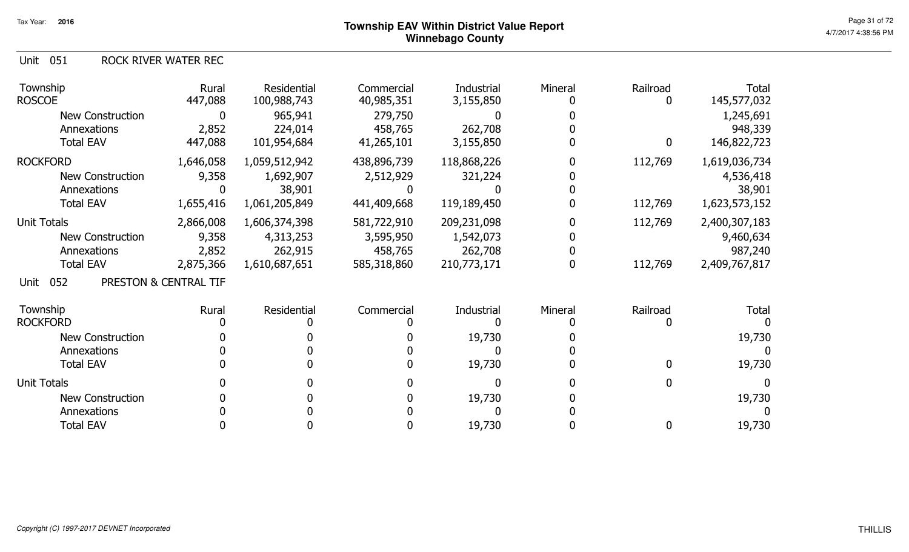# Township EAV Within District Value Report
## Winnebago County

Tax Year: 2016

Unit 051 ROCK RIVER WATER REC

| Township | Rural | Residential | Commercial | Industrial | Mineral | Railroad | Total |
|---|---|---|---|---|---|---|---|
| ROSCOE | 447,088 | 100,988,743 | 40,985,351 | 3,155,850 | 0 | 0 | 145,577,032 |
| New Construction | 0 | 965,941 | 279,750 | 0 | 0 | | 1,245,691 |
| Annexations | 2,852 | 224,014 | 458,765 | 262,708 | 0 | | 948,339 |
| Total EAV | 447,088 | 101,954,684 | 41,265,101 | 3,155,850 | 0 | 0 | 146,822,723 |
| ROCKFORD | 1,646,058 | 1,059,512,942 | 438,896,739 | 118,868,226 | 0 | 112,769 | 1,619,036,734 |
| New Construction | 9,358 | 1,692,907 | 2,512,929 | 321,224 | 0 | | 4,536,418 |
| Annexations | 0 | 38,901 | 0 | 0 | 0 | | 38,901 |
| Total EAV | 1,655,416 | 1,061,205,849 | 441,409,668 | 119,189,450 | 0 | 112,769 | 1,623,573,152 |
| Unit Totals | 2,866,008 | 1,606,374,398 | 581,722,910 | 209,231,098 | 0 | 112,769 | 2,400,307,183 |
| New Construction | 9,358 | 4,313,253 | 3,595,950 | 1,542,073 | 0 | | 9,460,634 |
| Annexations | 2,852 | 262,915 | 458,765 | 262,708 | 0 | | 987,240 |
| Total EAV | 2,875,366 | 1,610,687,651 | 585,318,860 | 210,773,171 | 0 | 112,769 | 2,409,767,817 |

Unit 052 PRESTON & CENTRAL TIF

| Township | Rural | Residential | Commercial | Industrial | Mineral | Railroad | Total |
|---|---|---|---|---|---|---|---|
| ROCKFORD | 0 | 0 | 0 | 0 | 0 | 0 | 0 |
| New Construction | 0 | 0 | 0 | 19,730 | 0 | | 19,730 |
| Annexations | 0 | 0 | 0 | 0 | 0 | | 0 |
| Total EAV | 0 | 0 | 0 | 19,730 | 0 | 0 | 19,730 |
| Unit Totals | 0 | 0 | 0 | 0 | 0 | 0 | 0 |
| New Construction | 0 | 0 | 0 | 19,730 | 0 | | 19,730 |
| Annexations | 0 | 0 | 0 | 0 | 0 | | 0 |
| Total EAV | 0 | 0 | 0 | 19,730 | 0 | 0 | 19,730 |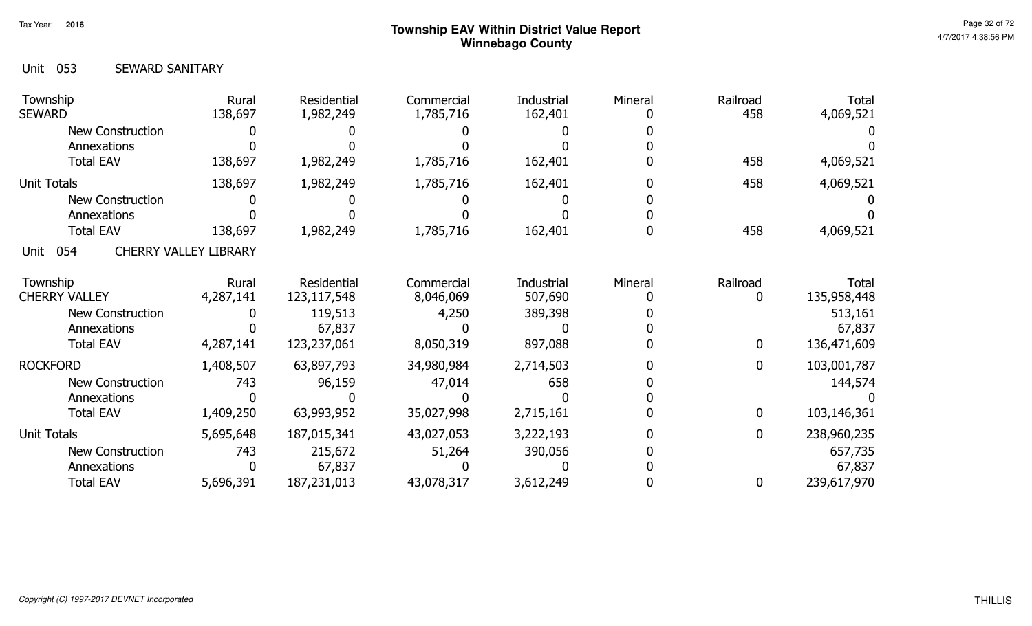# Township EAV Within District Value Report
## Winnebago County

Tax Year: 2016

### Unit 053 SEWARD SANITARY

| Township | Rural | Residential | Commercial | Industrial | Mineral | Railroad | Total |
|---|---|---|---|---|---|---|---|
| SEWARD | 138,697 | 1,982,249 | 1,785,716 | 162,401 | 0 | 458 | 4,069,521 |
| New Construction | 0 | 0 | 0 | 0 | 0 | | 0 |
| Annexations | 0 | 0 | 0 | 0 | 0 | | 0 |
| Total EAV | 138,697 | 1,982,249 | 1,785,716 | 162,401 | 0 | 458 | 4,069,521 |
| Unit Totals | 138,697 | 1,982,249 | 1,785,716 | 162,401 | 0 | 458 | 4,069,521 |
| New Construction | 0 | 0 | 0 | 0 | 0 | | 0 |
| Annexations | 0 | 0 | 0 | 0 | 0 | | 0 |
| Total EAV | 138,697 | 1,982,249 | 1,785,716 | 162,401 | 0 | 458 | 4,069,521 |

### Unit 054 CHERRY VALLEY LIBRARY

| Township | Rural | Residential | Commercial | Industrial | Mineral | Railroad | Total |
|---|---|---|---|---|---|---|---|
| CHERRY VALLEY | 4,287,141 | 123,117,548 | 8,046,069 | 507,690 | 0 | 0 | 135,958,448 |
| New Construction | 0 | 119,513 | 4,250 | 389,398 | 0 | | 513,161 |
| Annexations | 0 | 67,837 | 0 | 0 | 0 | | 67,837 |
| Total EAV | 4,287,141 | 123,237,061 | 8,050,319 | 897,088 | 0 | 0 | 136,471,609 |
| ROCKFORD | 1,408,507 | 63,897,793 | 34,980,984 | 2,714,503 | 0 | 0 | 103,001,787 |
| New Construction | 743 | 96,159 | 47,014 | 658 | 0 | | 144,574 |
| Annexations | 0 | 0 | 0 | 0 | 0 | | 0 |
| Total EAV | 1,409,250 | 63,993,952 | 35,027,998 | 2,715,161 | 0 | 0 | 103,146,361 |
| Unit Totals | 5,695,648 | 187,015,341 | 43,027,053 | 3,222,193 | 0 | 0 | 238,960,235 |
| New Construction | 743 | 215,672 | 51,264 | 390,056 | 0 | | 657,735 |
| Annexations | 0 | 67,837 | 0 | 0 | 0 | | 67,837 |
| Total EAV | 5,696,391 | 187,231,013 | 43,078,317 | 3,612,249 | 0 | 0 | 239,617,970 |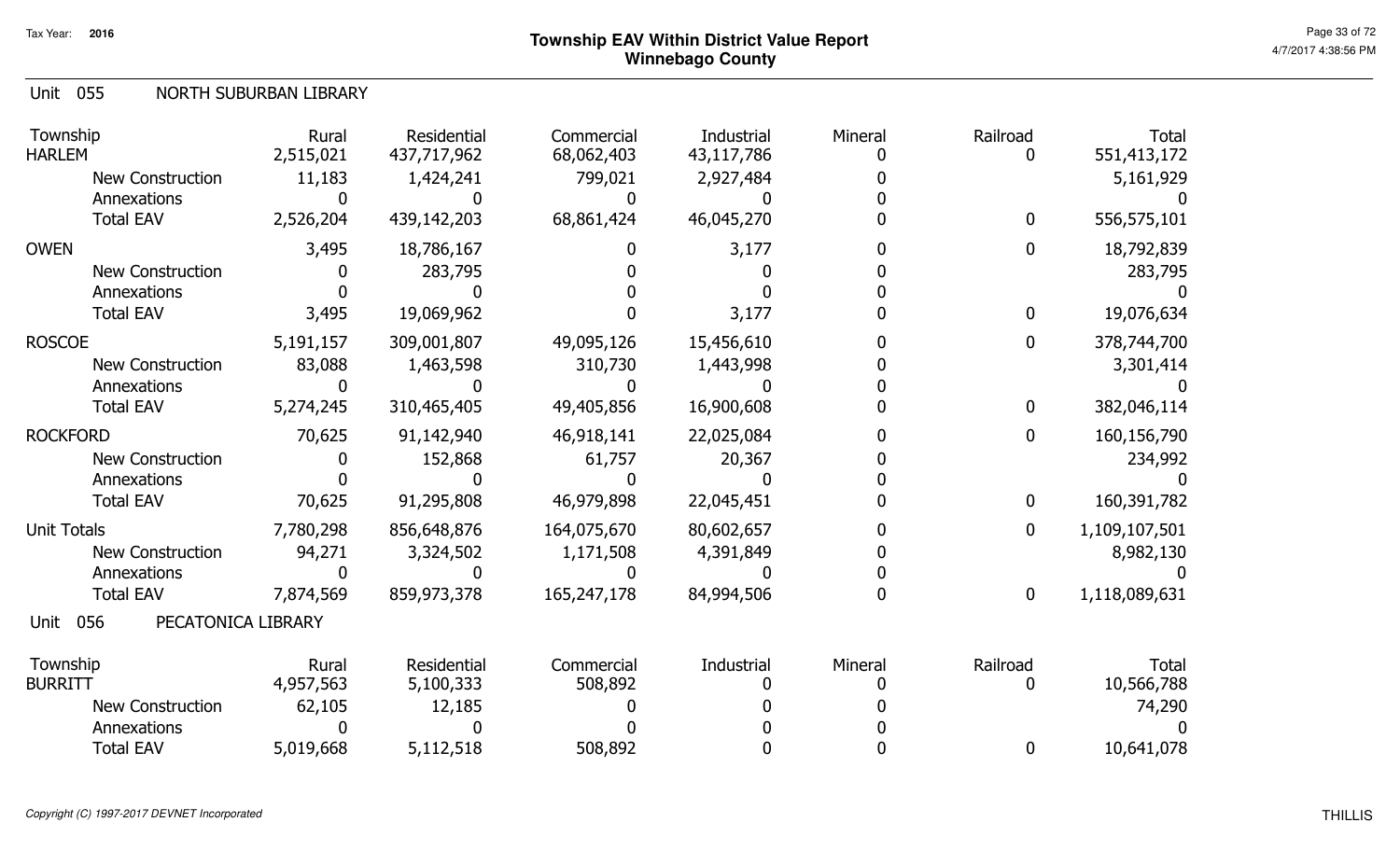# Township EAV Within District Value Report
## Winnebago County

Tax Year: 2016

4/7/2017 4:38:56 PM

### Unit 055 NORTH SUBURBAN LIBRARY

| Township | Rural | Residential | Commercial | Industrial | Mineral | Railroad | Total |
|---|---|---|---|---|---|---|---|
| HARLEM | 2,515,021 | 437,717,962 | 68,062,403 | 43,117,786 | 0 | 0 | 551,413,172 |
| New Construction | 11,183 | 1,424,241 | 799,021 | 2,927,484 | 0 | | 5,161,929 |
| Annexations | 0 | 0 | 0 | 0 | 0 | | 0 |
| Total EAV | 2,526,204 | 439,142,203 | 68,861,424 | 46,045,270 | 0 | 0 | 556,575,101 |
| OWEN | 3,495 | 18,786,167 | 0 | 3,177 | 0 | 0 | 18,792,839 |
| New Construction | 0 | 283,795 | 0 | 0 | 0 | | 283,795 |
| Annexations | 0 | 0 | 0 | 0 | 0 | | 0 |
| Total EAV | 3,495 | 19,069,962 | 0 | 3,177 | 0 | 0 | 19,076,634 |
| ROSCOE | 5,191,157 | 309,001,807 | 49,095,126 | 15,456,610 | 0 | 0 | 378,744,700 |
| New Construction | 83,088 | 1,463,598 | 310,730 | 1,443,998 | 0 | | 3,301,414 |
| Annexations | 0 | 0 | 0 | 0 | 0 | | 0 |
| Total EAV | 5,274,245 | 310,465,405 | 49,405,856 | 16,900,608 | 0 | 0 | 382,046,114 |
| ROCKFORD | 70,625 | 91,142,940 | 46,918,141 | 22,025,084 | 0 | 0 | 160,156,790 |
| New Construction | 0 | 152,868 | 61,757 | 20,367 | 0 | | 234,992 |
| Annexations | 0 | 0 | 0 | 0 | 0 | | 0 |
| Total EAV | 70,625 | 91,295,808 | 46,979,898 | 22,045,451 | 0 | 0 | 160,391,782 |
| Unit Totals | 7,780,298 | 856,648,876 | 164,075,670 | 80,602,657 | 0 | 0 | 1,109,107,501 |
| New Construction | 94,271 | 3,324,502 | 1,171,508 | 4,391,849 | 0 | | 8,982,130 |
| Annexations | 0 | 0 | 0 | 0 | 0 | | 0 |
| Total EAV | 7,874,569 | 859,973,378 | 165,247,178 | 84,994,506 | 0 | 0 | 1,118,089,631 |

### Unit 056 PECATONICA LIBRARY

| Township | Rural | Residential | Commercial | Industrial | Mineral | Railroad | Total |
|---|---|---|---|---|---|---|---|
| BURRITT | 4,957,563 | 5,100,333 | 508,892 | 0 | 0 | 0 | 10,566,788 |
| New Construction | 62,105 | 12,185 | 0 | 0 | 0 | | 74,290 |
| Annexations | 0 | 0 | 0 | 0 | 0 | | 0 |
| Total EAV | 5,019,668 | 5,112,518 | 508,892 | 0 | 0 | 0 | 10,641,078 |

*Copyright (C) 1997-2017 DEVNET Incorporated*

THILLIS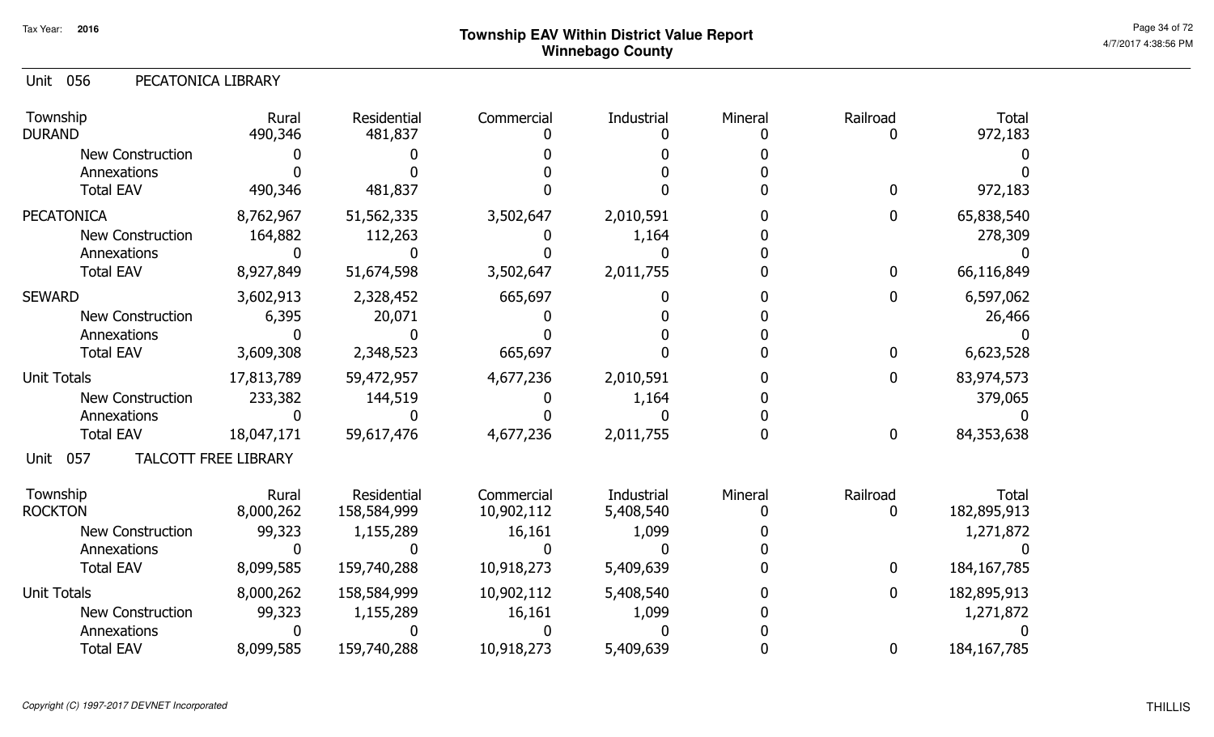# Township EAV Within District Value Report
## Winnebago County

Tax Year: 2016

### Unit 056 PECATONICA LIBRARY

| Township | Rural | Residential | Commercial | Industrial | Mineral | Railroad | Total |
|---|---|---|---|---|---|---|---|
| DURAND | 490,346 | 481,837 | 0 | 0 | 0 | 0 | 972,183 |
| New Construction | 0 | 0 | 0 | 0 | 0 | | 0 |
| Annexations | 0 | 0 | 0 | 0 | 0 | | 0 |
| Total EAV | 490,346 | 481,837 | 0 | 0 | 0 | 0 | 972,183 |
| PECATONICA | 8,762,967 | 51,562,335 | 3,502,647 | 2,010,591 | 0 | 0 | 65,838,540 |
| New Construction | 164,882 | 112,263 | 0 | 1,164 | 0 | | 278,309 |
| Annexations | 0 | 0 | 0 | 0 | 0 | | 0 |
| Total EAV | 8,927,849 | 51,674,598 | 3,502,647 | 2,011,755 | 0 | 0 | 66,116,849 |
| SEWARD | 3,602,913 | 2,328,452 | 665,697 | 0 | 0 | 0 | 6,597,062 |
| New Construction | 6,395 | 20,071 | 0 | 0 | 0 | | 26,466 |
| Annexations | 0 | 0 | 0 | 0 | 0 | | 0 |
| Total EAV | 3,609,308 | 2,348,523 | 665,697 | 0 | 0 | 0 | 6,623,528 |
| Unit Totals | 17,813,789 | 59,472,957 | 4,677,236 | 2,010,591 | 0 | 0 | 83,974,573 |
| New Construction | 233,382 | 144,519 | 0 | 1,164 | 0 | | 379,065 |
| Annexations | 0 | 0 | 0 | 0 | 0 | | 0 |
| Total EAV | 18,047,171 | 59,617,476 | 4,677,236 | 2,011,755 | 0 | 0 | 84,353,638 |

### Unit 057 TALCOTT FREE LIBRARY

| Township | Rural | Residential | Commercial | Industrial | Mineral | Railroad | Total |
|---|---|---|---|---|---|---|---|
| ROCKTON | 8,000,262 | 158,584,999 | 10,902,112 | 5,408,540 | 0 | 0 | 182,895,913 |
| New Construction | 99,323 | 1,155,289 | 16,161 | 1,099 | 0 | | 1,271,872 |
| Annexations | 0 | 0 | 0 | 0 | 0 | | 0 |
| Total EAV | 8,099,585 | 159,740,288 | 10,918,273 | 5,409,639 | 0 | 0 | 184,167,785 |
| Unit Totals | 8,000,262 | 158,584,999 | 10,902,112 | 5,408,540 | 0 | 0 | 182,895,913 |
| New Construction | 99,323 | 1,155,289 | 16,161 | 1,099 | 0 | | 1,271,872 |
| Annexations | 0 | 0 | 0 | 0 | 0 | | 0 |
| Total EAV | 8,099,585 | 159,740,288 | 10,918,273 | 5,409,639 | 0 | 0 | 184,167,785 |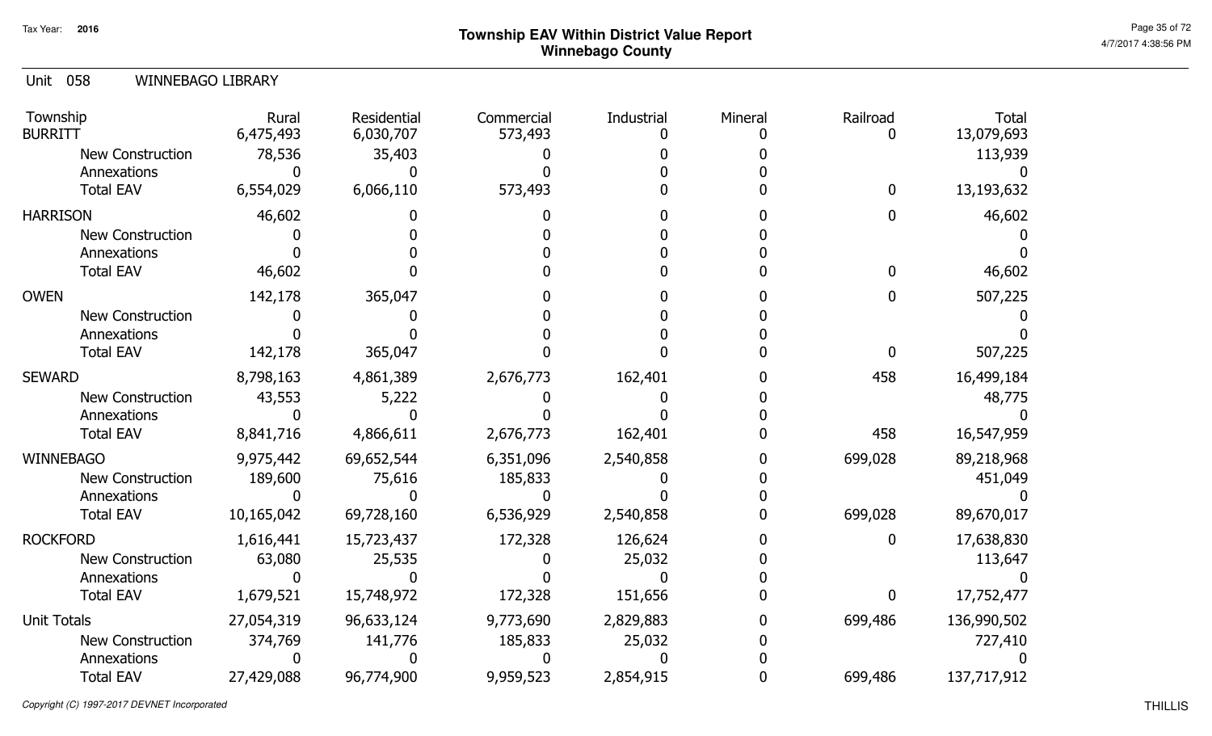Tax Year: **2016**

# Township EAV Within District Value Report
## Winnebago County

Unit 058 WINNEBAGO LIBRARY

| Township | Rural | Residential | Commercial | Industrial | Mineral | Railroad | Total |
|---|---|---|---|---|---|---|---|
| BURRITT | 6,475,493 | 6,030,707 | 573,493 | 0 | 0 | 0 | 13,079,693 |
| New Construction | 78,536 | 35,403 | 0 | 0 | 0 | | 113,939 |
| Annexations | 0 | 0 | 0 | 0 | 0 | | 0 |
| Total EAV | 6,554,029 | 6,066,110 | 573,493 | 0 | 0 | 0 | 13,193,632 |
| HARRISON | 46,602 | 0 | 0 | 0 | 0 | 0 | 46,602 |
| New Construction | 0 | 0 | 0 | 0 | 0 | | 0 |
| Annexations | 0 | 0 | 0 | 0 | 0 | | 0 |
| Total EAV | 46,602 | 0 | 0 | 0 | 0 | 0 | 46,602 |
| OWEN | 142,178 | 365,047 | 0 | 0 | 0 | 0 | 507,225 |
| New Construction | 0 | 0 | 0 | 0 | 0 | | 0 |
| Annexations | 0 | 0 | 0 | 0 | 0 | | 0 |
| Total EAV | 142,178 | 365,047 | 0 | 0 | 0 | 0 | 507,225 |
| SEWARD | 8,798,163 | 4,861,389 | 2,676,773 | 162,401 | 0 | 458 | 16,499,184 |
| New Construction | 43,553 | 5,222 | 0 | 0 | 0 | | 48,775 |
| Annexations | 0 | 0 | 0 | 0 | 0 | | 0 |
| Total EAV | 8,841,716 | 4,866,611 | 2,676,773 | 162,401 | 0 | 458 | 16,547,959 |
| WINNEBAGO | 9,975,442 | 69,652,544 | 6,351,096 | 2,540,858 | 0 | 699,028 | 89,218,968 |
| New Construction | 189,600 | 75,616 | 185,833 | 0 | 0 | | 451,049 |
| Annexations | 0 | 0 | 0 | 0 | 0 | | 0 |
| Total EAV | 10,165,042 | 69,728,160 | 6,536,929 | 2,540,858 | 0 | 699,028 | 89,670,017 |
| ROCKFORD | 1,616,441 | 15,723,437 | 172,328 | 126,624 | 0 | 0 | 17,638,830 |
| New Construction | 63,080 | 25,535 | 0 | 25,032 | 0 | | 113,647 |
| Annexations | 0 | 0 | 0 | 0 | 0 | | 0 |
| Total EAV | 1,679,521 | 15,748,972 | 172,328 | 151,656 | 0 | 0 | 17,752,477 |
| Unit Totals | 27,054,319 | 96,633,124 | 9,773,690 | 2,829,883 | 0 | 699,486 | 136,990,502 |
| New Construction | 374,769 | 141,776 | 185,833 | 25,032 | 0 | | 727,410 |
| Annexations | 0 | 0 | 0 | 0 | 0 | | 0 |
| Total EAV | 27,429,088 | 96,774,900 | 9,959,523 | 2,854,915 | 0 | 699,486 | 137,717,912 |

*Copyright (C) 1997-2017 DEVNET Incorporated*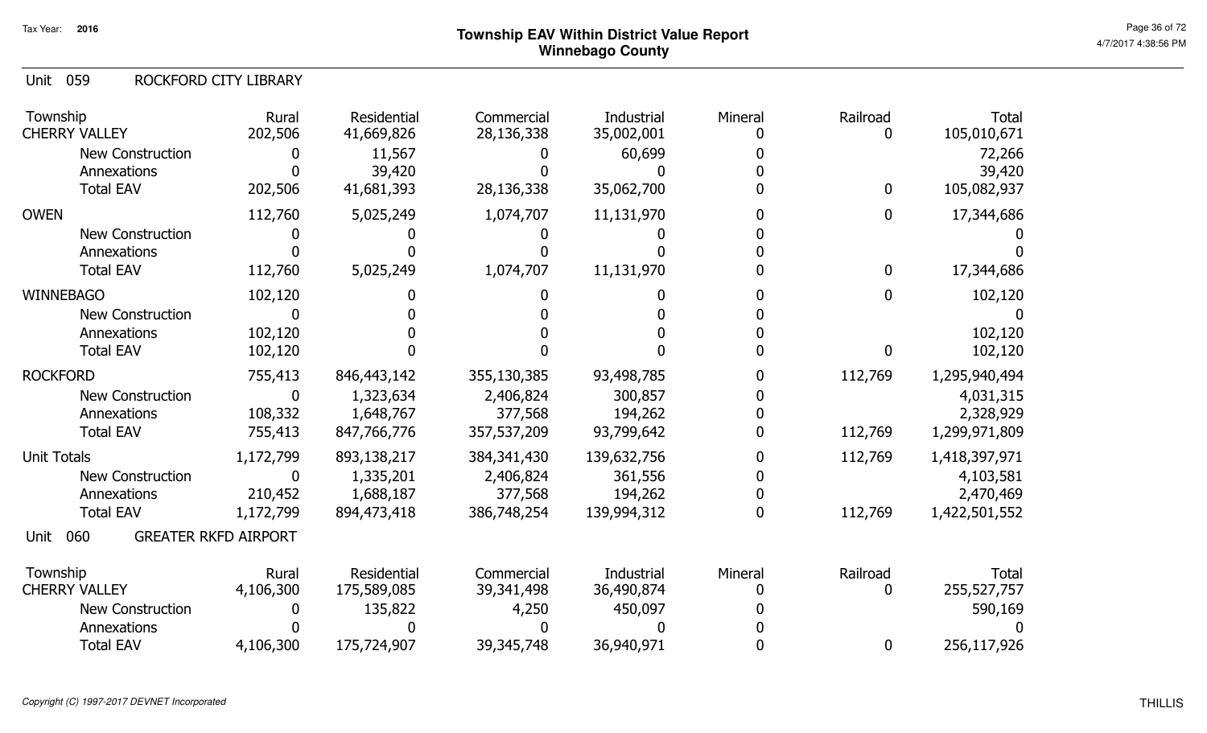# Township EAV Within District Value Report
## Winnebago County

Tax Year: 2016

### Unit 059 ROCKFORD CITY LIBRARY

| Township | Rural | Residential | Commercial | Industrial | Mineral | Railroad | Total |
|---|---|---|---|---|---|---|---|
| CHERRY VALLEY | 202,506 | 41,669,826 | 28,136,338 | 35,002,001 | 0 | 0 | 105,010,671 |
| New Construction | 0 | 11,567 | 0 | 60,699 | 0 | | 72,266 |
| Annexations | 0 | 39,420 | 0 | 0 | 0 | | 39,420 |
| Total EAV | 202,506 | 41,681,393 | 28,136,338 | 35,062,700 | 0 | 0 | 105,082,937 |
| OWEN | 112,760 | 5,025,249 | 1,074,707 | 11,131,970 | 0 | 0 | 17,344,686 |
| New Construction | 0 | 0 | 0 | 0 | 0 | | 0 |
| Annexations | 0 | 0 | 0 | 0 | 0 | | 0 |
| Total EAV | 112,760 | 5,025,249 | 1,074,707 | 11,131,970 | 0 | 0 | 17,344,686 |
| WINNEBAGO | 102,120 | 0 | 0 | 0 | 0 | 0 | 102,120 |
| New Construction | 0 | 0 | 0 | 0 | 0 | | 0 |
| Annexations | 102,120 | 0 | 0 | 0 | 0 | | 102,120 |
| Total EAV | 102,120 | 0 | 0 | 0 | 0 | 0 | 102,120 |
| ROCKFORD | 755,413 | 846,443,142 | 355,130,385 | 93,498,785 | 0 | 112,769 | 1,295,940,494 |
| New Construction | 0 | 1,323,634 | 2,406,824 | 300,857 | 0 | | 4,031,315 |
| Annexations | 108,332 | 1,648,767 | 377,568 | 194,262 | 0 | | 2,328,929 |
| Total EAV | 755,413 | 847,766,776 | 357,537,209 | 93,799,642 | 0 | 112,769 | 1,299,971,809 |
| Unit Totals | 1,172,799 | 893,138,217 | 384,341,430 | 139,632,756 | 0 | 112,769 | 1,418,397,971 |
| New Construction | 0 | 1,335,201 | 2,406,824 | 361,556 | 0 | | 4,103,581 |
| Annexations | 210,452 | 1,688,187 | 377,568 | 194,262 | 0 | | 2,470,469 |
| Total EAV | 1,172,799 | 894,473,418 | 386,748,254 | 139,994,312 | 0 | 112,769 | 1,422,501,552 |

### Unit 060 GREATER RKFD AIRPORT

| Township | Rural | Residential | Commercial | Industrial | Mineral | Railroad | Total |
|---|---|---|---|---|---|---|---|
| CHERRY VALLEY | 4,106,300 | 175,589,085 | 39,341,498 | 36,490,874 | 0 | 0 | 255,527,757 |
| New Construction | 0 | 135,822 | 4,250 | 450,097 | 0 | | 590,169 |
| Annexations | 0 | 0 | 0 | 0 | 0 | | 0 |
| Total EAV | 4,106,300 | 175,724,907 | 39,345,748 | 36,940,971 | 0 | 0 | 256,117,926 |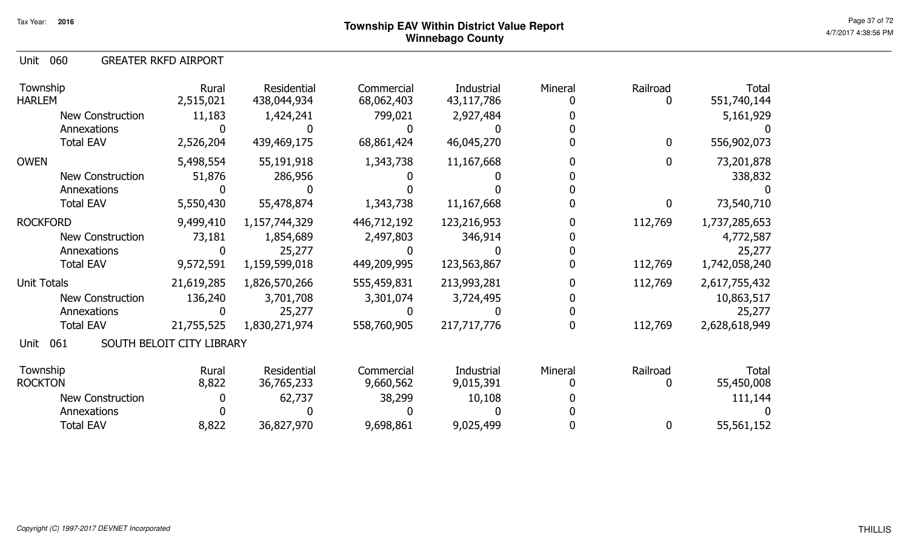# Township EAV Within District Value Report
## Winnebago County

Tax Year: 2016

### Unit 060 GREATER RKFD AIRPORT

| Township | Rural | Residential | Commercial | Industrial | Mineral | Railroad | Total |
|---|---|---|---|---|---|---|---|
| HARLEM | 2,515,021 | 438,044,934 | 68,062,403 | 43,117,786 | 0 | 0 | 551,740,144 |
| New Construction | 11,183 | 1,424,241 | 799,021 | 2,927,484 | 0 | | 5,161,929 |
| Annexations | 0 | 0 | 0 | 0 | 0 | | 0 |
| Total EAV | 2,526,204 | 439,469,175 | 68,861,424 | 46,045,270 | 0 | 0 | 556,902,073 |
| OWEN | 5,498,554 | 55,191,918 | 1,343,738 | 11,167,668 | 0 | 0 | 73,201,878 |
| New Construction | 51,876 | 286,956 | 0 | 0 | 0 | | 338,832 |
| Annexations | 0 | 0 | 0 | 0 | 0 | | 0 |
| Total EAV | 5,550,430 | 55,478,874 | 1,343,738 | 11,167,668 | 0 | 0 | 73,540,710 |
| ROCKFORD | 9,499,410 | 1,157,744,329 | 446,712,192 | 123,216,953 | 0 | 112,769 | 1,737,285,653 |
| New Construction | 73,181 | 1,854,689 | 2,497,803 | 346,914 | 0 | | 4,772,587 |
| Annexations | 0 | 25,277 | 0 | 0 | 0 | | 25,277 |
| Total EAV | 9,572,591 | 1,159,599,018 | 449,209,995 | 123,563,867 | 0 | 112,769 | 1,742,058,240 |
| Unit Totals | 21,619,285 | 1,826,570,266 | 555,459,831 | 213,993,281 | 0 | 112,769 | 2,617,755,432 |
| New Construction | 136,240 | 3,701,708 | 3,301,074 | 3,724,495 | 0 | | 10,863,517 |
| Annexations | 0 | 25,277 | 0 | 0 | 0 | | 25,277 |
| Total EAV | 21,755,525 | 1,830,271,974 | 558,760,905 | 217,717,776 | 0 | 112,769 | 2,628,618,949 |

### Unit 061 SOUTH BELOIT CITY LIBRARY

| Township | Rural | Residential | Commercial | Industrial | Mineral | Railroad | Total |
|---|---|---|---|---|---|---|---|
| ROCKTON | 8,822 | 36,765,233 | 9,660,562 | 9,015,391 | 0 | 0 | 55,450,008 |
| New Construction | 0 | 62,737 | 38,299 | 10,108 | 0 | | 111,144 |
| Annexations | 0 | 0 | 0 | 0 | 0 | | 0 |
| Total EAV | 8,822 | 36,827,970 | 9,698,861 | 9,025,499 | 0 | 0 | 55,561,152 |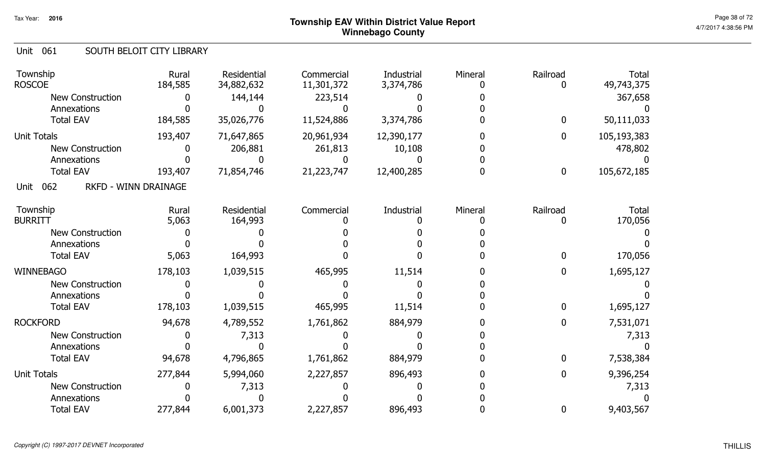Tax Year: 2016

# Township EAV Within District Value Report
## Winnebago County

4/7/2017 4:38:56 PM

### Unit 061 SOUTH BELOIT CITY LIBRARY

| Township | Rural | Residential | Commercial | Industrial | Mineral | Railroad | Total |
|---|---|---|---|---|---|---|---|
| ROSCOE | 184,585 | 34,882,632 | 11,301,372 | 3,374,786 | 0 | 0 | 49,743,375 |
| New Construction | 0 | 144,144 | 223,514 | 0 | 0 | | 367,658 |
| Annexations | 0 | 0 | 0 | 0 | 0 | | 0 |
| Total EAV | 184,585 | 35,026,776 | 11,524,886 | 3,374,786 | 0 | 0 | 50,111,033 |
| Unit Totals | 193,407 | 71,647,865 | 20,961,934 | 12,390,177 | 0 | 0 | 105,193,383 |
| New Construction | 0 | 206,881 | 261,813 | 10,108 | 0 | | 478,802 |
| Annexations | 0 | 0 | 0 | 0 | 0 | | 0 |
| Total EAV | 193,407 | 71,854,746 | 21,223,747 | 12,400,285 | 0 | 0 | 105,672,185 |

### Unit 062 RKFD - WINN DRAINAGE

| Township | Rural | Residential | Commercial | Industrial | Mineral | Railroad | Total |
|---|---|---|---|---|---|---|---|
| BURRITT | 5,063 | 164,993 | 0 | 0 | 0 | 0 | 170,056 |
| New Construction | 0 | 0 | 0 | 0 | 0 | | 0 |
| Annexations | 0 | 0 | 0 | 0 | 0 | | 0 |
| Total EAV | 5,063 | 164,993 | 0 | 0 | 0 | 0 | 170,056 |
| WINNEBAGO | 178,103 | 1,039,515 | 465,995 | 11,514 | 0 | 0 | 1,695,127 |
| New Construction | 0 | 0 | 0 | 0 | 0 | | 0 |
| Annexations | 0 | 0 | 0 | 0 | 0 | | 0 |
| Total EAV | 178,103 | 1,039,515 | 465,995 | 11,514 | 0 | 0 | 1,695,127 |
| ROCKFORD | 94,678 | 4,789,552 | 1,761,862 | 884,979 | 0 | 0 | 7,531,071 |
| New Construction | 0 | 7,313 | 0 | 0 | 0 | | 7,313 |
| Annexations | 0 | 0 | 0 | 0 | 0 | | 0 |
| Total EAV | 94,678 | 4,796,865 | 1,761,862 | 884,979 | 0 | 0 | 7,538,384 |
| Unit Totals | 277,844 | 5,994,060 | 2,227,857 | 896,493 | 0 | 0 | 9,396,254 |
| New Construction | 0 | 7,313 | 0 | 0 | 0 | | 7,313 |
| Annexations | 0 | 0 | 0 | 0 | 0 | | 0 |
| Total EAV | 277,844 | 6,001,373 | 2,227,857 | 896,493 | 0 | 0 | 9,403,567 |

*Copyright (C) 1997-2017 DEVNET Incorporated*

THILLIS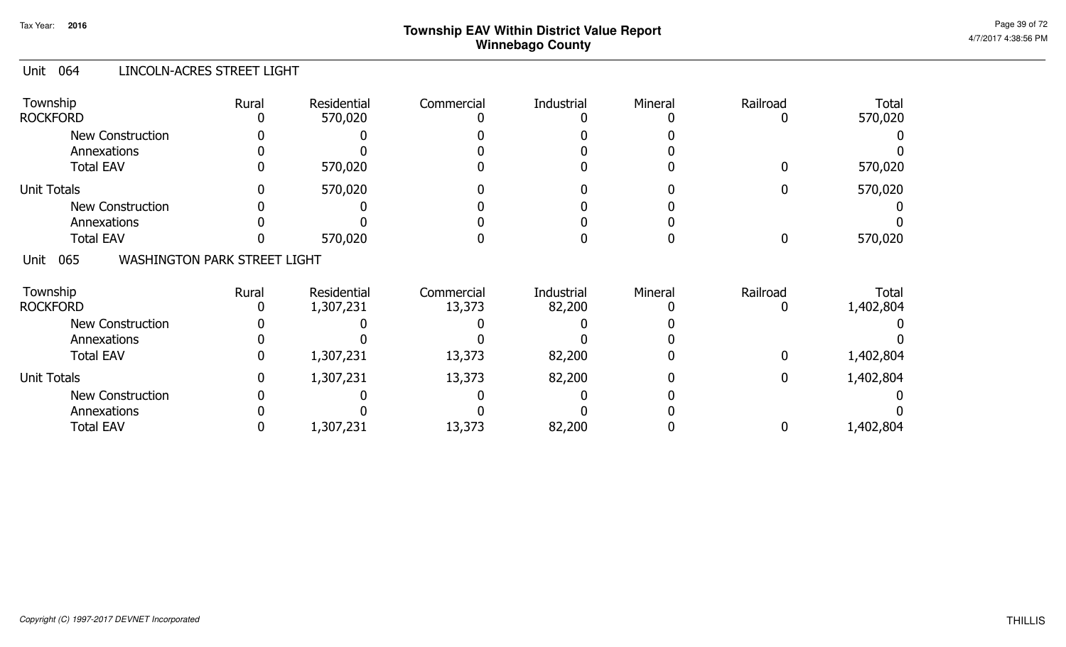# Township EAV Within District Value Report
## Winnebago County

Tax Year: 2016

## Unit 064 LINCOLN-ACRES STREET LIGHT

| Township | Rural | Residential | Commercial | Industrial | Mineral | Railroad | Total |
|---|---|---|---|---|---|---|---|
| ROCKFORD | 0 | 570,020 | 0 | 0 | 0 | 0 | 570,020 |
| New Construction | 0 | 0 | 0 | 0 | 0 | | 0 |
| Annexations | 0 | 0 | 0 | 0 | 0 | | 0 |
| Total EAV | 0 | 570,020 | 0 | 0 | 0 | 0 | 570,020 |
| Unit Totals | 0 | 570,020 | 0 | 0 | 0 | 0 | 570,020 |
| New Construction | 0 | 0 | 0 | 0 | 0 | | 0 |
| Annexations | 0 | 0 | 0 | 0 | 0 | | 0 |
| Total EAV | 0 | 570,020 | 0 | 0 | 0 | 0 | 570,020 |

## Unit 065 WASHINGTON PARK STREET LIGHT

| Township | Rural | Residential | Commercial | Industrial | Mineral | Railroad | Total |
|---|---|---|---|---|---|---|---|
| ROCKFORD | 0 | 1,307,231 | 13,373 | 82,200 | 0 | 0 | 1,402,804 |
| New Construction | 0 | 0 | 0 | 0 | 0 | | 0 |
| Annexations | 0 | 0 | 0 | 0 | 0 | | 0 |
| Total EAV | 0 | 1,307,231 | 13,373 | 82,200 | 0 | 0 | 1,402,804 |
| Unit Totals | 0 | 1,307,231 | 13,373 | 82,200 | 0 | 0 | 1,402,804 |
| New Construction | 0 | 0 | 0 | 0 | 0 | | 0 |
| Annexations | 0 | 0 | 0 | 0 | 0 | | 0 |
| Total EAV | 0 | 1,307,231 | 13,373 | 82,200 | 0 | 0 | 1,402,804 |

*Copyright (C) 1997-2017 DEVNET Incorporated*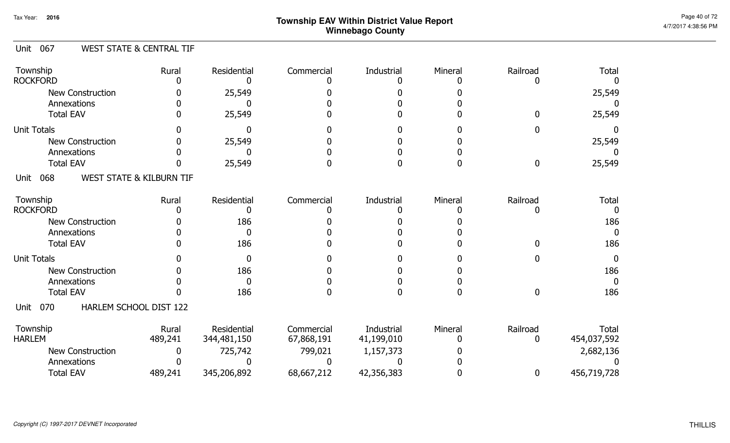# Township EAV Within District Value Report
## Winnebago County

Tax Year: 2016

### Unit 067 WEST STATE & CENTRAL TIF

| Township | Rural | Residential | Commercial | Industrial | Mineral | Railroad | Total |
|---|---|---|---|---|---|---|---|
| ROCKFORD | 0 | 0 | 0 | 0 | 0 | 0 | 0 |
| New Construction | 0 | 25,549 | 0 | 0 | 0 | | 25,549 |
| Annexations | 0 | 0 | 0 | 0 | 0 | | 0 |
| Total EAV | 0 | 25,549 | 0 | 0 | 0 | 0 | 25,549 |
| Unit Totals | 0 | 0 | 0 | 0 | 0 | 0 | 0 |
| New Construction | 0 | 25,549 | 0 | 0 | 0 | | 25,549 |
| Annexations | 0 | 0 | 0 | 0 | 0 | | 0 |
| Total EAV | 0 | 25,549 | 0 | 0 | 0 | 0 | 25,549 |

### Unit 068 WEST STATE & KILBURN TIF

| Township | Rural | Residential | Commercial | Industrial | Mineral | Railroad | Total |
|---|---|---|---|---|---|---|---|
| ROCKFORD | 0 | 0 | 0 | 0 | 0 | 0 | 0 |
| New Construction | 0 | 186 | 0 | 0 | 0 | | 186 |
| Annexations | 0 | 0 | 0 | 0 | 0 | | 0 |
| Total EAV | 0 | 186 | 0 | 0 | 0 | 0 | 186 |
| Unit Totals | 0 | 0 | 0 | 0 | 0 | 0 | 0 |
| New Construction | 0 | 186 | 0 | 0 | 0 | | 186 |
| Annexations | 0 | 0 | 0 | 0 | 0 | | 0 |
| Total EAV | 0 | 186 | 0 | 0 | 0 | 0 | 186 |

### Unit 070 HARLEM SCHOOL DIST 122

| Township | Rural | Residential | Commercial | Industrial | Mineral | Railroad | Total |
|---|---|---|---|---|---|---|---|
| HARLEM | 489,241 | 344,481,150 | 67,868,191 | 41,199,010 | 0 | 0 | 454,037,592 |
| New Construction | 0 | 725,742 | 799,021 | 1,157,373 | 0 | | 2,682,136 |
| Annexations | 0 | 0 | 0 | 0 | 0 | | 0 |
| Total EAV | 489,241 | 345,206,892 | 68,667,212 | 42,356,383 | 0 | 0 | 456,719,728 |

*Copyright (C) 1997-2017 DEVNET Incorporated*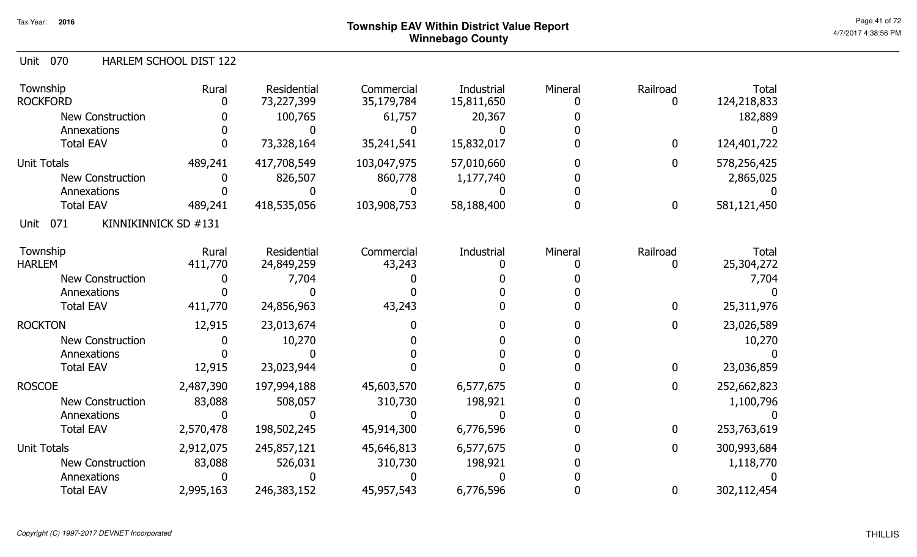# Township EAV Within District Value Report
## Winnebago County

Tax Year: 2016

### Unit 070 HARLEM SCHOOL DIST 122

| Township | Rural | Residential | Commercial | Industrial | Mineral | Railroad | Total |
|---|---|---|---|---|---|---|---|
| ROCKFORD | 0 | 73,227,399 | 35,179,784 | 15,811,650 | 0 | 0 | 124,218,833 |
| New Construction | 0 | 100,765 | 61,757 | 20,367 | 0 | | 182,889 |
| Annexations | 0 | 0 | 0 | 0 | 0 | | 0 |
| Total EAV | 0 | 73,328,164 | 35,241,541 | 15,832,017 | 0 | 0 | 124,401,722 |
| Unit Totals | 489,241 | 417,708,549 | 103,047,975 | 57,010,660 | 0 | 0 | 578,256,425 |
| New Construction | 0 | 826,507 | 860,778 | 1,177,740 | 0 | | 2,865,025 |
| Annexations | 0 | 0 | 0 | 0 | 0 | | 0 |
| Total EAV | 489,241 | 418,535,056 | 103,908,753 | 58,188,400 | 0 | 0 | 581,121,450 |

### Unit 071 KINNIKINNICK SD #131

| Township | Rural | Residential | Commercial | Industrial | Mineral | Railroad | Total |
|---|---|---|---|---|---|---|---|
| HARLEM | 411,770 | 24,849,259 | 43,243 | 0 | 0 | 0 | 25,304,272 |
| New Construction | 0 | 7,704 | 0 | 0 | 0 | | 7,704 |
| Annexations | 0 | 0 | 0 | 0 | 0 | | 0 |
| Total EAV | 411,770 | 24,856,963 | 43,243 | 0 | 0 | 0 | 25,311,976 |
| ROCKTON | 12,915 | 23,013,674 | 0 | 0 | 0 | 0 | 23,026,589 |
| New Construction | 0 | 10,270 | 0 | 0 | 0 | | 10,270 |
| Annexations | 0 | 0 | 0 | 0 | 0 | | 0 |
| Total EAV | 12,915 | 23,023,944 | 0 | 0 | 0 | 0 | 23,036,859 |
| ROSCOE | 2,487,390 | 197,994,188 | 45,603,570 | 6,577,675 | 0 | 0 | 252,662,823 |
| New Construction | 83,088 | 508,057 | 310,730 | 198,921 | 0 | | 1,100,796 |
| Annexations | 0 | 0 | 0 | 0 | 0 | | 0 |
| Total EAV | 2,570,478 | 198,502,245 | 45,914,300 | 6,776,596 | 0 | 0 | 253,763,619 |
| Unit Totals | 2,912,075 | 245,857,121 | 45,646,813 | 6,577,675 | 0 | 0 | 300,993,684 |
| New Construction | 83,088 | 526,031 | 310,730 | 198,921 | 0 | | 1,118,770 |
| Annexations | 0 | 0 | 0 | 0 | 0 | | 0 |
| Total EAV | 2,995,163 | 246,383,152 | 45,957,543 | 6,776,596 | 0 | 0 | 302,112,454 |

*Copyright (C) 1997-2017 DEVNET Incorporated*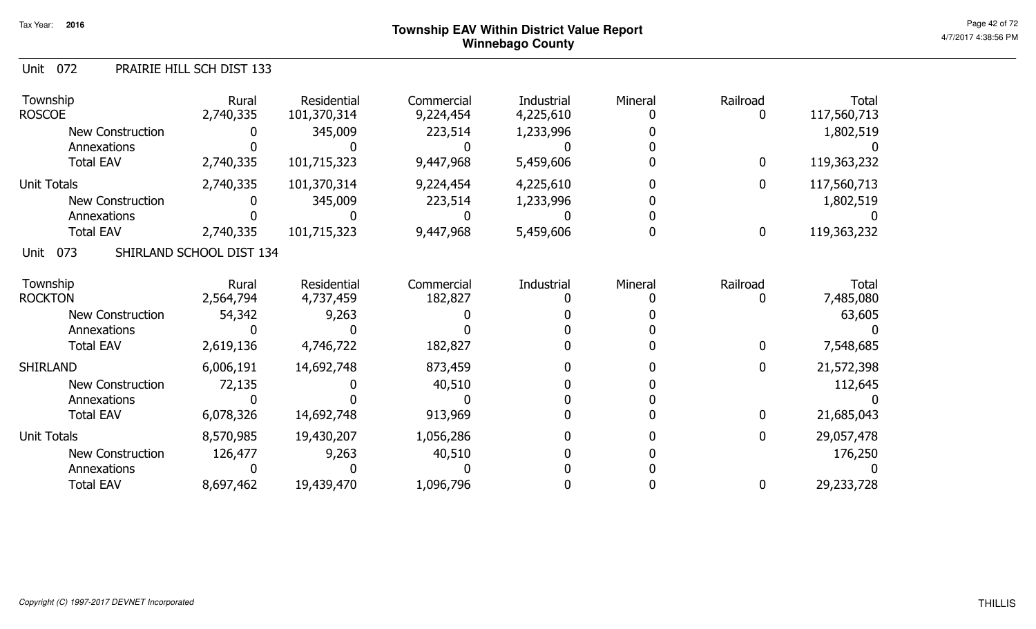# Township EAV Within District Value Report
## Winnebago County

Tax Year: 2016

### Unit 072 PRAIRIE HILL SCH DIST 133

| Township | Rural | Residential | Commercial | Industrial | Mineral | Railroad | Total |
|---|---|---|---|---|---|---|---|
| ROSCOE | 2,740,335 | 101,370,314 | 9,224,454 | 4,225,610 | 0 | 0 | 117,560,713 |
| New Construction | 0 | 345,009 | 223,514 | 1,233,996 | 0 | | 1,802,519 |
| Annexations | 0 | 0 | 0 | 0 | 0 | | 0 |
| Total EAV | 2,740,335 | 101,715,323 | 9,447,968 | 5,459,606 | 0 | 0 | 119,363,232 |
| Unit Totals | 2,740,335 | 101,370,314 | 9,224,454 | 4,225,610 | 0 | 0 | 117,560,713 |
| New Construction | 0 | 345,009 | 223,514 | 1,233,996 | 0 | | 1,802,519 |
| Annexations | 0 | 0 | 0 | 0 | 0 | | 0 |
| Total EAV | 2,740,335 | 101,715,323 | 9,447,968 | 5,459,606 | 0 | 0 | 119,363,232 |

### Unit 073 SHIRLAND SCHOOL DIST 134

| Township | Rural | Residential | Commercial | Industrial | Mineral | Railroad | Total |
|---|---|---|---|---|---|---|---|
| ROCKTON | 2,564,794 | 4,737,459 | 182,827 | 0 | 0 | 0 | 7,485,080 |
| New Construction | 54,342 | 9,263 | 0 | 0 | 0 | | 63,605 |
| Annexations | 0 | 0 | 0 | 0 | 0 | | 0 |
| Total EAV | 2,619,136 | 4,746,722 | 182,827 | 0 | 0 | 0 | 7,548,685 |
| SHIRLAND | 6,006,191 | 14,692,748 | 873,459 | 0 | 0 | 0 | 21,572,398 |
| New Construction | 72,135 | 0 | 40,510 | 0 | 0 | | 112,645 |
| Annexations | 0 | 0 | 0 | 0 | 0 | | 0 |
| Total EAV | 6,078,326 | 14,692,748 | 913,969 | 0 | 0 | 0 | 21,685,043 |
| Unit Totals | 8,570,985 | 19,430,207 | 1,056,286 | 0 | 0 | 0 | 29,057,478 |
| New Construction | 126,477 | 9,263 | 40,510 | 0 | 0 | | 176,250 |
| Annexations | 0 | 0 | 0 | 0 | 0 | | 0 |
| Total EAV | 8,697,462 | 19,439,470 | 1,096,796 | 0 | 0 | 0 | 29,233,728 |

*Copyright (C) 1997-2017 DEVNET Incorporated*

THILLIS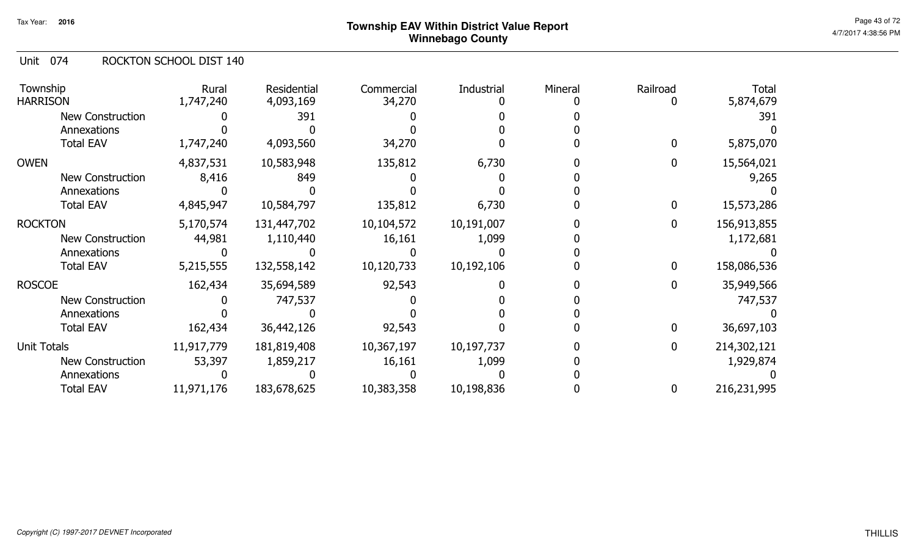# Township EAV Within District Value Report
## Winnebago County

Tax Year: 2016

Unit 074 ROCKTON SCHOOL DIST 140

| Township | Rural | Residential | Commercial | Industrial | Mineral | Railroad | Total |
|---|---|---|---|---|---|---|---|
| HARRISON | 1,747,240 | 4,093,169 | 34,270 | 0 | 0 | 0 | 5,874,679 |
| New Construction | 0 | 391 | 0 | 0 | 0 | | 391 |
| Annexations | 0 | 0 | 0 | 0 | 0 | | 0 |
| Total EAV | 1,747,240 | 4,093,560 | 34,270 | 0 | 0 | 0 | 5,875,070 |
| OWEN | 4,837,531 | 10,583,948 | 135,812 | 6,730 | 0 | 0 | 15,564,021 |
| New Construction | 8,416 | 849 | 0 | 0 | 0 | | 9,265 |
| Annexations | 0 | 0 | 0 | 0 | 0 | | 0 |
| Total EAV | 4,845,947 | 10,584,797 | 135,812 | 6,730 | 0 | 0 | 15,573,286 |
| ROCKTON | 5,170,574 | 131,447,702 | 10,104,572 | 10,191,007 | 0 | 0 | 156,913,855 |
| New Construction | 44,981 | 1,110,440 | 16,161 | 1,099 | 0 | | 1,172,681 |
| Annexations | 0 | 0 | 0 | 0 | 0 | | 0 |
| Total EAV | 5,215,555 | 132,558,142 | 10,120,733 | 10,192,106 | 0 | 0 | 158,086,536 |
| ROSCOE | 162,434 | 35,694,589 | 92,543 | 0 | 0 | 0 | 35,949,566 |
| New Construction | 0 | 747,537 | 0 | 0 | 0 | | 747,537 |
| Annexations | 0 | 0 | 0 | 0 | 0 | | 0 |
| Total EAV | 162,434 | 36,442,126 | 92,543 | 0 | 0 | 0 | 36,697,103 |
| Unit Totals | 11,917,779 | 181,819,408 | 10,367,197 | 10,197,737 | 0 | 0 | 214,302,121 |
| New Construction | 53,397 | 1,859,217 | 16,161 | 1,099 | 0 | | 1,929,874 |
| Annexations | 0 | 0 | 0 | 0 | 0 | | 0 |
| Total EAV | 11,971,176 | 183,678,625 | 10,383,358 | 10,198,836 | 0 | 0 | 216,231,995 |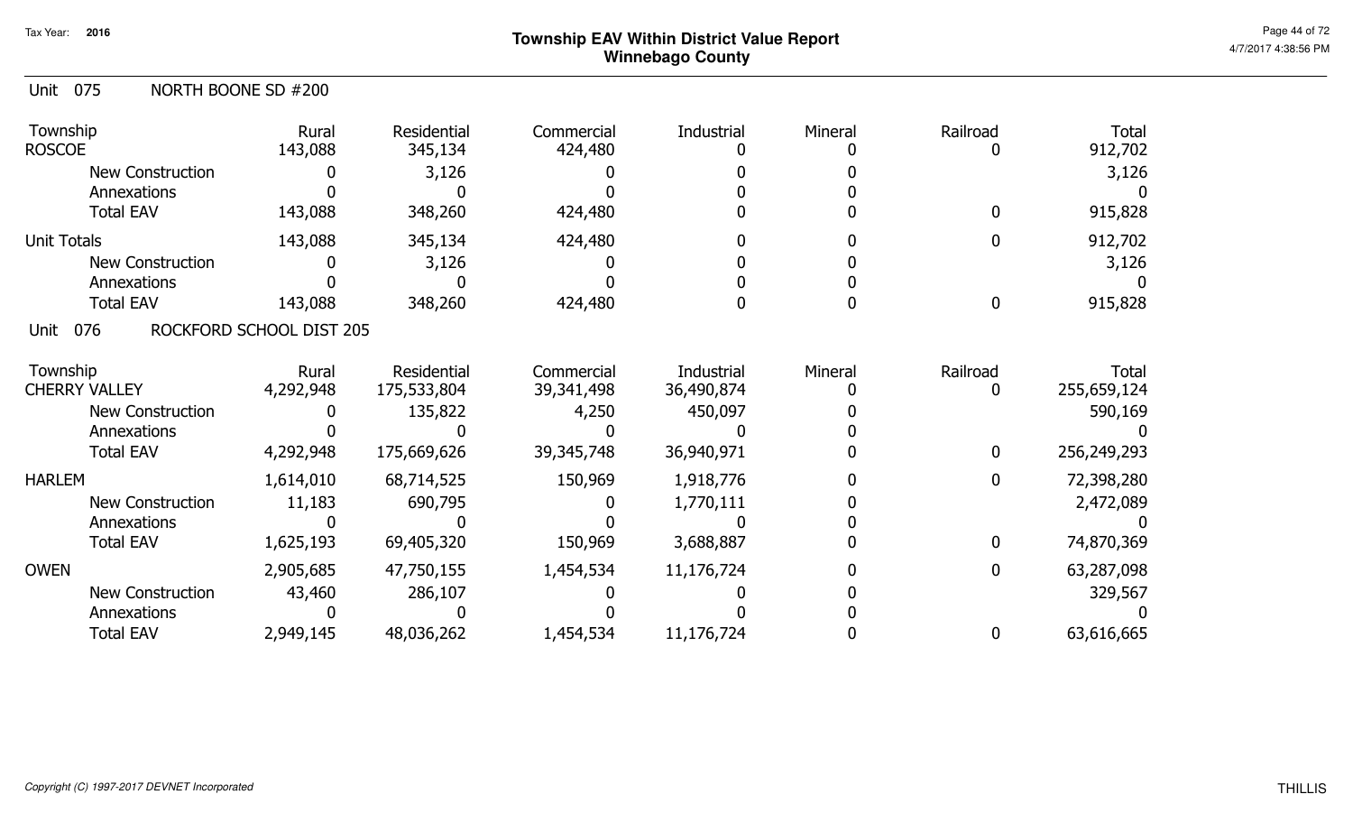**Tax Year: 2016**

# Township EAV Within District Value Report
## Winnebago County

Unit 075 NORTH BOONE SD #200

| Township | Rural | Residential | Commercial | Industrial | Mineral | Railroad | Total |
|---|---|---|---|---|---|---|---|
| ROSCOE | 143,088 | 345,134 | 424,480 | 0 | 0 | 0 | 912,702 |
| New Construction | 0 | 3,126 | 0 | 0 | 0 | | 3,126 |
| Annexations | 0 | 0 | 0 | 0 | 0 | | 0 |
| Total EAV | 143,088 | 348,260 | 424,480 | 0 | 0 | 0 | 915,828 |
| Unit Totals | 143,088 | 345,134 | 424,480 | 0 | 0 | 0 | 912,702 |
| New Construction | 0 | 3,126 | 0 | 0 | 0 | | 3,126 |
| Annexations | 0 | 0 | 0 | 0 | 0 | | 0 |
| Total EAV | 143,088 | 348,260 | 424,480 | 0 | 0 | 0 | 915,828 |

Unit 076 ROCKFORD SCHOOL DIST 205

| Township | Rural | Residential | Commercial | Industrial | Mineral | Railroad | Total |
|---|---|---|---|---|---|---|---|
| CHERRY VALLEY | 4,292,948 | 175,533,804 | 39,341,498 | 36,490,874 | 0 | 0 | 255,659,124 |
| New Construction | 0 | 135,822 | 4,250 | 450,097 | 0 | | 590,169 |
| Annexations | 0 | 0 | 0 | 0 | 0 | | 0 |
| Total EAV | 4,292,948 | 175,669,626 | 39,345,748 | 36,940,971 | 0 | 0 | 256,249,293 |
| HARLEM | 1,614,010 | 68,714,525 | 150,969 | 1,918,776 | 0 | 0 | 72,398,280 |
| New Construction | 11,183 | 690,795 | 0 | 1,770,111 | 0 | | 2,472,089 |
| Annexations | 0 | 0 | 0 | 0 | 0 | | 0 |
| Total EAV | 1,625,193 | 69,405,320 | 150,969 | 3,688,887 | 0 | 0 | 74,870,369 |
| OWEN | 2,905,685 | 47,750,155 | 1,454,534 | 11,176,724 | 0 | 0 | 63,287,098 |
| New Construction | 43,460 | 286,107 | 0 | 0 | 0 | | 329,567 |
| Annexations | 0 | 0 | 0 | 0 | 0 | | 0 |
| Total EAV | 2,949,145 | 48,036,262 | 1,454,534 | 11,176,724 | 0 | 0 | 63,616,665 |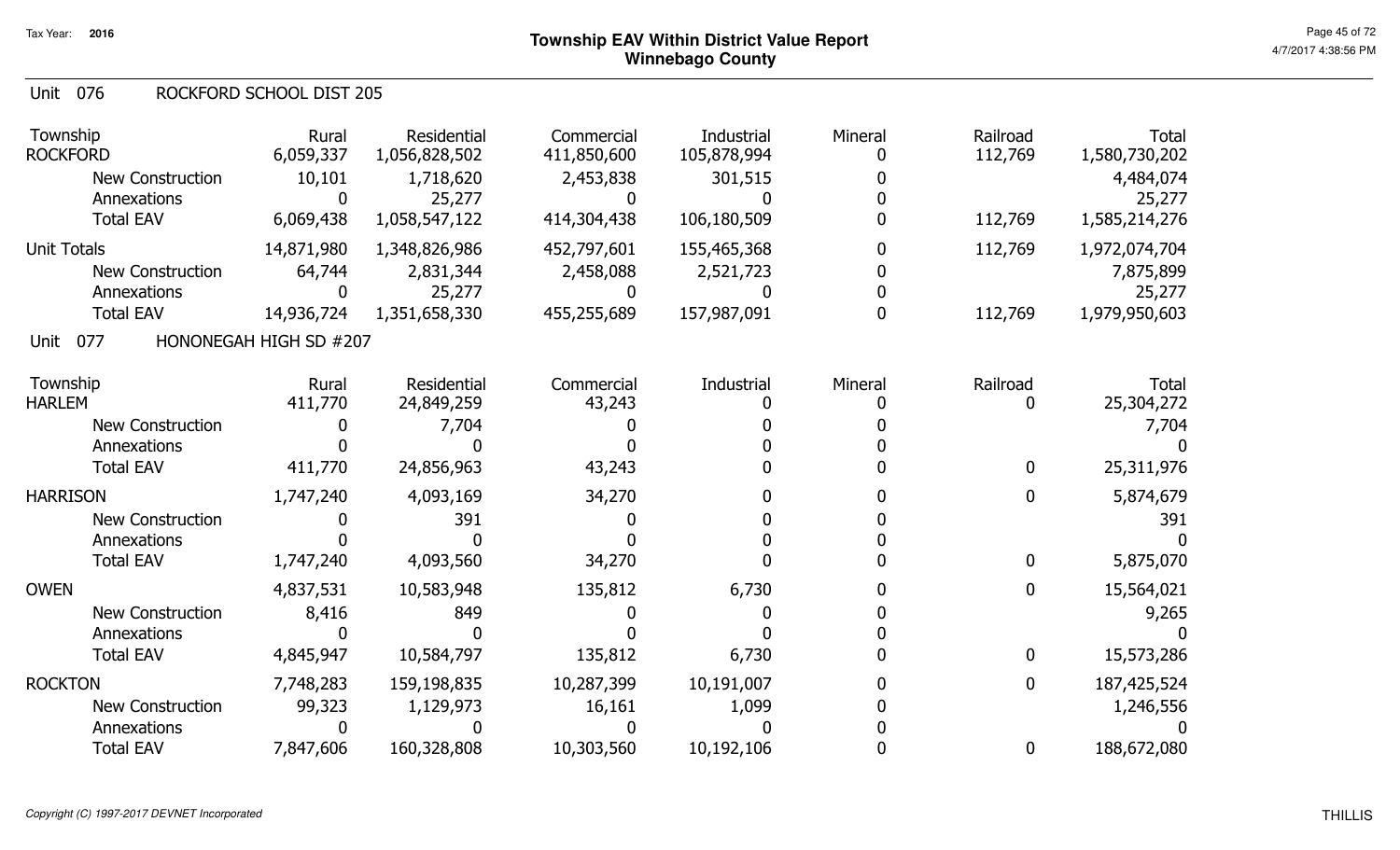# Township EAV Within District Value Report
## Winnebago County

Tax Year: 2016

### Unit 076 ROCKFORD SCHOOL DIST 205

| Township | Rural | Residential | Commercial | Industrial | Mineral | Railroad | Total |
|---|---|---|---|---|---|---|---|
| ROCKFORD | 6,059,337 | 1,056,828,502 | 411,850,600 | 105,878,994 | 0 | 112,769 | 1,580,730,202 |
| New Construction | 10,101 | 1,718,620 | 2,453,838 | 301,515 | 0 | | 4,484,074 |
| Annexations | 0 | 25,277 | 0 | 0 | 0 | | 25,277 |
| Total EAV | 6,069,438 | 1,058,547,122 | 414,304,438 | 106,180,509 | 0 | 112,769 | 1,585,214,276 |
| Unit Totals | 14,871,980 | 1,348,826,986 | 452,797,601 | 155,465,368 | 0 | 112,769 | 1,972,074,704 |
| New Construction | 64,744 | 2,831,344 | 2,458,088 | 2,521,723 | 0 | | 7,875,899 |
| Annexations | 0 | 25,277 | 0 | 0 | 0 | | 25,277 |
| Total EAV | 14,936,724 | 1,351,658,330 | 455,255,689 | 157,987,091 | 0 | 112,769 | 1,979,950,603 |

### Unit 077 HONONEGAH HIGH SD #207

| Township | Rural | Residential | Commercial | Industrial | Mineral | Railroad | Total |
|---|---|---|---|---|---|---|---|
| HARLEM | 411,770 | 24,849,259 | 43,243 | 0 | 0 | 0 | 25,304,272 |
| New Construction | 0 | 7,704 | 0 | 0 | 0 | | 7,704 |
| Annexations | 0 | 0 | 0 | 0 | 0 | | 0 |
| Total EAV | 411,770 | 24,856,963 | 43,243 | 0 | 0 | 0 | 25,311,976 |
| HARRISON | 1,747,240 | 4,093,169 | 34,270 | 0 | 0 | 0 | 5,874,679 |
| New Construction | 0 | 391 | 0 | 0 | 0 | | 391 |
| Annexations | 0 | 0 | 0 | 0 | 0 | | 0 |
| Total EAV | 1,747,240 | 4,093,560 | 34,270 | 0 | 0 | 0 | 5,875,070 |
| OWEN | 4,837,531 | 10,583,948 | 135,812 | 6,730 | 0 | 0 | 15,564,021 |
| New Construction | 8,416 | 849 | 0 | 0 | 0 | | 9,265 |
| Annexations | 0 | 0 | 0 | 0 | 0 | | 0 |
| Total EAV | 4,845,947 | 10,584,797 | 135,812 | 6,730 | 0 | 0 | 15,573,286 |
| ROCKTON | 7,748,283 | 159,198,835 | 10,287,399 | 10,191,007 | 0 | 0 | 187,425,524 |
| New Construction | 99,323 | 1,129,973 | 16,161 | 1,099 | 0 | | 1,246,556 |
| Annexations | 0 | 0 | 0 | 0 | 0 | | 0 |
| Total EAV | 7,847,606 | 160,328,808 | 10,303,560 | 10,192,106 | 0 | 0 | 188,672,080 |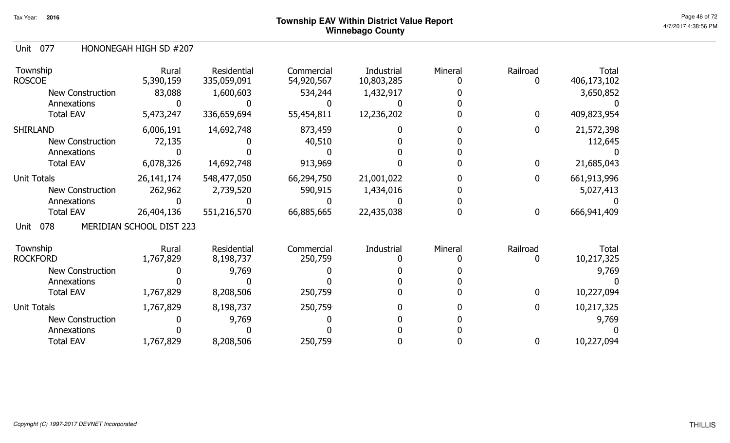# Township EAV Within District Value Report
## Winnebago County

Tax Year: 2016

### Unit 077 HONONEGAH HIGH SD #207

| Township | Rural | Residential | Commercial | Industrial | Mineral | Railroad | Total |
|---|---|---|---|---|---|---|---|
| ROSCOE | 5,390,159 | 335,059,091 | 54,920,567 | 10,803,285 | 0 | 0 | 406,173,102 |
| New Construction | 83,088 | 1,600,603 | 534,244 | 1,432,917 | 0 | | 3,650,852 |
| Annexations | 0 | 0 | 0 | 0 | 0 | | 0 |
| Total EAV | 5,473,247 | 336,659,694 | 55,454,811 | 12,236,202 | 0 | 0 | 409,823,954 |
| SHIRLAND | 6,006,191 | 14,692,748 | 873,459 | 0 | 0 | 0 | 21,572,398 |
| New Construction | 72,135 | 0 | 40,510 | 0 | 0 | | 112,645 |
| Annexations | 0 | 0 | 0 | 0 | 0 | | 0 |
| Total EAV | 6,078,326 | 14,692,748 | 913,969 | 0 | 0 | 0 | 21,685,043 |
| Unit Totals | 26,141,174 | 548,477,050 | 66,294,750 | 21,001,022 | 0 | 0 | 661,913,996 |
| New Construction | 262,962 | 2,739,520 | 590,915 | 1,434,016 | 0 | | 5,027,413 |
| Annexations | 0 | 0 | 0 | 0 | 0 | | 0 |
| Total EAV | 26,404,136 | 551,216,570 | 66,885,665 | 22,435,038 | 0 | 0 | 666,941,409 |

### Unit 078 MERIDIAN SCHOOL DIST 223

| Township | Rural | Residential | Commercial | Industrial | Mineral | Railroad | Total |
|---|---|---|---|---|---|---|---|
| ROCKFORD | 1,767,829 | 8,198,737 | 250,759 | 0 | 0 | 0 | 10,217,325 |
| New Construction | 0 | 9,769 | 0 | 0 | 0 | | 9,769 |
| Annexations | 0 | 0 | 0 | 0 | 0 | | 0 |
| Total EAV | 1,767,829 | 8,208,506 | 250,759 | 0 | 0 | 0 | 10,227,094 |
| Unit Totals | 1,767,829 | 8,198,737 | 250,759 | 0 | 0 | 0 | 10,217,325 |
| New Construction | 0 | 9,769 | 0 | 0 | 0 | | 9,769 |
| Annexations | 0 | 0 | 0 | 0 | 0 | | 0 |
| Total EAV | 1,767,829 | 8,208,506 | 250,759 | 0 | 0 | 0 | 10,227,094 |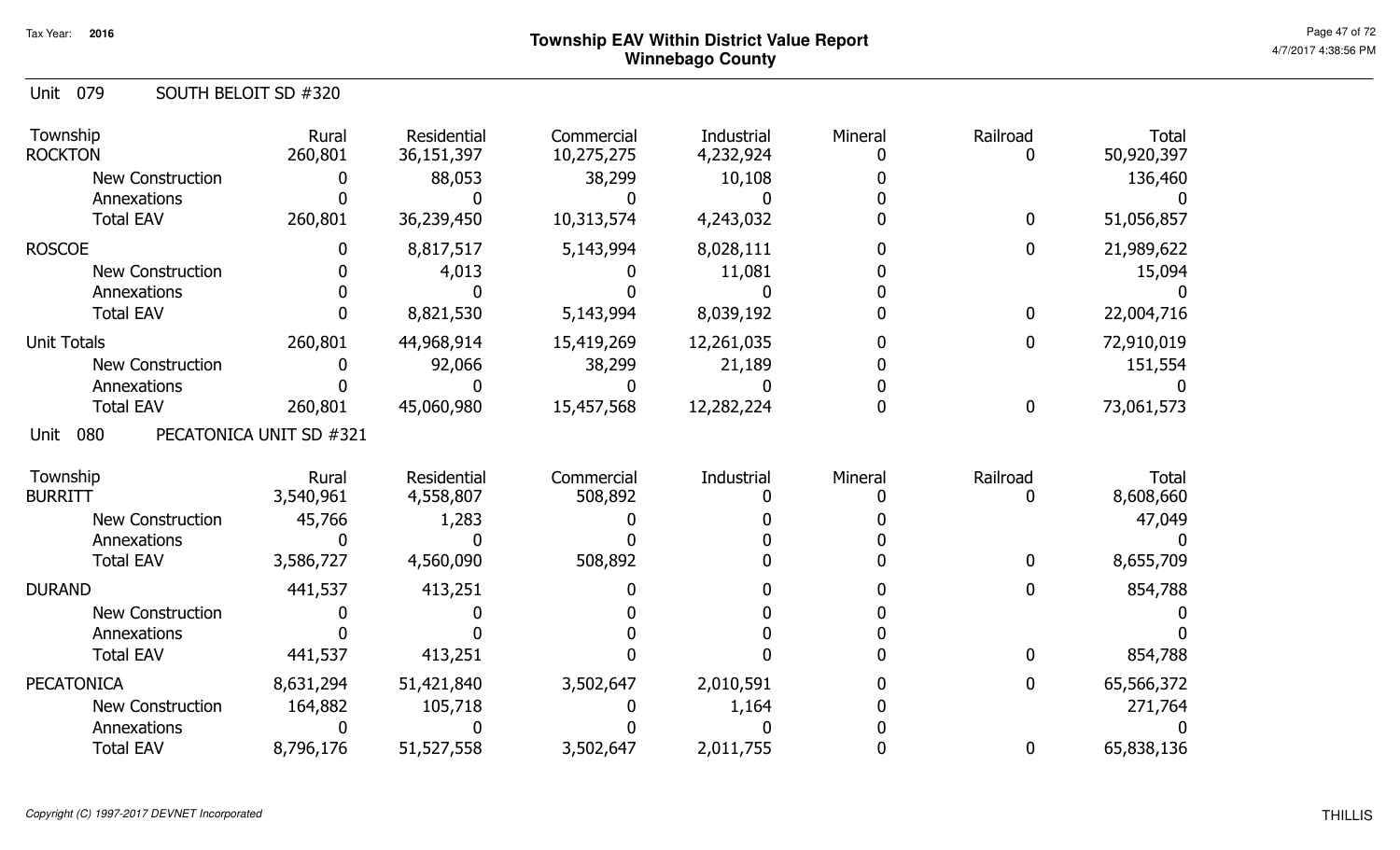# Township EAV Within District Value Report
## Winnebago County

Tax Year: 2016

### Unit 079 SOUTH BELOIT SD #320

| Township | Rural | Residential | Commercial | Industrial | Mineral | Railroad | Total |
|---|---|---|---|---|---|---|---|
| ROCKTON | 260,801 | 36,151,397 | 10,275,275 | 4,232,924 | 0 | 0 | 50,920,397 |
| New Construction | 0 | 88,053 | 38,299 | 10,108 | 0 | | 136,460 |
| Annexations | 0 | 0 | 0 | 0 | 0 | | 0 |
| Total EAV | 260,801 | 36,239,450 | 10,313,574 | 4,243,032 | 0 | 0 | 51,056,857 |
| ROSCOE | 0 | 8,817,517 | 5,143,994 | 8,028,111 | 0 | 0 | 21,989,622 |
| New Construction | 0 | 4,013 | 0 | 11,081 | 0 | | 15,094 |
| Annexations | 0 | 0 | 0 | 0 | 0 | | 0 |
| Total EAV | 0 | 8,821,530 | 5,143,994 | 8,039,192 | 0 | 0 | 22,004,716 |
| Unit Totals | 260,801 | 44,968,914 | 15,419,269 | 12,261,035 | 0 | 0 | 72,910,019 |
| New Construction | 0 | 92,066 | 38,299 | 21,189 | 0 | | 151,554 |
| Annexations | 0 | 0 | 0 | 0 | 0 | | 0 |
| Total EAV | 260,801 | 45,060,980 | 15,457,568 | 12,282,224 | 0 | 0 | 73,061,573 |

### Unit 080 PECATONICA UNIT SD #321

| Township | Rural | Residential | Commercial | Industrial | Mineral | Railroad | Total |
|---|---|---|---|---|---|---|---|
| BURRITT | 3,540,961 | 4,558,807 | 508,892 | 0 | 0 | 0 | 8,608,660 |
| New Construction | 45,766 | 1,283 | 0 | 0 | 0 | | 47,049 |
| Annexations | 0 | 0 | 0 | 0 | 0 | | 0 |
| Total EAV | 3,586,727 | 4,560,090 | 508,892 | 0 | 0 | 0 | 8,655,709 |
| DURAND | 441,537 | 413,251 | 0 | 0 | 0 | 0 | 854,788 |
| New Construction | 0 | 0 | 0 | 0 | 0 | | 0 |
| Annexations | 0 | 0 | 0 | 0 | 0 | | 0 |
| Total EAV | 441,537 | 413,251 | 0 | 0 | 0 | 0 | 854,788 |
| PECATONICA | 8,631,294 | 51,421,840 | 3,502,647 | 2,010,591 | 0 | 0 | 65,566,372 |
| New Construction | 164,882 | 105,718 | 0 | 1,164 | 0 | | 271,764 |
| Annexations | 0 | 0 | 0 | 0 | 0 | | 0 |
| Total EAV | 8,796,176 | 51,527,558 | 3,502,647 | 2,011,755 | 0 | 0 | 65,838,136 |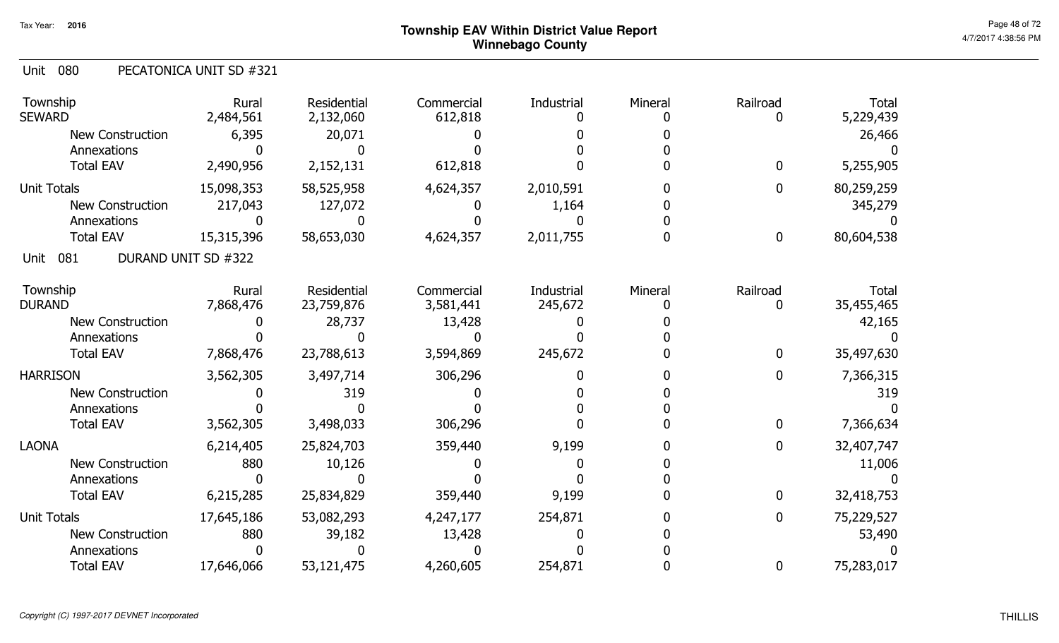# Township EAV Within District Value Report
## Winnebago County

Tax Year: 2016

### Unit 080 PECATONICA UNIT SD #321

| Township | Rural | Residential | Commercial | Industrial | Mineral | Railroad | Total |
|---|---|---|---|---|---|---|---|
| SEWARD | 2,484,561 | 2,132,060 | 612,818 | 0 | 0 | 0 | 5,229,439 |
| New Construction | 6,395 | 20,071 | 0 | 0 | 0 | | 26,466 |
| Annexations | 0 | 0 | 0 | 0 | 0 | | 0 |
| Total EAV | 2,490,956 | 2,152,131 | 612,818 | 0 | 0 | 0 | 5,255,905 |
| Unit Totals | 15,098,353 | 58,525,958 | 4,624,357 | 2,010,591 | 0 | 0 | 80,259,259 |
| New Construction | 217,043 | 127,072 | 0 | 1,164 | 0 | | 345,279 |
| Annexations | 0 | 0 | 0 | 0 | 0 | | 0 |
| Total EAV | 15,315,396 | 58,653,030 | 4,624,357 | 2,011,755 | 0 | 0 | 80,604,538 |

### Unit 081 DURAND UNIT SD #322

| Township | Rural | Residential | Commercial | Industrial | Mineral | Railroad | Total |
|---|---|---|---|---|---|---|---|
| DURAND | 7,868,476 | 23,759,876 | 3,581,441 | 245,672 | 0 | 0 | 35,455,465 |
| New Construction | 0 | 28,737 | 13,428 | 0 | 0 | | 42,165 |
| Annexations | 0 | 0 | 0 | 0 | 0 | | 0 |
| Total EAV | 7,868,476 | 23,788,613 | 3,594,869 | 245,672 | 0 | 0 | 35,497,630 |
| HARRISON | 3,562,305 | 3,497,714 | 306,296 | 0 | 0 | 0 | 7,366,315 |
| New Construction | 0 | 319 | 0 | 0 | 0 | | 319 |
| Annexations | 0 | 0 | 0 | 0 | 0 | | 0 |
| Total EAV | 3,562,305 | 3,498,033 | 306,296 | 0 | 0 | 0 | 7,366,634 |
| LAONA | 6,214,405 | 25,824,703 | 359,440 | 9,199 | 0 | 0 | 32,407,747 |
| New Construction | 880 | 10,126 | 0 | 0 | 0 | | 11,006 |
| Annexations | 0 | 0 | 0 | 0 | 0 | | 0 |
| Total EAV | 6,215,285 | 25,834,829 | 359,440 | 9,199 | 0 | 0 | 32,418,753 |
| Unit Totals | 17,645,186 | 53,082,293 | 4,247,177 | 254,871 | 0 | 0 | 75,229,527 |
| New Construction | 880 | 39,182 | 13,428 | 0 | 0 | | 53,490 |
| Annexations | 0 | 0 | 0 | 0 | 0 | | 0 |
| Total EAV | 17,646,066 | 53,121,475 | 4,260,605 | 254,871 | 0 | 0 | 75,283,017 |

*Copyright (C) 1997-2017 DEVNET Incorporated*

THILLIS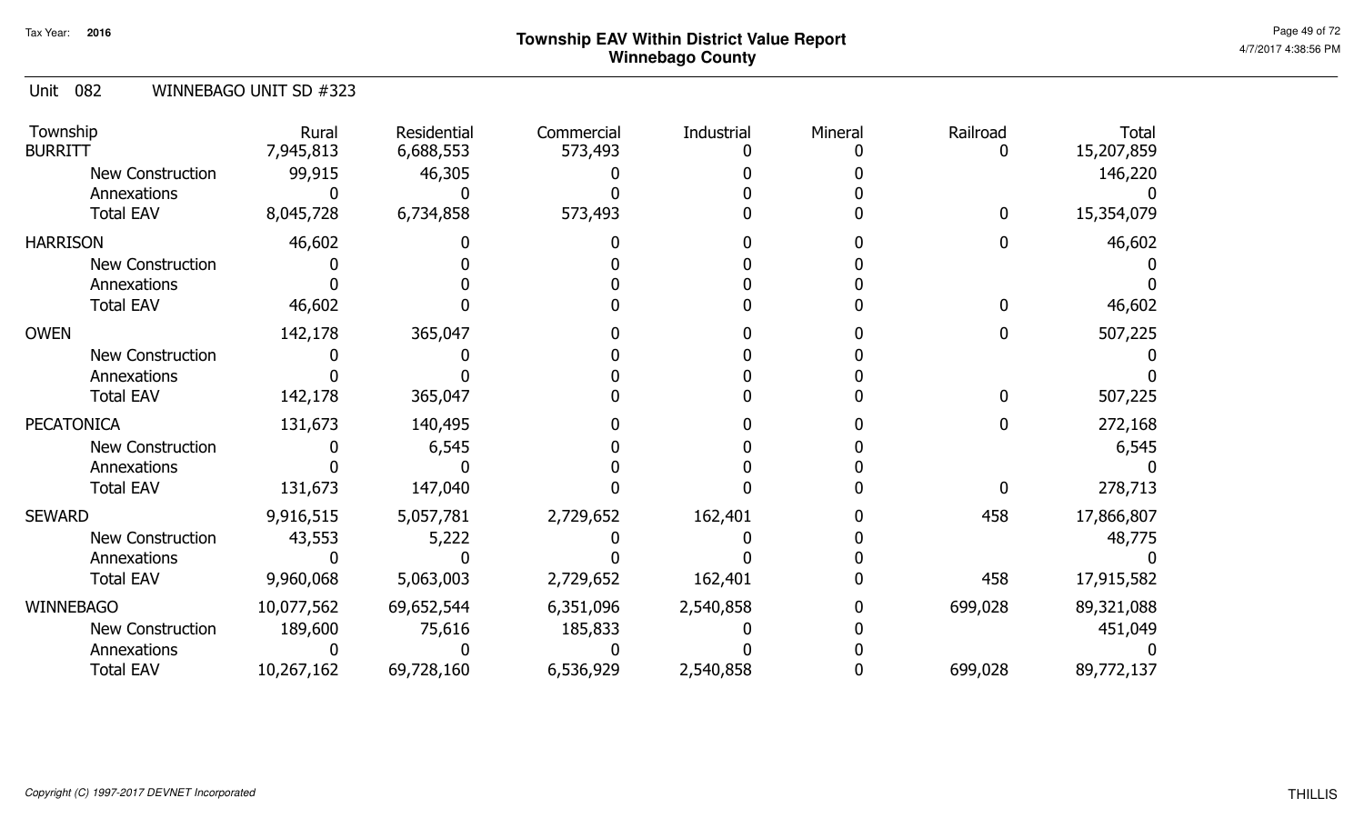# Township EAV Within District Value Report
## Winnebago County

Tax Year: 2016

Unit 082 WINNEBAGO UNIT SD #323

| Township | Rural | Residential | Commercial | Industrial | Mineral | Railroad | Total |
|---|---|---|---|---|---|---|---|
| BURRITT | 7,945,813 | 6,688,553 | 573,493 | 0 | 0 | 0 | 15,207,859 |
| New Construction | 99,915 | 46,305 | 0 | 0 | 0 | | 146,220 |
| Annexations | 0 | 0 | 0 | 0 | 0 | | 0 |
| Total EAV | 8,045,728 | 6,734,858 | 573,493 | 0 | 0 | 0 | 15,354,079 |
| HARRISON | 46,602 | 0 | 0 | 0 | 0 | 0 | 46,602 |
| New Construction | 0 | 0 | 0 | 0 | 0 | | 0 |
| Annexations | 0 | 0 | 0 | 0 | 0 | | 0 |
| Total EAV | 46,602 | 0 | 0 | 0 | 0 | 0 | 46,602 |
| OWEN | 142,178 | 365,047 | 0 | 0 | 0 | 0 | 507,225 |
| New Construction | 0 | 0 | 0 | 0 | 0 | | 0 |
| Annexations | 0 | 0 | 0 | 0 | 0 | | 0 |
| Total EAV | 142,178 | 365,047 | 0 | 0 | 0 | 0 | 507,225 |
| PECATONICA | 131,673 | 140,495 | 0 | 0 | 0 | 0 | 272,168 |
| New Construction | 0 | 6,545 | 0 | 0 | 0 | | 6,545 |
| Annexations | 0 | 0 | 0 | 0 | 0 | | 0 |
| Total EAV | 131,673 | 147,040 | 0 | 0 | 0 | 0 | 278,713 |
| SEWARD | 9,916,515 | 5,057,781 | 2,729,652 | 162,401 | 0 | 458 | 17,866,807 |
| New Construction | 43,553 | 5,222 | 0 | 0 | 0 | | 48,775 |
| Annexations | 0 | 0 | 0 | 0 | 0 | | 0 |
| Total EAV | 9,960,068 | 5,063,003 | 2,729,652 | 162,401 | 0 | 458 | 17,915,582 |
| WINNEBAGO | 10,077,562 | 69,652,544 | 6,351,096 | 2,540,858 | 0 | 699,028 | 89,321,088 |
| New Construction | 189,600 | 75,616 | 185,833 | 0 | 0 | | 451,049 |
| Annexations | 0 | 0 | 0 | 0 | 0 | | 0 |
| Total EAV | 10,267,162 | 69,728,160 | 6,536,929 | 2,540,858 | 0 | 699,028 | 89,772,137 |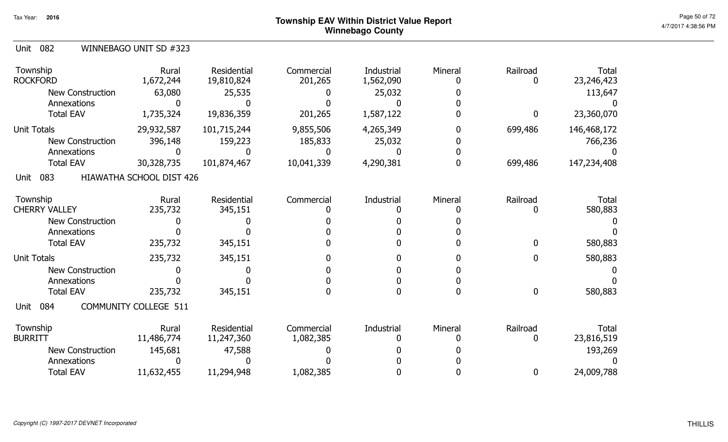# Township EAV Within District Value Report
## Winnebago County

Tax Year: 2016

### Unit 082 WINNEBAGO UNIT SD #323

| Township | Rural | Residential | Commercial | Industrial | Mineral | Railroad | Total |
|---|---|---|---|---|---|---|---|
| ROCKFORD | 1,672,244 | 19,810,824 | 201,265 | 1,562,090 | 0 | 0 | 23,246,423 |
| New Construction | 63,080 | 25,535 | 0 | 25,032 | 0 | | 113,647 |
| Annexations | 0 | 0 | 0 | 0 | 0 | | 0 |
| Total EAV | 1,735,324 | 19,836,359 | 201,265 | 1,587,122 | 0 | 0 | 23,360,070 |
| Unit Totals | 29,932,587 | 101,715,244 | 9,855,506 | 4,265,349 | 0 | 699,486 | 146,468,172 |
| New Construction | 396,148 | 159,223 | 185,833 | 25,032 | 0 | | 766,236 |
| Annexations | 0 | 0 | 0 | 0 | 0 | | 0 |
| Total EAV | 30,328,735 | 101,874,467 | 10,041,339 | 4,290,381 | 0 | 699,486 | 147,234,408 |

### Unit 083 HIAWATHA SCHOOL DIST 426

| Township | Rural | Residential | Commercial | Industrial | Mineral | Railroad | Total |
|---|---|---|---|---|---|---|---|
| CHERRY VALLEY | 235,732 | 345,151 | 0 | 0 | 0 | 0 | 580,883 |
| New Construction | 0 | 0 | 0 | 0 | 0 | | 0 |
| Annexations | 0 | 0 | 0 | 0 | 0 | | 0 |
| Total EAV | 235,732 | 345,151 | 0 | 0 | 0 | 0 | 580,883 |
| Unit Totals | 235,732 | 345,151 | 0 | 0 | 0 | 0 | 580,883 |
| New Construction | 0 | 0 | 0 | 0 | 0 | | 0 |
| Annexations | 0 | 0 | 0 | 0 | 0 | | 0 |
| Total EAV | 235,732 | 345,151 | 0 | 0 | 0 | 0 | 580,883 |

### Unit 084 COMMUNITY COLLEGE 511

| Township | Rural | Residential | Commercial | Industrial | Mineral | Railroad | Total |
|---|---|---|---|---|---|---|---|
| BURRITT | 11,486,774 | 11,247,360 | 1,082,385 | 0 | 0 | 0 | 23,816,519 |
| New Construction | 145,681 | 47,588 | 0 | 0 | 0 | | 193,269 |
| Annexations | 0 | 0 | 0 | 0 | 0 | | 0 |
| Total EAV | 11,632,455 | 11,294,948 | 1,082,385 | 0 | 0 | 0 | 24,009,788 |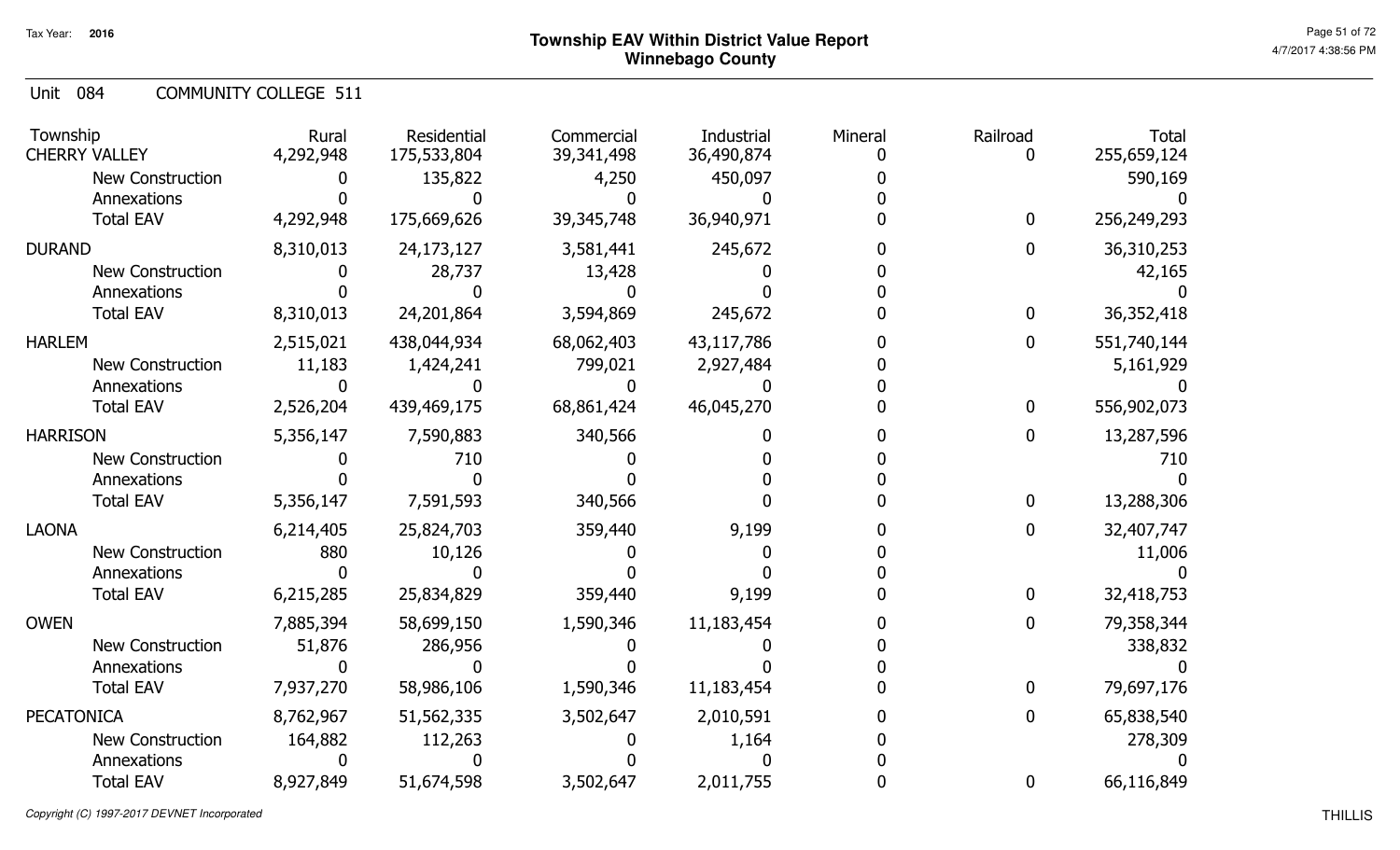Tax Year: **2016**

# Township EAV Within District Value Report
## Winnebago County

Unit 084 COMMUNITY COLLEGE 511

| Township | Rural | Residential | Commercial | Industrial | Mineral | Railroad | Total |
|---|---|---|---|---|---|---|---|
| CHERRY VALLEY | 4,292,948 | 175,533,804 | 39,341,498 | 36,490,874 | 0 | 0 | 255,659,124 |
| New Construction | 0 | 135,822 | 4,250 | 450,097 | 0 | | 590,169 |
| Annexations | 0 | 0 | 0 | 0 | 0 | | 0 |
| Total EAV | 4,292,948 | 175,669,626 | 39,345,748 | 36,940,971 | 0 | 0 | 256,249,293 |
| DURAND | 8,310,013 | 24,173,127 | 3,581,441 | 245,672 | 0 | 0 | 36,310,253 |
| New Construction | 0 | 28,737 | 13,428 | 0 | 0 | | 42,165 |
| Annexations | 0 | 0 | 0 | 0 | 0 | | 0 |
| Total EAV | 8,310,013 | 24,201,864 | 3,594,869 | 245,672 | 0 | 0 | 36,352,418 |
| HARLEM | 2,515,021 | 438,044,934 | 68,062,403 | 43,117,786 | 0 | 0 | 551,740,144 |
| New Construction | 11,183 | 1,424,241 | 799,021 | 2,927,484 | 0 | | 5,161,929 |
| Annexations | 0 | 0 | 0 | 0 | 0 | | 0 |
| Total EAV | 2,526,204 | 439,469,175 | 68,861,424 | 46,045,270 | 0 | 0 | 556,902,073 |
| HARRISON | 5,356,147 | 7,590,883 | 340,566 | 0 | 0 | 0 | 13,287,596 |
| New Construction | 0 | 710 | 0 | 0 | 0 | | 710 |
| Annexations | 0 | 0 | 0 | 0 | 0 | | 0 |
| Total EAV | 5,356,147 | 7,591,593 | 340,566 | 0 | 0 | 0 | 13,288,306 |
| LAONA | 6,214,405 | 25,824,703 | 359,440 | 9,199 | 0 | 0 | 32,407,747 |
| New Construction | 880 | 10,126 | 0 | 0 | 0 | | 11,006 |
| Annexations | 0 | 0 | 0 | 0 | 0 | | 0 |
| Total EAV | 6,215,285 | 25,834,829 | 359,440 | 9,199 | 0 | 0 | 32,418,753 |
| OWEN | 7,885,394 | 58,699,150 | 1,590,346 | 11,183,454 | 0 | 0 | 79,358,344 |
| New Construction | 51,876 | 286,956 | 0 | 0 | 0 | | 338,832 |
| Annexations | 0 | 0 | 0 | 0 | 0 | | 0 |
| Total EAV | 7,937,270 | 58,986,106 | 1,590,346 | 11,183,454 | 0 | 0 | 79,697,176 |
| PECATONICA | 8,762,967 | 51,562,335 | 3,502,647 | 2,010,591 | 0 | 0 | 65,838,540 |
| New Construction | 164,882 | 112,263 | 0 | 1,164 | 0 | | 278,309 |
| Annexations | 0 | 0 | 0 | 0 | 0 | | 0 |
| Total EAV | 8,927,849 | 51,674,598 | 3,502,647 | 2,011,755 | 0 | 0 | 66,116,849 |

*Copyright (C) 1997-2017 DEVNET Incorporated*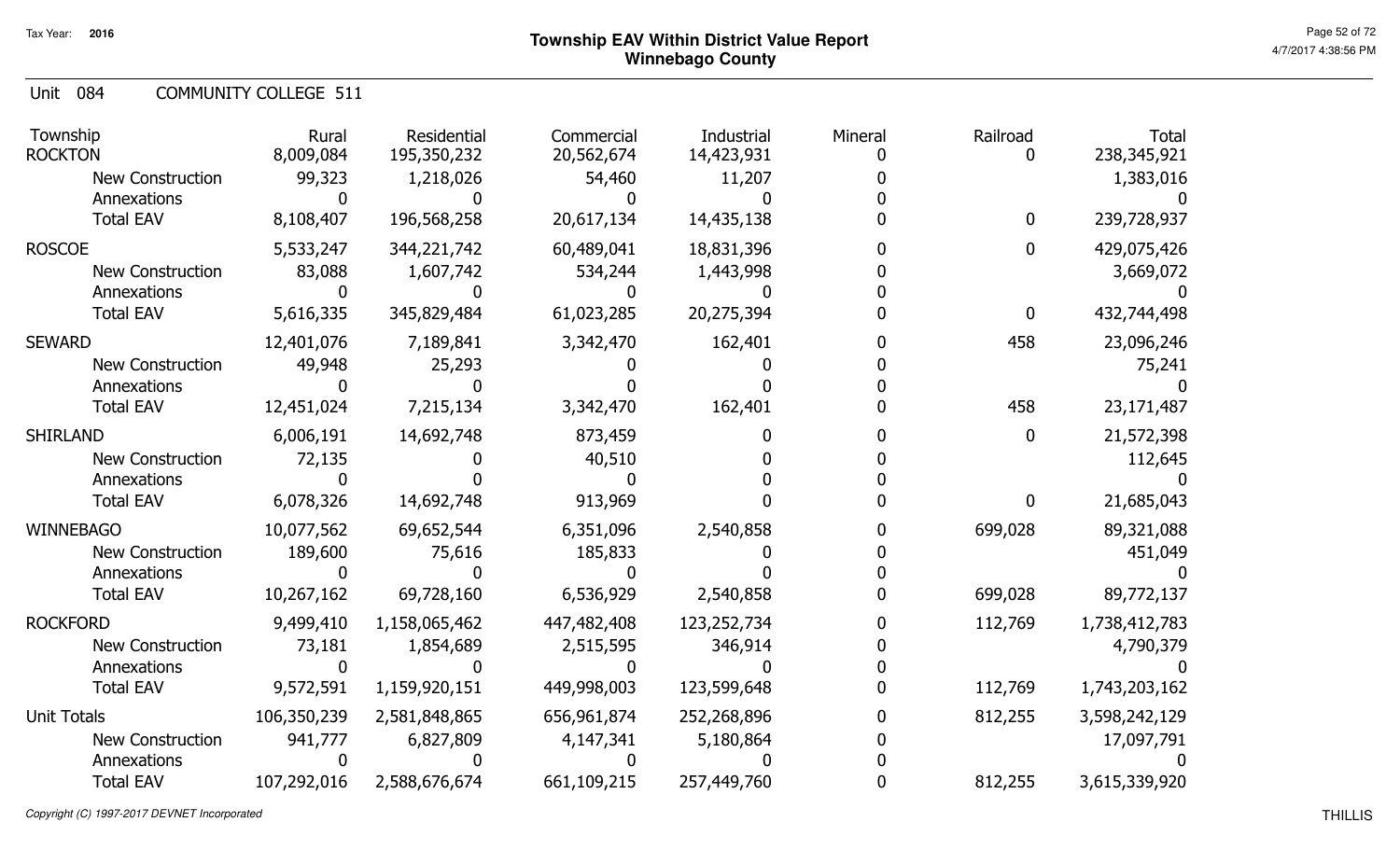# Township EAV Within District Value Report
## Winnebago County

Tax Year: 2016

Unit 084 COMMUNITY COLLEGE 511

| Township | Rural | Residential | Commercial | Industrial | Mineral | Railroad | Total |
|---|---|---|---|---|---|---|---|
| ROCKTON | 8,009,084 | 195,350,232 | 20,562,674 | 14,423,931 | 0 | 0 | 238,345,921 |
| New Construction | 99,323 | 1,218,026 | 54,460 | 11,207 | 0 | | 1,383,016 |
| Annexations | 0 | 0 | 0 | 0 | 0 | | 0 |
| Total EAV | 8,108,407 | 196,568,258 | 20,617,134 | 14,435,138 | 0 | 0 | 239,728,937 |
| ROSCOE | 5,533,247 | 344,221,742 | 60,489,041 | 18,831,396 | 0 | 0 | 429,075,426 |
| New Construction | 83,088 | 1,607,742 | 534,244 | 1,443,998 | 0 | | 3,669,072 |
| Annexations | 0 | 0 | 0 | 0 | 0 | | 0 |
| Total EAV | 5,616,335 | 345,829,484 | 61,023,285 | 20,275,394 | 0 | 0 | 432,744,498 |
| SEWARD | 12,401,076 | 7,189,841 | 3,342,470 | 162,401 | 0 | 458 | 23,096,246 |
| New Construction | 49,948 | 25,293 | 0 | 0 | 0 | | 75,241 |
| Annexations | 0 | 0 | 0 | 0 | 0 | | 0 |
| Total EAV | 12,451,024 | 7,215,134 | 3,342,470 | 162,401 | 0 | 458 | 23,171,487 |
| SHIRLAND | 6,006,191 | 14,692,748 | 873,459 | 0 | 0 | 0 | 21,572,398 |
| New Construction | 72,135 | 0 | 40,510 | 0 | 0 | | 112,645 |
| Annexations | 0 | 0 | 0 | 0 | 0 | | 0 |
| Total EAV | 6,078,326 | 14,692,748 | 913,969 | 0 | 0 | 0 | 21,685,043 |
| WINNEBAGO | 10,077,562 | 69,652,544 | 6,351,096 | 2,540,858 | 0 | 699,028 | 89,321,088 |
| New Construction | 189,600 | 75,616 | 185,833 | 0 | 0 | | 451,049 |
| Annexations | 0 | 0 | 0 | 0 | 0 | | 0 |
| Total EAV | 10,267,162 | 69,728,160 | 6,536,929 | 2,540,858 | 0 | 699,028 | 89,772,137 |
| ROCKFORD | 9,499,410 | 1,158,065,462 | 447,482,408 | 123,252,734 | 0 | 112,769 | 1,738,412,783 |
| New Construction | 73,181 | 1,854,689 | 2,515,595 | 346,914 | 0 | | 4,790,379 |
| Annexations | 0 | 0 | 0 | 0 | 0 | | 0 |
| Total EAV | 9,572,591 | 1,159,920,151 | 449,998,003 | 123,599,648 | 0 | 112,769 | 1,743,203,162 |
| Unit Totals | 106,350,239 | 2,581,848,865 | 656,961,874 | 252,268,896 | 0 | 812,255 | 3,598,242,129 |
| New Construction | 941,777 | 6,827,809 | 4,147,341 | 5,180,864 | 0 | | 17,097,791 |
| Annexations | 0 | 0 | 0 | 0 | 0 | | 0 |
| Total EAV | 107,292,016 | 2,588,676,674 | 661,109,215 | 257,449,760 | 0 | 812,255 | 3,615,339,920 |

Copyright (C) 1997-2017 DEVNET Incorporated

THILLIS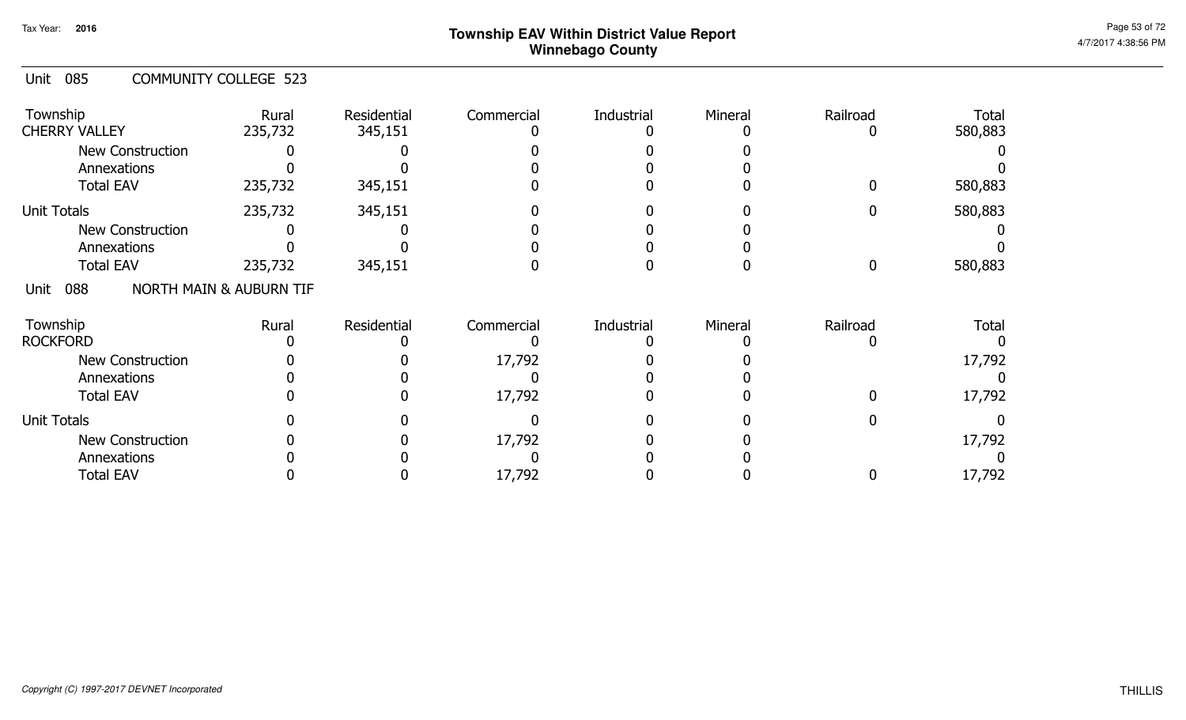# Township EAV Within District Value Report
## Winnebago County

Tax Year: 2016

## Unit 085 COMMUNITY COLLEGE 523

| Township | Rural | Residential | Commercial | Industrial | Mineral | Railroad | Total |
|---|---|---|---|---|---|---|---|
| CHERRY VALLEY | 235,732 | 345,151 | 0 | 0 | 0 | 0 | 580,883 |
| New Construction | 0 | 0 | 0 | 0 | 0 | | 0 |
| Annexations | 0 | 0 | 0 | 0 | 0 | | 0 |
| Total EAV | 235,732 | 345,151 | 0 | 0 | 0 | 0 | 580,883 |
| Unit Totals | 235,732 | 345,151 | 0 | 0 | 0 | 0 | 580,883 |
| New Construction | 0 | 0 | 0 | 0 | 0 | | 0 |
| Annexations | 0 | 0 | 0 | 0 | 0 | | 0 |
| Total EAV | 235,732 | 345,151 | 0 | 0 | 0 | 0 | 580,883 |

## Unit 088 NORTH MAIN & AUBURN TIF

| Township | Rural | Residential | Commercial | Industrial | Mineral | Railroad | Total |
|---|---|---|---|---|---|---|---|
| ROCKFORD | 0 | 0 | 0 | 0 | 0 | 0 | 0 |
| New Construction | 0 | 0 | 17,792 | 0 | 0 | | 17,792 |
| Annexations | 0 | 0 | 0 | 0 | 0 | | 0 |
| Total EAV | 0 | 0 | 17,792 | 0 | 0 | 0 | 17,792 |
| Unit Totals | 0 | 0 | 0 | 0 | 0 | 0 | 0 |
| New Construction | 0 | 0 | 17,792 | 0 | 0 | | 17,792 |
| Annexations | 0 | 0 | 0 | 0 | 0 | | 0 |
| Total EAV | 0 | 0 | 17,792 | 0 | 0 | 0 | 17,792 |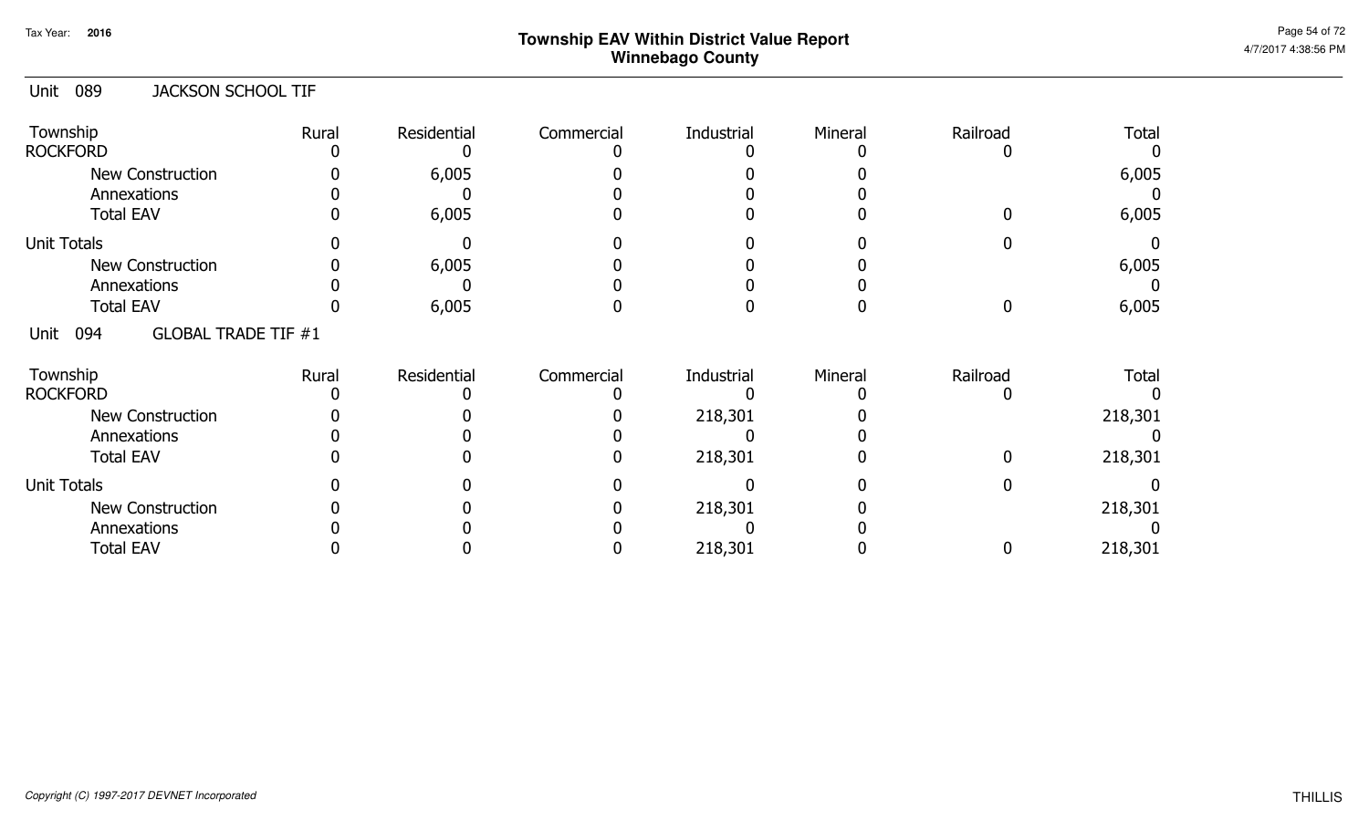# Township EAV Within District Value Report
## Winnebago County

Tax Year: 2016

### Unit 089 JACKSON SCHOOL TIF

| Township | Rural | Residential | Commercial | Industrial | Mineral | Railroad | Total |
|---|---|---|---|---|---|---|---|
| ROCKFORD | 0 | 0 | 0 | 0 | 0 | 0 | 0 |
| New Construction | 0 | 6,005 | 0 | 0 | 0 | | 6,005 |
| Annexations | 0 | 0 | 0 | 0 | 0 | | 0 |
| Total EAV | 0 | 6,005 | 0 | 0 | 0 | 0 | 6,005 |
| Unit Totals | 0 | 0 | 0 | 0 | 0 | 0 | 0 |
| New Construction | 0 | 6,005 | 0 | 0 | 0 | | 6,005 |
| Annexations | 0 | 0 | 0 | 0 | 0 | | 0 |
| Total EAV | 0 | 6,005 | 0 | 0 | 0 | 0 | 6,005 |

### Unit 094 GLOBAL TRADE TIF #1

| Township | Rural | Residential | Commercial | Industrial | Mineral | Railroad | Total |
|---|---|---|---|---|---|---|---|
| ROCKFORD | 0 | 0 | 0 | 0 | 0 | 0 | 0 |
| New Construction | 0 | 0 | 0 | 218,301 | 0 | | 218,301 |
| Annexations | 0 | 0 | 0 | 0 | 0 | | 0 |
| Total EAV | 0 | 0 | 0 | 218,301 | 0 | 0 | 218,301 |
| Unit Totals | 0 | 0 | 0 | 0 | 0 | 0 | 0 |
| New Construction | 0 | 0 | 0 | 218,301 | 0 | | 218,301 |
| Annexations | 0 | 0 | 0 | 0 | 0 | | 0 |
| Total EAV | 0 | 0 | 0 | 218,301 | 0 | 0 | 218,301 |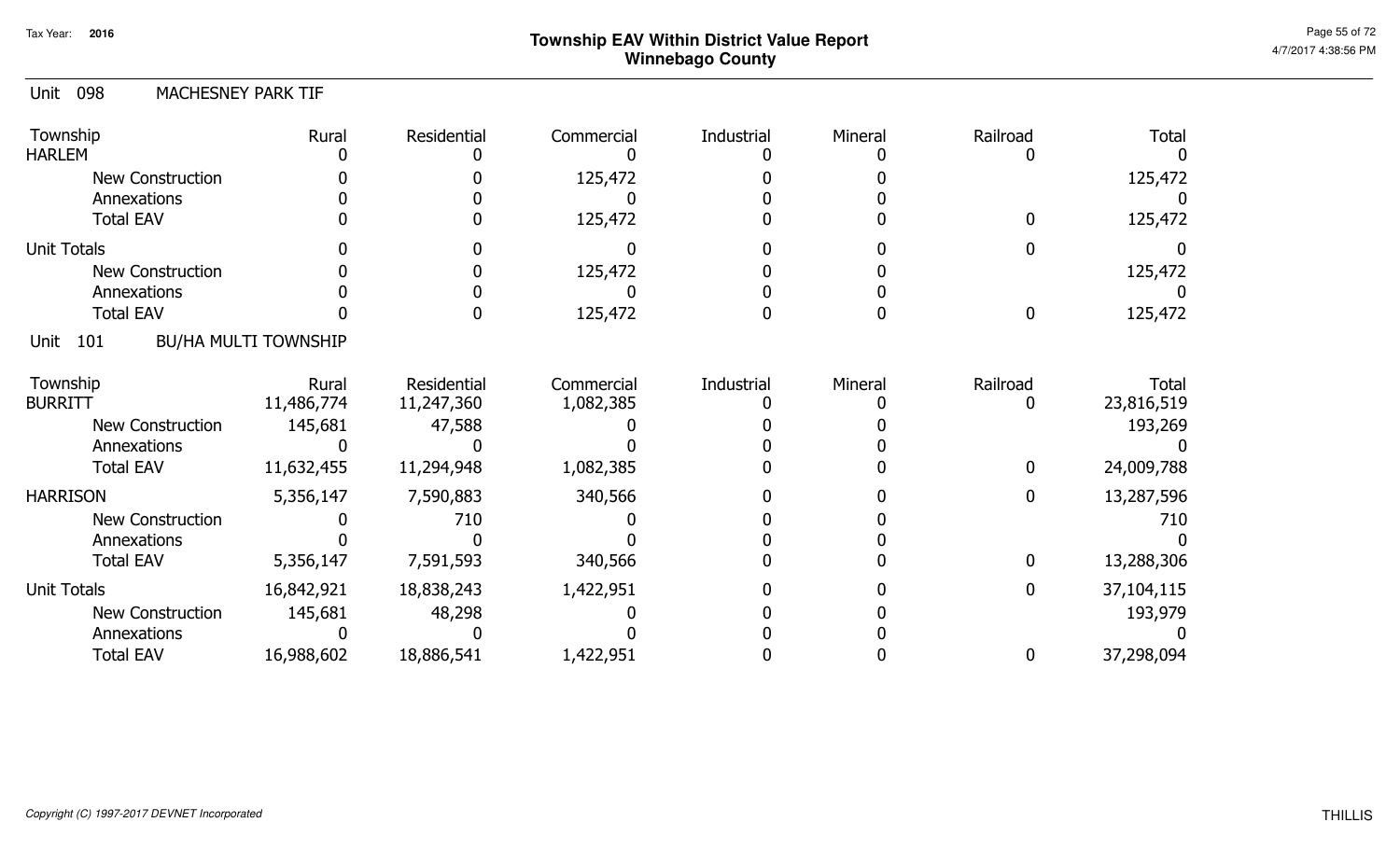# Township EAV Within District Value Report
## Winnebago County

Tax Year: 2016

### Unit 098 MACHESNEY PARK TIF

| Township | Rural | Residential | Commercial | Industrial | Mineral | Railroad | Total |
|---|---|---|---|---|---|---|---|
| HARLEM | 0 | 0 | 0 | 0 | 0 | 0 | 0 |
| New Construction | 0 | 0 | 125,472 | 0 | 0 | | 125,472 |
| Annexations | 0 | 0 | 0 | 0 | 0 | | 0 |
| Total EAV | 0 | 0 | 125,472 | 0 | 0 | 0 | 125,472 |
| Unit Totals | 0 | 0 | 0 | 0 | 0 | 0 | 0 |
| New Construction | 0 | 0 | 125,472 | 0 | 0 | | 125,472 |
| Annexations | 0 | 0 | 0 | 0 | 0 | | 0 |
| Total EAV | 0 | 0 | 125,472 | 0 | 0 | 0 | 125,472 |

### Unit 101 BU/HA MULTI TOWNSHIP

| Township | Rural | Residential | Commercial | Industrial | Mineral | Railroad | Total |
|---|---|---|---|---|---|---|---|
| BURRITT | 11,486,774 | 11,247,360 | 1,082,385 | 0 | 0 | 0 | 23,816,519 |
| New Construction | 145,681 | 47,588 | 0 | 0 | 0 | | 193,269 |
| Annexations | 0 | 0 | 0 | 0 | 0 | | 0 |
| Total EAV | 11,632,455 | 11,294,948 | 1,082,385 | 0 | 0 | 0 | 24,009,788 |
| HARRISON | 5,356,147 | 7,590,883 | 340,566 | 0 | 0 | 0 | 13,287,596 |
| New Construction | 0 | 710 | 0 | 0 | 0 | | 710 |
| Annexations | 0 | 0 | 0 | 0 | 0 | | 0 |
| Total EAV | 5,356,147 | 7,591,593 | 340,566 | 0 | 0 | 0 | 13,288,306 |
| Unit Totals | 16,842,921 | 18,838,243 | 1,422,951 | 0 | 0 | 0 | 37,104,115 |
| New Construction | 145,681 | 48,298 | 0 | 0 | 0 | | 193,979 |
| Annexations | 0 | 0 | 0 | 0 | 0 | | 0 |
| Total EAV | 16,988,602 | 18,886,541 | 1,422,951 | 0 | 0 | 0 | 37,298,094 |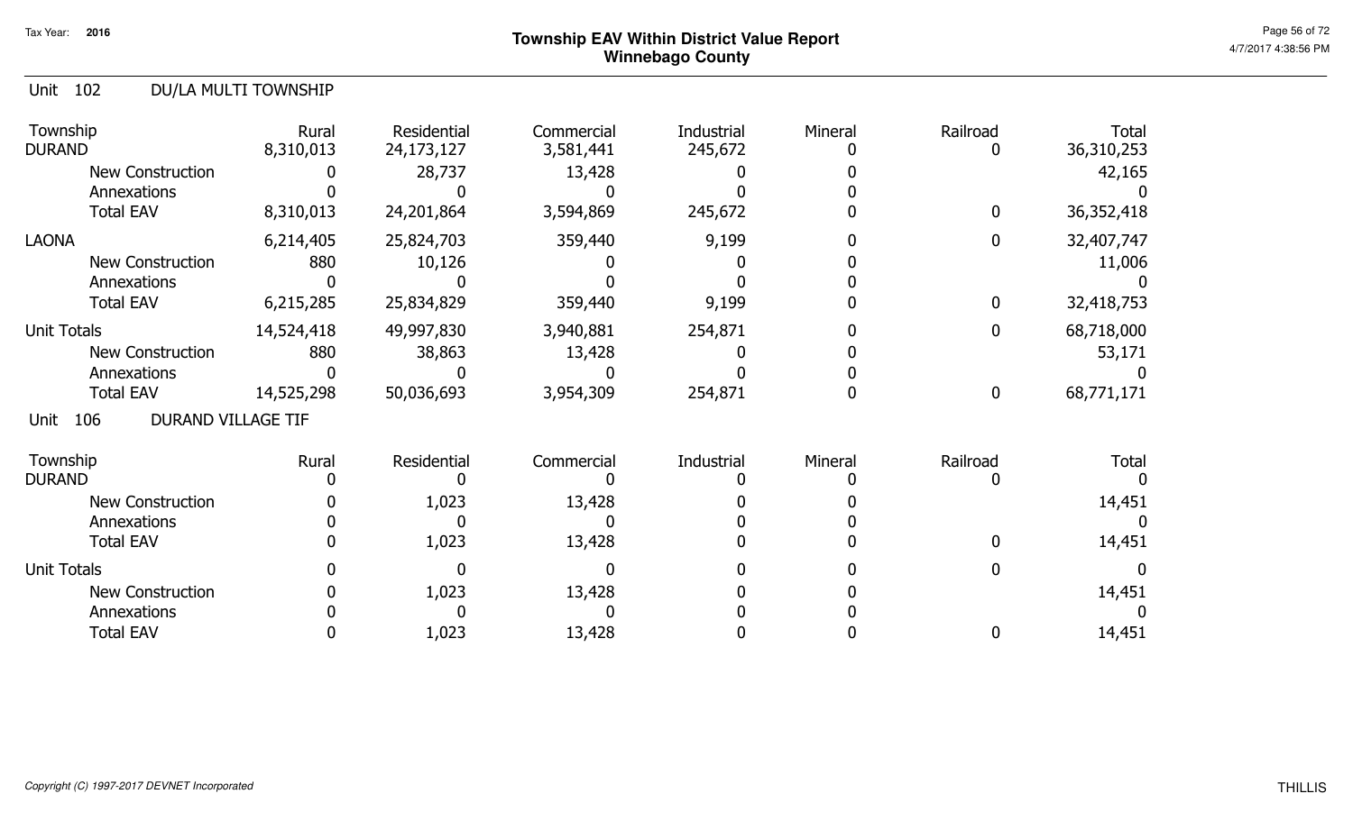# Township EAV Within District Value Report
## Winnebago County

Tax Year: 2016

### Unit 102 DU/LA MULTI TOWNSHIP

| Township | Rural | Residential | Commercial | Industrial | Mineral | Railroad | Total |
|---|---|---|---|---|---|---|---|
| DURAND | 8,310,013 | 24,173,127 | 3,581,441 | 245,672 | 0 | 0 | 36,310,253 |
| New Construction | 0 | 28,737 | 13,428 | 0 | 0 | | 42,165 |
| Annexations | 0 | 0 | 0 | 0 | 0 | | 0 |
| Total EAV | 8,310,013 | 24,201,864 | 3,594,869 | 245,672 | 0 | 0 | 36,352,418 |
| LAONA | 6,214,405 | 25,824,703 | 359,440 | 9,199 | 0 | 0 | 32,407,747 |
| New Construction | 880 | 10,126 | 0 | 0 | 0 | | 11,006 |
| Annexations | 0 | 0 | 0 | 0 | 0 | | 0 |
| Total EAV | 6,215,285 | 25,834,829 | 359,440 | 9,199 | 0 | 0 | 32,418,753 |
| Unit Totals | 14,524,418 | 49,997,830 | 3,940,881 | 254,871 | 0 | 0 | 68,718,000 |
| New Construction | 880 | 38,863 | 13,428 | 0 | 0 | | 53,171 |
| Annexations | 0 | 0 | 0 | 0 | 0 | | 0 |
| Total EAV | 14,525,298 | 50,036,693 | 3,954,309 | 254,871 | 0 | 0 | 68,771,171 |

### Unit 106 DURAND VILLAGE TIF

| Township | Rural | Residential | Commercial | Industrial | Mineral | Railroad | Total |
|---|---|---|---|---|---|---|---|
| DURAND | 0 | 0 | 0 | 0 | 0 | 0 | 0 |
| New Construction | 0 | 1,023 | 13,428 | 0 | 0 | | 14,451 |
| Annexations | 0 | 0 | 0 | 0 | 0 | | 0 |
| Total EAV | 0 | 1,023 | 13,428 | 0 | 0 | 0 | 14,451 |
| Unit Totals | 0 | 0 | 0 | 0 | 0 | 0 | 0 |
| New Construction | 0 | 1,023 | 13,428 | 0 | 0 | | 14,451 |
| Annexations | 0 | 0 | 0 | 0 | 0 | | 0 |
| Total EAV | 0 | 1,023 | 13,428 | 0 | 0 | 0 | 14,451 |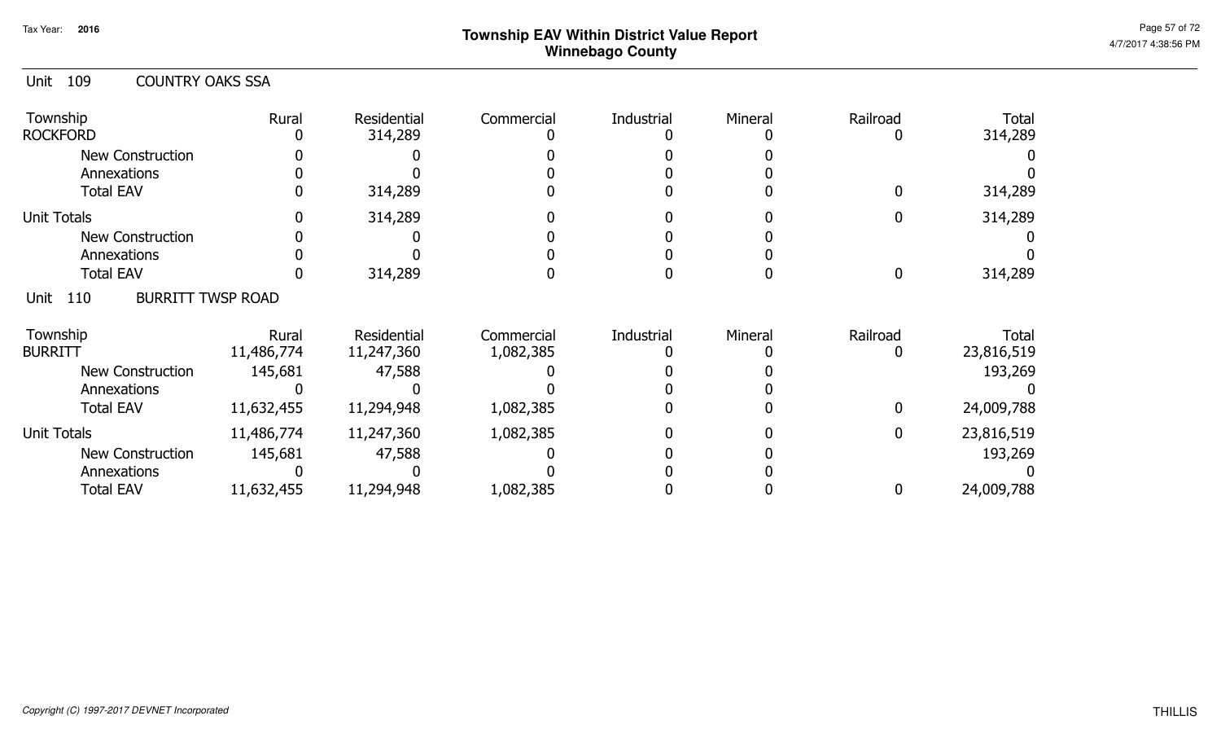# Township EAV Within District Value Report
## Winnebago County

Tax Year: 2016

### Unit 109 COUNTRY OAKS SSA

| Township | Rural | Residential | Commercial | Industrial | Mineral | Railroad | Total |
|---|---|---|---|---|---|---|---|
| ROCKFORD | 0 | 314,289 | 0 | 0 | 0 | 0 | 314,289 |
| New Construction | 0 | 0 | 0 | 0 | 0 | | 0 |
| Annexations | 0 | 0 | 0 | 0 | 0 | | 0 |
| Total EAV | 0 | 314,289 | 0 | 0 | 0 | 0 | 314,289 |
| Unit Totals | 0 | 314,289 | 0 | 0 | 0 | 0 | 314,289 |
| New Construction | 0 | 0 | 0 | 0 | 0 | | 0 |
| Annexations | 0 | 0 | 0 | 0 | 0 | | 0 |
| Total EAV | 0 | 314,289 | 0 | 0 | 0 | 0 | 314,289 |

### Unit 110 BURRITT TWSP ROAD

| Township | Rural | Residential | Commercial | Industrial | Mineral | Railroad | Total |
|---|---|---|---|---|---|---|---|
| BURRITT | 11,486,774 | 11,247,360 | 1,082,385 | 0 | 0 | 0 | 23,816,519 |
| New Construction | 145,681 | 47,588 | 0 | 0 | 0 | | 193,269 |
| Annexations | 0 | 0 | 0 | 0 | 0 | | 0 |
| Total EAV | 11,632,455 | 11,294,948 | 1,082,385 | 0 | 0 | 0 | 24,009,788 |
| Unit Totals | 11,486,774 | 11,247,360 | 1,082,385 | 0 | 0 | 0 | 23,816,519 |
| New Construction | 145,681 | 47,588 | 0 | 0 | 0 | | 193,269 |
| Annexations | 0 | 0 | 0 | 0 | 0 | | 0 |
| Total EAV | 11,632,455 | 11,294,948 | 1,082,385 | 0 | 0 | 0 | 24,009,788 |

*Copyright (C) 1997-2017 DEVNET Incorporated*

THILLIS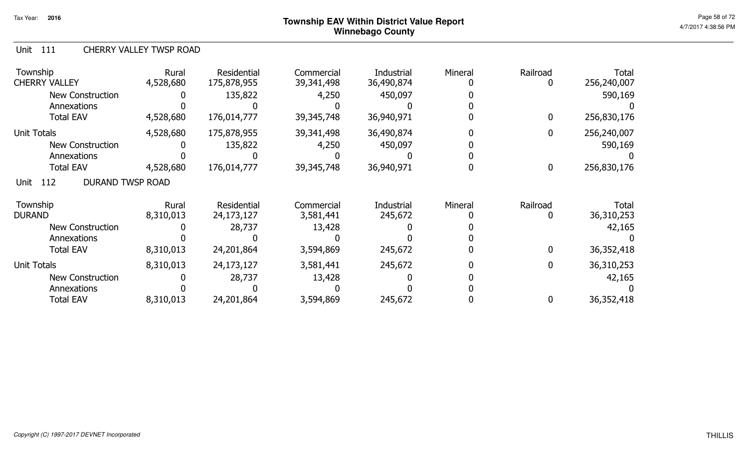# Township EAV Within District Value Report
## Winnebago County

Tax Year: 2016

### Unit 111 CHERRY VALLEY TWSP ROAD

| Township | Rural | Residential | Commercial | Industrial | Mineral | Railroad | Total |
|---|---|---|---|---|---|---|---|
| CHERRY VALLEY | 4,528,680 | 175,878,955 | 39,341,498 | 36,490,874 | 0 | 0 | 256,240,007 |
| New Construction | 0 | 135,822 | 4,250 | 450,097 | 0 | | 590,169 |
| Annexations | 0 | 0 | 0 | 0 | 0 | | 0 |
| Total EAV | 4,528,680 | 176,014,777 | 39,345,748 | 36,940,971 | 0 | 0 | 256,830,176 |
| Unit Totals | 4,528,680 | 175,878,955 | 39,341,498 | 36,490,874 | 0 | 0 | 256,240,007 |
| New Construction | 0 | 135,822 | 4,250 | 450,097 | 0 | | 590,169 |
| Annexations | 0 | 0 | 0 | 0 | 0 | | 0 |
| Total EAV | 4,528,680 | 176,014,777 | 39,345,748 | 36,940,971 | 0 | 0 | 256,830,176 |

### Unit 112 DURAND TWSP ROAD

| Township | Rural | Residential | Commercial | Industrial | Mineral | Railroad | Total |
|---|---|---|---|---|---|---|---|
| DURAND | 8,310,013 | 24,173,127 | 3,581,441 | 245,672 | 0 | 0 | 36,310,253 |
| New Construction | 0 | 28,737 | 13,428 | 0 | 0 | | 42,165 |
| Annexations | 0 | 0 | 0 | 0 | 0 | | 0 |
| Total EAV | 8,310,013 | 24,201,864 | 3,594,869 | 245,672 | 0 | 0 | 36,352,418 |
| Unit Totals | 8,310,013 | 24,173,127 | 3,581,441 | 245,672 | 0 | 0 | 36,310,253 |
| New Construction | 0 | 28,737 | 13,428 | 0 | 0 | | 42,165 |
| Annexations | 0 | 0 | 0 | 0 | 0 | | 0 |
| Total EAV | 8,310,013 | 24,201,864 | 3,594,869 | 245,672 | 0 | 0 | 36,352,418 |

*Copyright (C) 1997-2017 DEVNET Incorporated*

THILLIS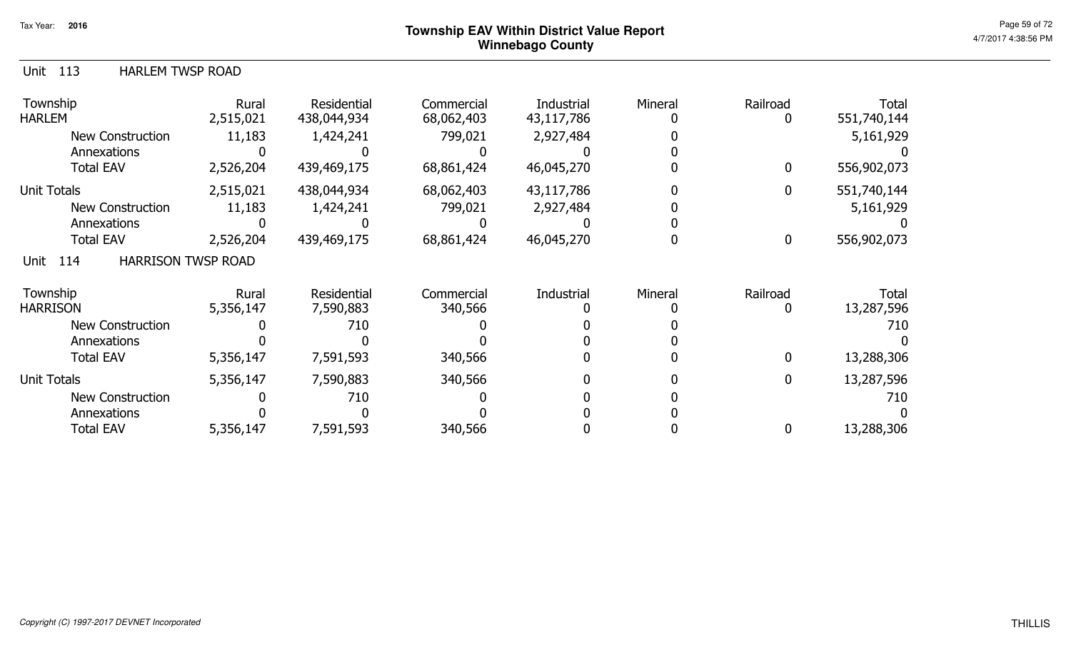Tax Year: 2016

# Township EAV Within District Value Report
## Winnebago County

### Unit 113 HARLEM TWSP ROAD

| Township | Rural | Residential | Commercial | Industrial | Mineral | Railroad | Total |
|---|---|---|---|---|---|---|---|
| HARLEM | 2,515,021 | 438,044,934 | 68,062,403 | 43,117,786 | 0 | 0 | 551,740,144 |
| New Construction | 11,183 | 1,424,241 | 799,021 | 2,927,484 | 0 | | 5,161,929 |
| Annexations | 0 | 0 | 0 | 0 | 0 | | 0 |
| Total EAV | 2,526,204 | 439,469,175 | 68,861,424 | 46,045,270 | 0 | 0 | 556,902,073 |
| Unit Totals | 2,515,021 | 438,044,934 | 68,062,403 | 43,117,786 | 0 | 0 | 551,740,144 |
| New Construction | 11,183 | 1,424,241 | 799,021 | 2,927,484 | 0 | | 5,161,929 |
| Annexations | 0 | 0 | 0 | 0 | 0 | | 0 |
| Total EAV | 2,526,204 | 439,469,175 | 68,861,424 | 46,045,270 | 0 | 0 | 556,902,073 |

### Unit 114 HARRISON TWSP ROAD

| Township | Rural | Residential | Commercial | Industrial | Mineral | Railroad | Total |
|---|---|---|---|---|---|---|---|
| HARRISON | 5,356,147 | 7,590,883 | 340,566 | 0 | 0 | 0 | 13,287,596 |
| New Construction | 0 | 710 | 0 | 0 | 0 | | 710 |
| Annexations | 0 | 0 | 0 | 0 | 0 | | 0 |
| Total EAV | 5,356,147 | 7,591,593 | 340,566 | 0 | 0 | 0 | 13,288,306 |
| Unit Totals | 5,356,147 | 7,590,883 | 340,566 | 0 | 0 | 0 | 13,287,596 |
| New Construction | 0 | 710 | 0 | 0 | 0 | | 710 |
| Annexations | 0 | 0 | 0 | 0 | 0 | | 0 |
| Total EAV | 5,356,147 | 7,591,593 | 340,566 | 0 | 0 | 0 | 13,288,306 |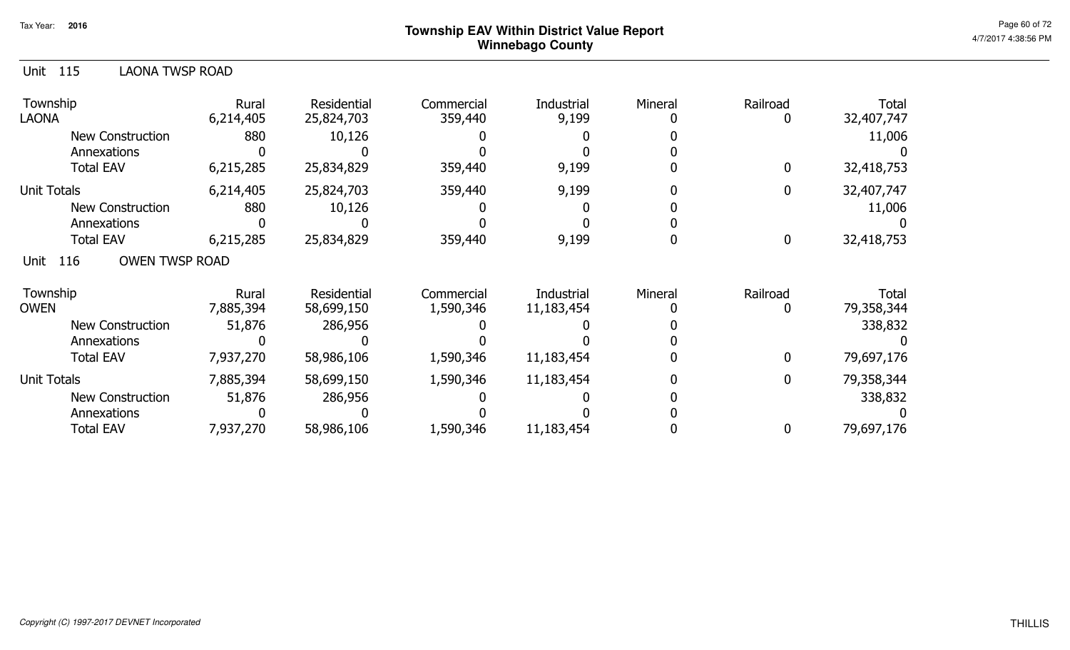Tax Year: 2016

# Township EAV Within District Value Report
## Winnebago County

Unit 115 LAONA TWSP ROAD

| Township | Rural | Residential | Commercial | Industrial | Mineral | Railroad | Total |
|---|---|---|---|---|---|---|---|
| LAONA | 6,214,405 | 25,824,703 | 359,440 | 9,199 | 0 | 0 | 32,407,747 |
| New Construction | 880 | 10,126 | 0 | 0 | 0 | | 11,006 |
| Annexations | 0 | 0 | 0 | 0 | 0 | | 0 |
| Total EAV | 6,215,285 | 25,834,829 | 359,440 | 9,199 | 0 | 0 | 32,418,753 |
| Unit Totals | 6,214,405 | 25,824,703 | 359,440 | 9,199 | 0 | 0 | 32,407,747 |
| New Construction | 880 | 10,126 | 0 | 0 | 0 | | 11,006 |
| Annexations | 0 | 0 | 0 | 0 | 0 | | 0 |
| Total EAV | 6,215,285 | 25,834,829 | 359,440 | 9,199 | 0 | 0 | 32,418,753 |

Unit 116 OWEN TWSP ROAD

| Township | Rural | Residential | Commercial | Industrial | Mineral | Railroad | Total |
|---|---|---|---|---|---|---|---|
| OWEN | 7,885,394 | 58,699,150 | 1,590,346 | 11,183,454 | 0 | 0 | 79,358,344 |
| New Construction | 51,876 | 286,956 | 0 | 0 | 0 | | 338,832 |
| Annexations | 0 | 0 | 0 | 0 | 0 | | 0 |
| Total EAV | 7,937,270 | 58,986,106 | 1,590,346 | 11,183,454 | 0 | 0 | 79,697,176 |
| Unit Totals | 7,885,394 | 58,699,150 | 1,590,346 | 11,183,454 | 0 | 0 | 79,358,344 |
| New Construction | 51,876 | 286,956 | 0 | 0 | 0 | | 338,832 |
| Annexations | 0 | 0 | 0 | 0 | 0 | | 0 |
| Total EAV | 7,937,270 | 58,986,106 | 1,590,346 | 11,183,454 | 0 | 0 | 79,697,176 |

*Copyright (C) 1997-2017 DEVNET Incorporated*

THILLIS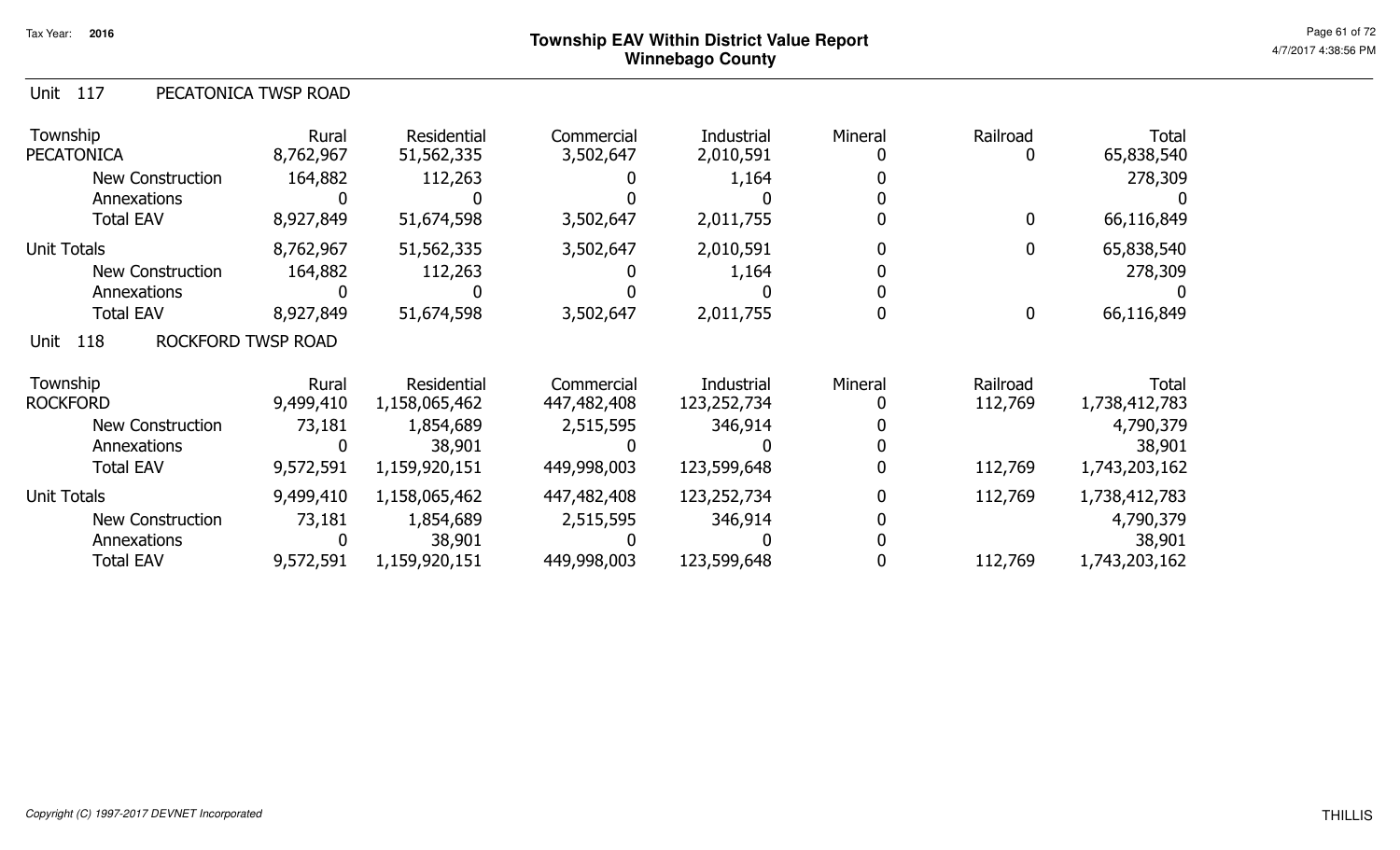# Township EAV Within District Value Report
## Winnebago County

Tax Year: 2016

### Unit 117 PECATONICA TWSP ROAD

| Township | Rural | Residential | Commercial | Industrial | Mineral | Railroad | Total |
|---|---|---|---|---|---|---|---|
| PECATONICA | 8,762,967 | 51,562,335 | 3,502,647 | 2,010,591 | 0 | 0 | 65,838,540 |
| New Construction | 164,882 | 112,263 | 0 | 1,164 | 0 | | 278,309 |
| Annexations | 0 | 0 | 0 | 0 | 0 | | 0 |
| Total EAV | 8,927,849 | 51,674,598 | 3,502,647 | 2,011,755 | 0 | 0 | 66,116,849 |
| Unit Totals | 8,762,967 | 51,562,335 | 3,502,647 | 2,010,591 | 0 | 0 | 65,838,540 |
| New Construction | 164,882 | 112,263 | 0 | 1,164 | 0 | | 278,309 |
| Annexations | 0 | 0 | 0 | 0 | 0 | | 0 |
| Total EAV | 8,927,849 | 51,674,598 | 3,502,647 | 2,011,755 | 0 | 0 | 66,116,849 |

### Unit 118 ROCKFORD TWSP ROAD

| Township | Rural | Residential | Commercial | Industrial | Mineral | Railroad | Total |
|---|---|---|---|---|---|---|---|
| ROCKFORD | 9,499,410 | 1,158,065,462 | 447,482,408 | 123,252,734 | 0 | 112,769 | 1,738,412,783 |
| New Construction | 73,181 | 1,854,689 | 2,515,595 | 346,914 | 0 | | 4,790,379 |
| Annexations | 0 | 38,901 | 0 | 0 | 0 | | 38,901 |
| Total EAV | 9,572,591 | 1,159,920,151 | 449,998,003 | 123,599,648 | 0 | 112,769 | 1,743,203,162 |
| Unit Totals | 9,499,410 | 1,158,065,462 | 447,482,408 | 123,252,734 | 0 | 112,769 | 1,738,412,783 |
| New Construction | 73,181 | 1,854,689 | 2,515,595 | 346,914 | 0 | | 4,790,379 |
| Annexations | 0 | 38,901 | 0 | 0 | 0 | | 38,901 |
| Total EAV | 9,572,591 | 1,159,920,151 | 449,998,003 | 123,599,648 | 0 | 112,769 | 1,743,203,162 |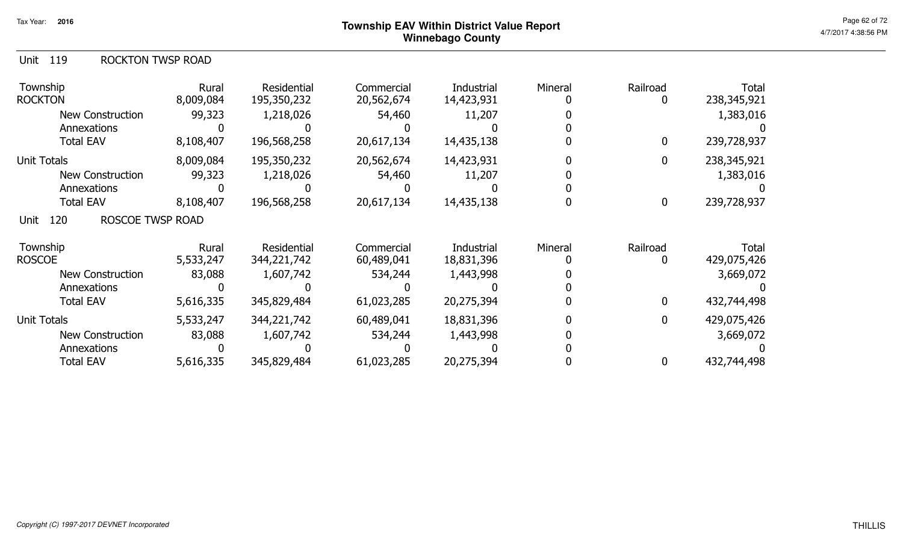# Township EAV Within District Value Report
## Winnebago County

Tax Year: 2016

### Unit 119 ROCKTON TWSP ROAD

| Township | Rural | Residential | Commercial | Industrial | Mineral | Railroad | Total |
|---|---|---|---|---|---|---|---|
| ROCKTON | 8,009,084 | 195,350,232 | 20,562,674 | 14,423,931 | 0 | 0 | 238,345,921 |
| New Construction | 99,323 | 1,218,026 | 54,460 | 11,207 | 0 | | 1,383,016 |
| Annexations | 0 | 0 | 0 | 0 | 0 | | 0 |
| Total EAV | 8,108,407 | 196,568,258 | 20,617,134 | 14,435,138 | 0 | 0 | 239,728,937 |
| Unit Totals | 8,009,084 | 195,350,232 | 20,562,674 | 14,423,931 | 0 | 0 | 238,345,921 |
| New Construction | 99,323 | 1,218,026 | 54,460 | 11,207 | 0 | | 1,383,016 |
| Annexations | 0 | 0 | 0 | 0 | 0 | | 0 |
| Total EAV | 8,108,407 | 196,568,258 | 20,617,134 | 14,435,138 | 0 | 0 | 239,728,937 |

### Unit 120 ROSCOE TWSP ROAD

| Township | Rural | Residential | Commercial | Industrial | Mineral | Railroad | Total |
|---|---|---|---|---|---|---|---|
| ROSCOE | 5,533,247 | 344,221,742 | 60,489,041 | 18,831,396 | 0 | 0 | 429,075,426 |
| New Construction | 83,088 | 1,607,742 | 534,244 | 1,443,998 | 0 | | 3,669,072 |
| Annexations | 0 | 0 | 0 | 0 | 0 | | 0 |
| Total EAV | 5,616,335 | 345,829,484 | 61,023,285 | 20,275,394 | 0 | 0 | 432,744,498 |
| Unit Totals | 5,533,247 | 344,221,742 | 60,489,041 | 18,831,396 | 0 | 0 | 429,075,426 |
| New Construction | 83,088 | 1,607,742 | 534,244 | 1,443,998 | 0 | | 3,669,072 |
| Annexations | 0 | 0 | 0 | 0 | 0 | | 0 |
| Total EAV | 5,616,335 | 345,829,484 | 61,023,285 | 20,275,394 | 0 | 0 | 432,744,498 |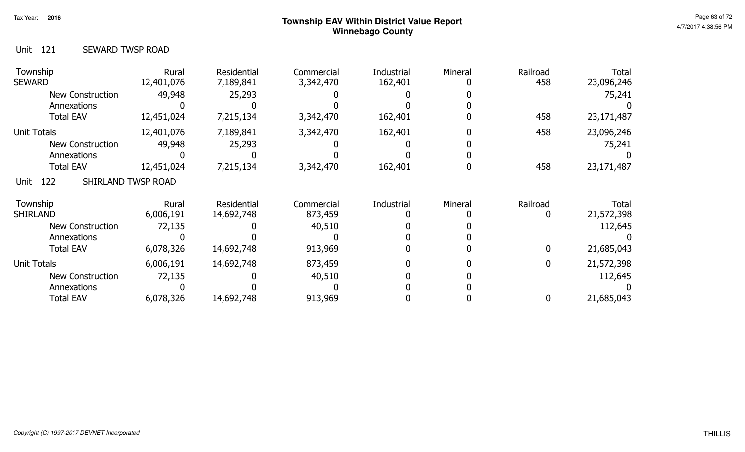## Township EAV Within District Value Report
## Winnebago County

Tax Year: 2016

### Unit 121 SEWARD TWSP ROAD

| Township | Rural | Residential | Commercial | Industrial | Mineral | Railroad | Total |
|---|---|---|---|---|---|---|---|
| SEWARD | 12,401,076 | 7,189,841 | 3,342,470 | 162,401 | 0 | 458 | 23,096,246 |
| New Construction | 49,948 | 25,293 | 0 | 0 | 0 | | 75,241 |
| Annexations | 0 | 0 | 0 | 0 | 0 | | 0 |
| Total EAV | 12,451,024 | 7,215,134 | 3,342,470 | 162,401 | 0 | 458 | 23,171,487 |
| Unit Totals | 12,401,076 | 7,189,841 | 3,342,470 | 162,401 | 0 | 458 | 23,096,246 |
| New Construction | 49,948 | 25,293 | 0 | 0 | 0 | | 75,241 |
| Annexations | 0 | 0 | 0 | 0 | 0 | | 0 |
| Total EAV | 12,451,024 | 7,215,134 | 3,342,470 | 162,401 | 0 | 458 | 23,171,487 |

### Unit 122 SHIRLAND TWSP ROAD

| Township | Rural | Residential | Commercial | Industrial | Mineral | Railroad | Total |
|---|---|---|---|---|---|---|---|
| SHIRLAND | 6,006,191 | 14,692,748 | 873,459 | 0 | 0 | 0 | 21,572,398 |
| New Construction | 72,135 | 0 | 40,510 | 0 | 0 | | 112,645 |
| Annexations | 0 | 0 | 0 | 0 | 0 | | 0 |
| Total EAV | 6,078,326 | 14,692,748 | 913,969 | 0 | 0 | 0 | 21,685,043 |
| Unit Totals | 6,006,191 | 14,692,748 | 873,459 | 0 | 0 | 0 | 21,572,398 |
| New Construction | 72,135 | 0 | 40,510 | 0 | 0 | | 112,645 |
| Annexations | 0 | 0 | 0 | 0 | 0 | | 0 |
| Total EAV | 6,078,326 | 14,692,748 | 913,969 | 0 | 0 | 0 | 21,685,043 |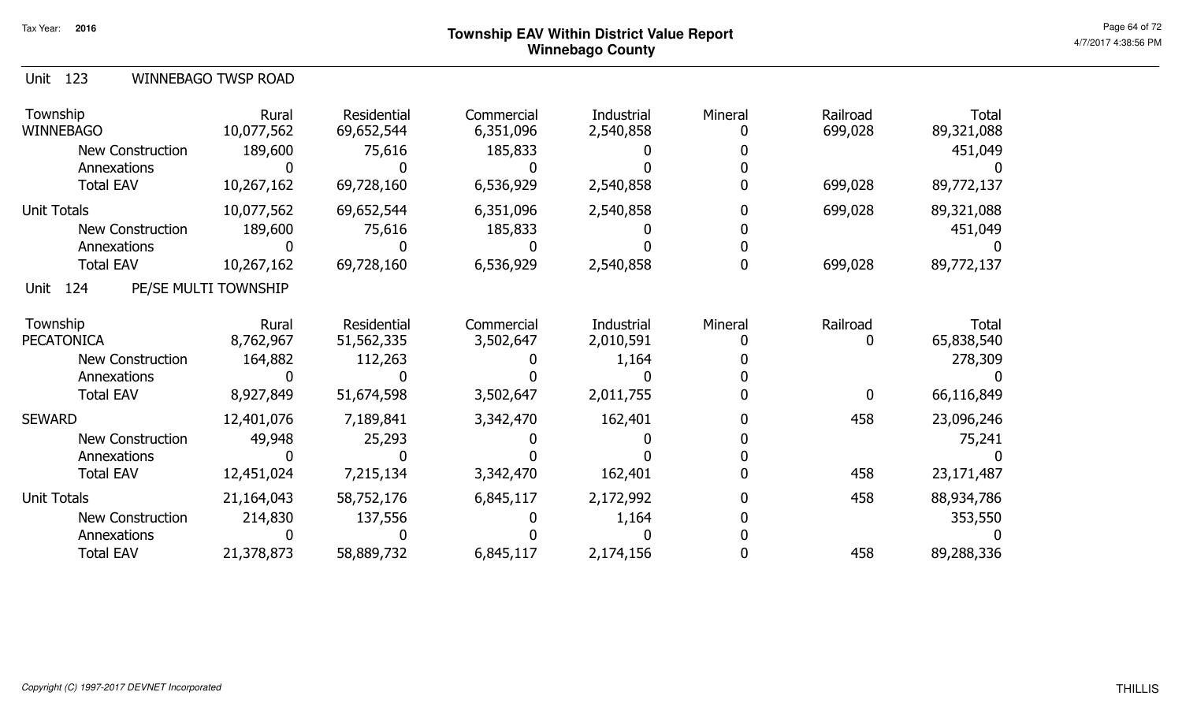# Township EAV Within District Value Report
## Winnebago County

Tax Year: 2016

### Unit 123 WINNEBAGO TWSP ROAD

| Township | Rural | Residential | Commercial | Industrial | Mineral | Railroad | Total |
|---|---|---|---|---|---|---|---|
| WINNEBAGO | 10,077,562 | 69,652,544 | 6,351,096 | 2,540,858 | 0 | 699,028 | 89,321,088 |
| New Construction | 189,600 | 75,616 | 185,833 | 0 | 0 | | 451,049 |
| Annexations | 0 | 0 | 0 | 0 | 0 | | 0 |
| Total EAV | 10,267,162 | 69,728,160 | 6,536,929 | 2,540,858 | 0 | 699,028 | 89,772,137 |
| Unit Totals | 10,077,562 | 69,652,544 | 6,351,096 | 2,540,858 | 0 | 699,028 | 89,321,088 |
| New Construction | 189,600 | 75,616 | 185,833 | 0 | 0 | | 451,049 |
| Annexations | 0 | 0 | 0 | 0 | 0 | | 0 |
| Total EAV | 10,267,162 | 69,728,160 | 6,536,929 | 2,540,858 | 0 | 699,028 | 89,772,137 |

### Unit 124 PE/SE MULTI TOWNSHIP

| Township | Rural | Residential | Commercial | Industrial | Mineral | Railroad | Total |
|---|---|---|---|---|---|---|---|
| PECATONICA | 8,762,967 | 51,562,335 | 3,502,647 | 2,010,591 | 0 | 0 | 65,838,540 |
| New Construction | 164,882 | 112,263 | 0 | 1,164 | 0 | | 278,309 |
| Annexations | 0 | 0 | 0 | 0 | 0 | | 0 |
| Total EAV | 8,927,849 | 51,674,598 | 3,502,647 | 2,011,755 | 0 | 0 | 66,116,849 |
| SEWARD | 12,401,076 | 7,189,841 | 3,342,470 | 162,401 | 0 | 458 | 23,096,246 |
| New Construction | 49,948 | 25,293 | 0 | 0 | 0 | | 75,241 |
| Annexations | 0 | 0 | 0 | 0 | 0 | | 0 |
| Total EAV | 12,451,024 | 7,215,134 | 3,342,470 | 162,401 | 0 | 458 | 23,171,487 |
| Unit Totals | 21,164,043 | 58,752,176 | 6,845,117 | 2,172,992 | 0 | 458 | 88,934,786 |
| New Construction | 214,830 | 137,556 | 0 | 1,164 | 0 | | 353,550 |
| Annexations | 0 | 0 | 0 | 0 | 0 | | 0 |
| Total EAV | 21,378,873 | 58,889,732 | 6,845,117 | 2,174,156 | 0 | 458 | 89,288,336 |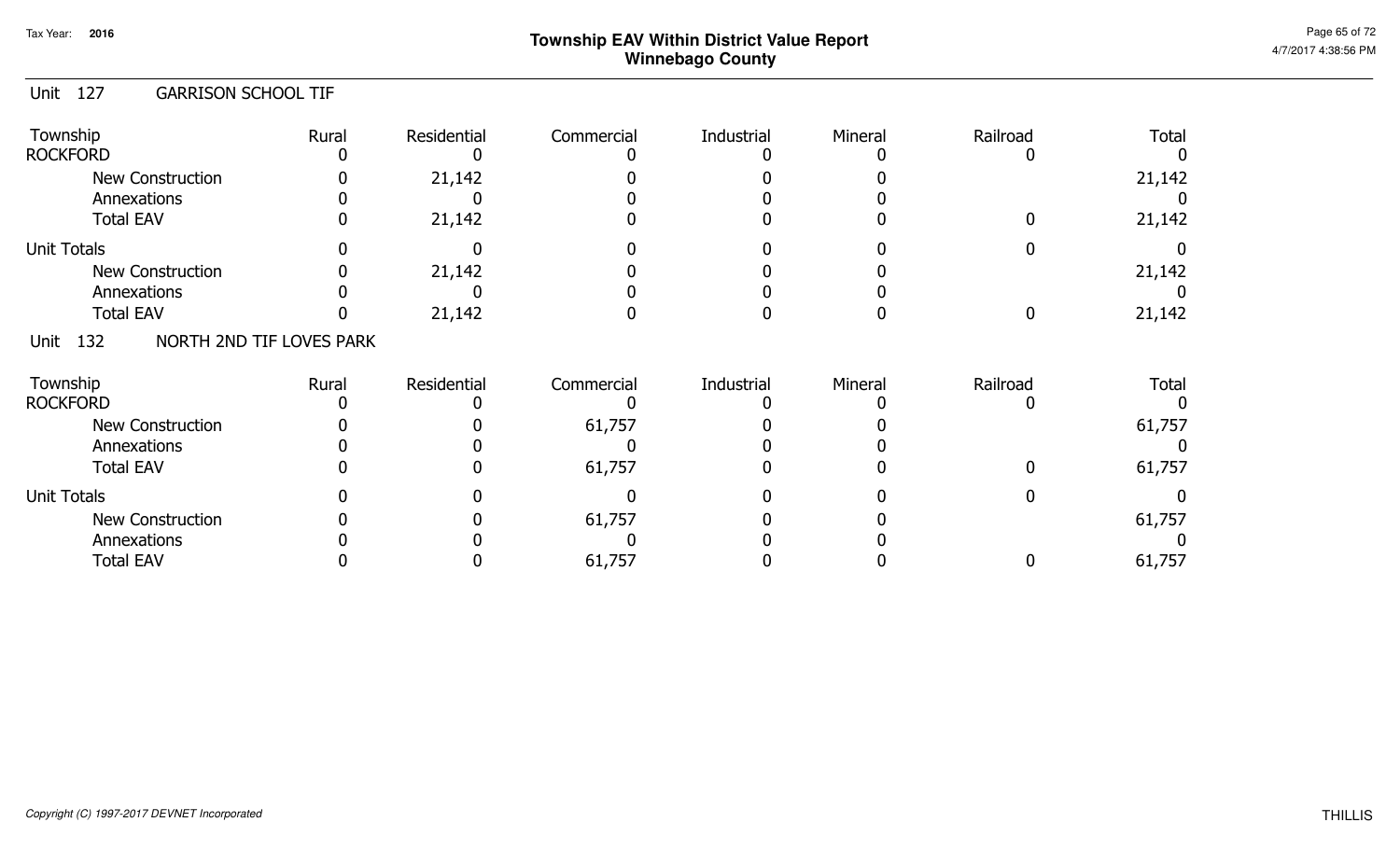# Township EAV Within District Value Report
## Winnebago County

Tax Year: 2016

### Unit 127 GARRISON SCHOOL TIF

| Township | Rural | Residential | Commercial | Industrial | Mineral | Railroad | Total |
|---|---|---|---|---|---|---|---|
| ROCKFORD | 0 | 0 | 0 | 0 | 0 | 0 | 0 |
| New Construction | 0 | 21,142 | 0 | 0 | 0 | | 21,142 |
| Annexations | 0 | 0 | 0 | 0 | 0 | | 0 |
| Total EAV | 0 | 21,142 | 0 | 0 | 0 | 0 | 21,142 |
| Unit Totals | 0 | 0 | 0 | 0 | 0 | 0 | 0 |
| New Construction | 0 | 21,142 | 0 | 0 | 0 | | 21,142 |
| Annexations | 0 | 0 | 0 | 0 | 0 | | 0 |
| Total EAV | 0 | 21,142 | 0 | 0 | 0 | 0 | 21,142 |

### Unit 132 NORTH 2ND TIF LOVES PARK

| Township | Rural | Residential | Commercial | Industrial | Mineral | Railroad | Total |
|---|---|---|---|---|---|---|---|
| ROCKFORD | 0 | 0 | 0 | 0 | 0 | 0 | 0 |
| New Construction | 0 | 0 | 61,757 | 0 | 0 | | 61,757 |
| Annexations | 0 | 0 | 0 | 0 | 0 | | 0 |
| Total EAV | 0 | 0 | 61,757 | 0 | 0 | 0 | 61,757 |
| Unit Totals | 0 | 0 | 0 | 0 | 0 | 0 | 0 |
| New Construction | 0 | 0 | 61,757 | 0 | 0 | | 61,757 |
| Annexations | 0 | 0 | 0 | 0 | 0 | | 0 |
| Total EAV | 0 | 0 | 61,757 | 0 | 0 | 0 | 61,757 |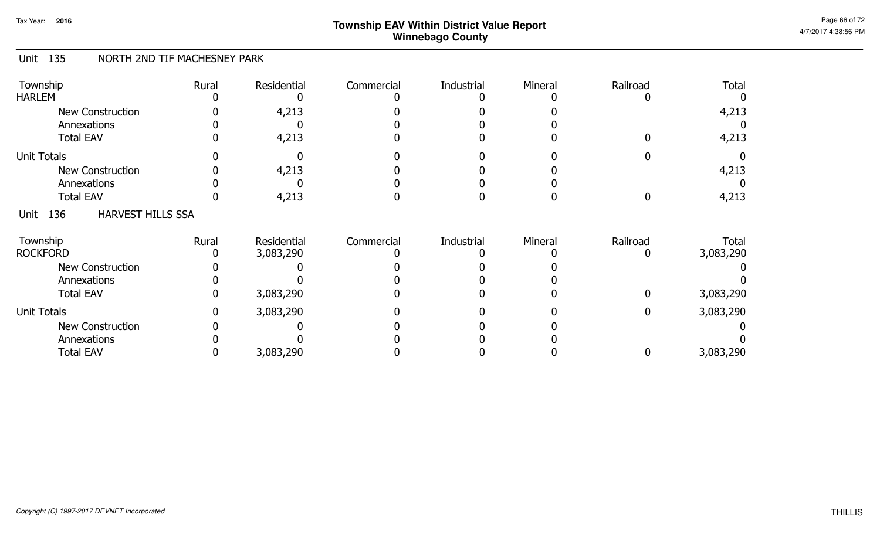# Township EAV Within District Value Report
## Winnebago County

Tax Year: 2016

### Unit 135 NORTH 2ND TIF MACHESNEY PARK

| Township | Rural | Residential | Commercial | Industrial | Mineral | Railroad | Total |
|---|---|---|---|---|---|---|---|
| HARLEM | 0 | 0 | 0 | 0 | 0 | 0 | 0 |
| New Construction | 0 | 4,213 | 0 | 0 | 0 | | 4,213 |
| Annexations | 0 | 0 | 0 | 0 | 0 | | 0 |
| Total EAV | 0 | 4,213 | 0 | 0 | 0 | 0 | 4,213 |
| Unit Totals | 0 | 0 | 0 | 0 | 0 | 0 | 0 |
| New Construction | 0 | 4,213 | 0 | 0 | 0 | | 4,213 |
| Annexations | 0 | 0 | 0 | 0 | 0 | | 0 |
| Total EAV | 0 | 4,213 | 0 | 0 | 0 | 0 | 4,213 |

### Unit 136 HARVEST HILLS SSA

| Township | Rural | Residential | Commercial | Industrial | Mineral | Railroad | Total |
|---|---|---|---|---|---|---|---|
| ROCKFORD | 0 | 3,083,290 | 0 | 0 | 0 | 0 | 3,083,290 |
| New Construction | 0 | 0 | 0 | 0 | 0 | | 0 |
| Annexations | 0 | 0 | 0 | 0 | 0 | | 0 |
| Total EAV | 0 | 3,083,290 | 0 | 0 | 0 | 0 | 3,083,290 |
| Unit Totals | 0 | 3,083,290 | 0 | 0 | 0 | 0 | 3,083,290 |
| New Construction | 0 | 0 | 0 | 0 | 0 | | 0 |
| Annexations | 0 | 0 | 0 | 0 | 0 | | 0 |
| Total EAV | 0 | 3,083,290 | 0 | 0 | 0 | 0 | 3,083,290 |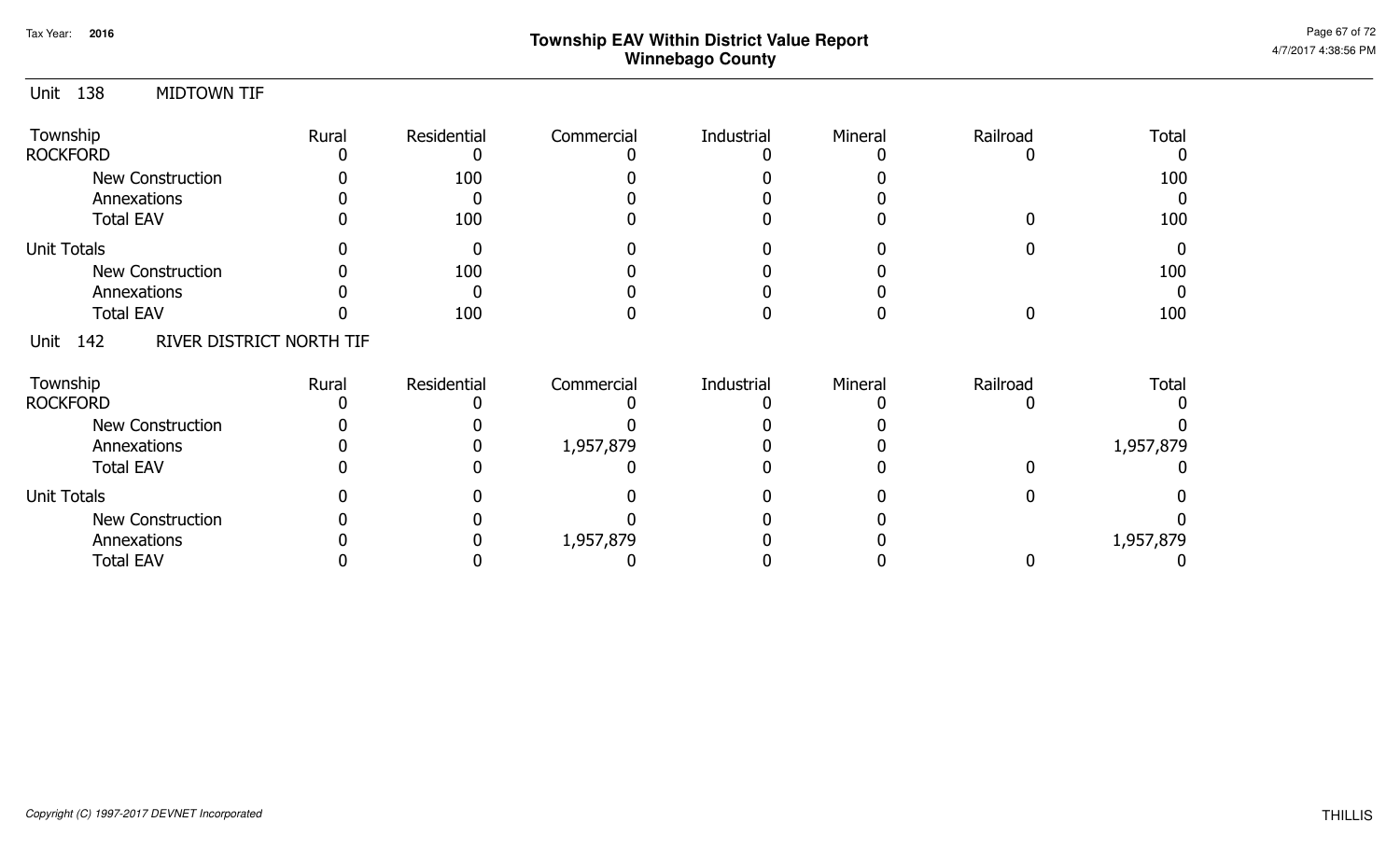# Township EAV Within District Value Report
## Winnebago County

Tax Year: 2016

### Unit 138 MIDTOWN TIF

| Township | Rural | Residential | Commercial | Industrial | Mineral | Railroad | Total |
|---|---|---|---|---|---|---|---|
| ROCKFORD | 0 | 0 | 0 | 0 | 0 | 0 | 0 |
| New Construction | 0 | 100 | 0 | 0 | 0 | | 100 |
| Annexations | 0 | 0 | 0 | 0 | 0 | | 0 |
| Total EAV | 0 | 100 | 0 | 0 | 0 | 0 | 100 |
| Unit Totals | 0 | 0 | 0 | 0 | 0 | 0 | 0 |
| New Construction | 0 | 100 | 0 | 0 | 0 | | 100 |
| Annexations | 0 | 0 | 0 | 0 | 0 | | 0 |
| Total EAV | 0 | 100 | 0 | 0 | 0 | 0 | 100 |

### Unit 142 RIVER DISTRICT NORTH TIF

| Township | Rural | Residential | Commercial | Industrial | Mineral | Railroad | Total |
|---|---|---|---|---|---|---|---|
| ROCKFORD | 0 | 0 | 0 | 0 | 0 | 0 | 0 |
| New Construction | 0 | 0 | 0 | 0 | 0 | | 0 |
| Annexations | 0 | 0 | 1,957,879 | 0 | 0 | | 1,957,879 |
| Total EAV | 0 | 0 | 0 | 0 | 0 | 0 | 0 |
| Unit Totals | 0 | 0 | 0 | 0 | 0 | 0 | 0 |
| New Construction | 0 | 0 | 0 | 0 | 0 | | 0 |
| Annexations | 0 | 0 | 1,957,879 | 0 | 0 | | 1,957,879 |
| Total EAV | 0 | 0 | 0 | 0 | 0 | 0 | 0 |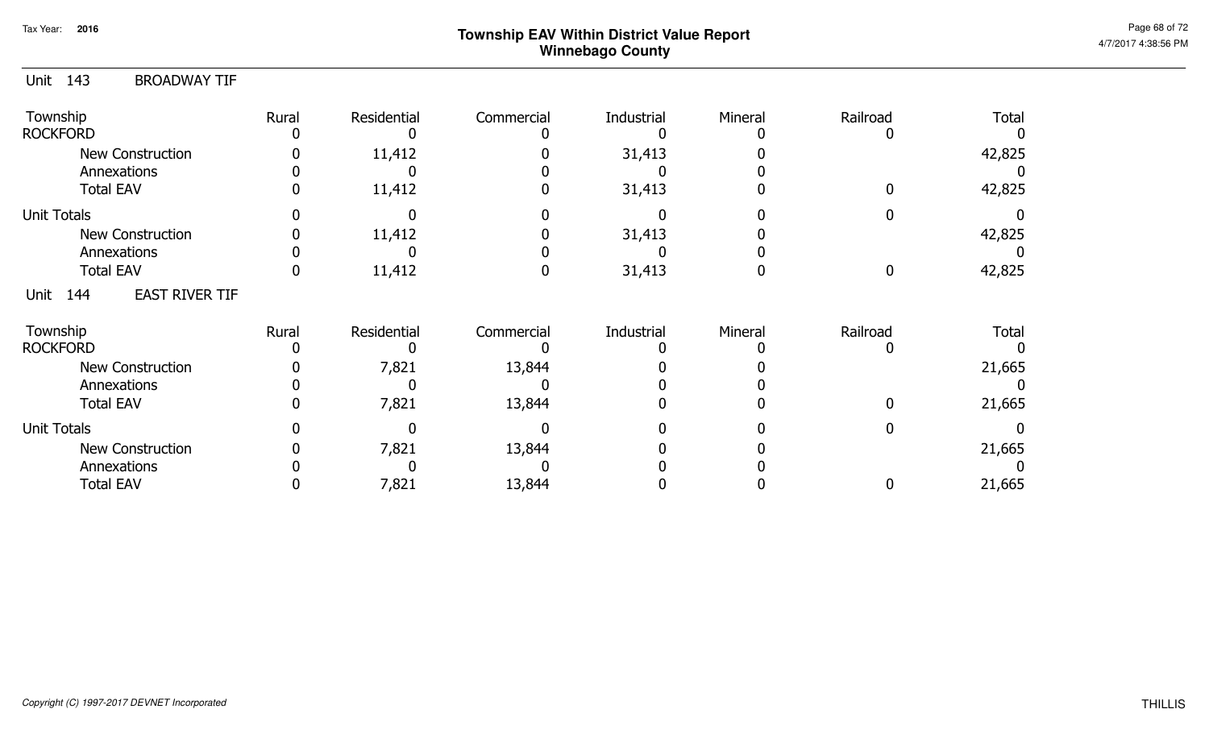# Township EAV Within District Value Report
## Winnebago County

Tax Year: 2016

### Unit 143 BROADWAY TIF

| Township | Rural | Residential | Commercial | Industrial | Mineral | Railroad | Total |
|---|---|---|---|---|---|---|---|
| ROCKFORD | 0 | 0 | 0 | 0 | 0 | 0 | 0 |
| New Construction | 0 | 11,412 | 0 | 31,413 | 0 | | 42,825 |
| Annexations | 0 | 0 | 0 | 0 | 0 | | 0 |
| Total EAV | 0 | 11,412 | 0 | 31,413 | 0 | 0 | 42,825 |
| Unit Totals | 0 | 0 | 0 | 0 | 0 | 0 | 0 |
| New Construction | 0 | 11,412 | 0 | 31,413 | 0 | | 42,825 |
| Annexations | 0 | 0 | 0 | 0 | 0 | | 0 |
| Total EAV | 0 | 11,412 | 0 | 31,413 | 0 | 0 | 42,825 |

### Unit 144 EAST RIVER TIF

| Township | Rural | Residential | Commercial | Industrial | Mineral | Railroad | Total |
|---|---|---|---|---|---|---|---|
| ROCKFORD | 0 | 0 | 0 | 0 | 0 | 0 | 0 |
| New Construction | 0 | 7,821 | 13,844 | 0 | 0 | | 21,665 |
| Annexations | 0 | 0 | 0 | 0 | 0 | | 0 |
| Total EAV | 0 | 7,821 | 13,844 | 0 | 0 | 0 | 21,665 |
| Unit Totals | 0 | 0 | 0 | 0 | 0 | 0 | 0 |
| New Construction | 0 | 7,821 | 13,844 | 0 | 0 | | 21,665 |
| Annexations | 0 | 0 | 0 | 0 | 0 | | 0 |
| Total EAV | 0 | 7,821 | 13,844 | 0 | 0 | 0 | 21,665 |

*Copyright (C) 1997-2017 DEVNET Incorporated*

THILLIS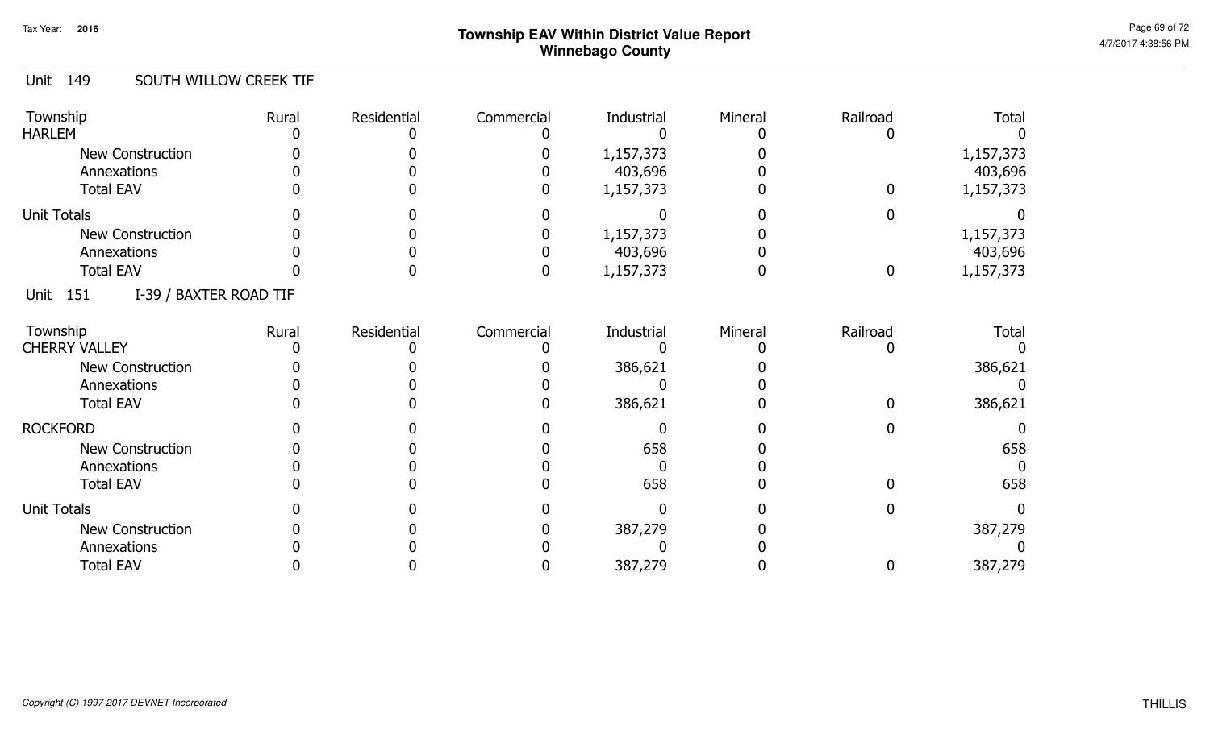# Township EAV Within District Value Report
## Winnebago County

Tax Year: 2016

### Unit 149 SOUTH WILLOW CREEK TIF

| Township | Rural | Residential | Commercial | Industrial | Mineral | Railroad | Total |
|---|---|---|---|---|---|---|---|
| HARLEM | 0 | 0 | 0 | 0 | 0 | 0 | 0 |
| New Construction | 0 | 0 | 0 | 1,157,373 | 0 | | 1,157,373 |
| Annexations | 0 | 0 | 0 | 403,696 | 0 | | 403,696 |
| Total EAV | 0 | 0 | 0 | 1,157,373 | 0 | 0 | 1,157,373 |
| Unit Totals | 0 | 0 | 0 | 0 | 0 | 0 | 0 |
| New Construction | 0 | 0 | 0 | 1,157,373 | 0 | | 1,157,373 |
| Annexations | 0 | 0 | 0 | 403,696 | 0 | | 403,696 |
| Total EAV | 0 | 0 | 0 | 1,157,373 | 0 | 0 | 1,157,373 |

### Unit 151 I-39 / BAXTER ROAD TIF

| Township | Rural | Residential | Commercial | Industrial | Mineral | Railroad | Total |
|---|---|---|---|---|---|---|---|
| CHERRY VALLEY | 0 | 0 | 0 | 0 | 0 | 0 | 0 |
| New Construction | 0 | 0 | 0 | 386,621 | 0 | | 386,621 |
| Annexations | 0 | 0 | 0 | 0 | 0 | | 0 |
| Total EAV | 0 | 0 | 0 | 386,621 | 0 | 0 | 386,621 |
| ROCKFORD | 0 | 0 | 0 | 0 | 0 | 0 | 0 |
| New Construction | 0 | 0 | 0 | 658 | 0 | | 658 |
| Annexations | 0 | 0 | 0 | 0 | 0 | | 0 |
| Total EAV | 0 | 0 | 0 | 658 | 0 | 0 | 658 |
| Unit Totals | 0 | 0 | 0 | 0 | 0 | 0 | 0 |
| New Construction | 0 | 0 | 0 | 387,279 | 0 | | 387,279 |
| Annexations | 0 | 0 | 0 | 0 | 0 | | 0 |
| Total EAV | 0 | 0 | 0 | 387,279 | 0 | 0 | 387,279 |

*Copyright (C) 1997-2017 DEVNET Incorporated*

THILLIS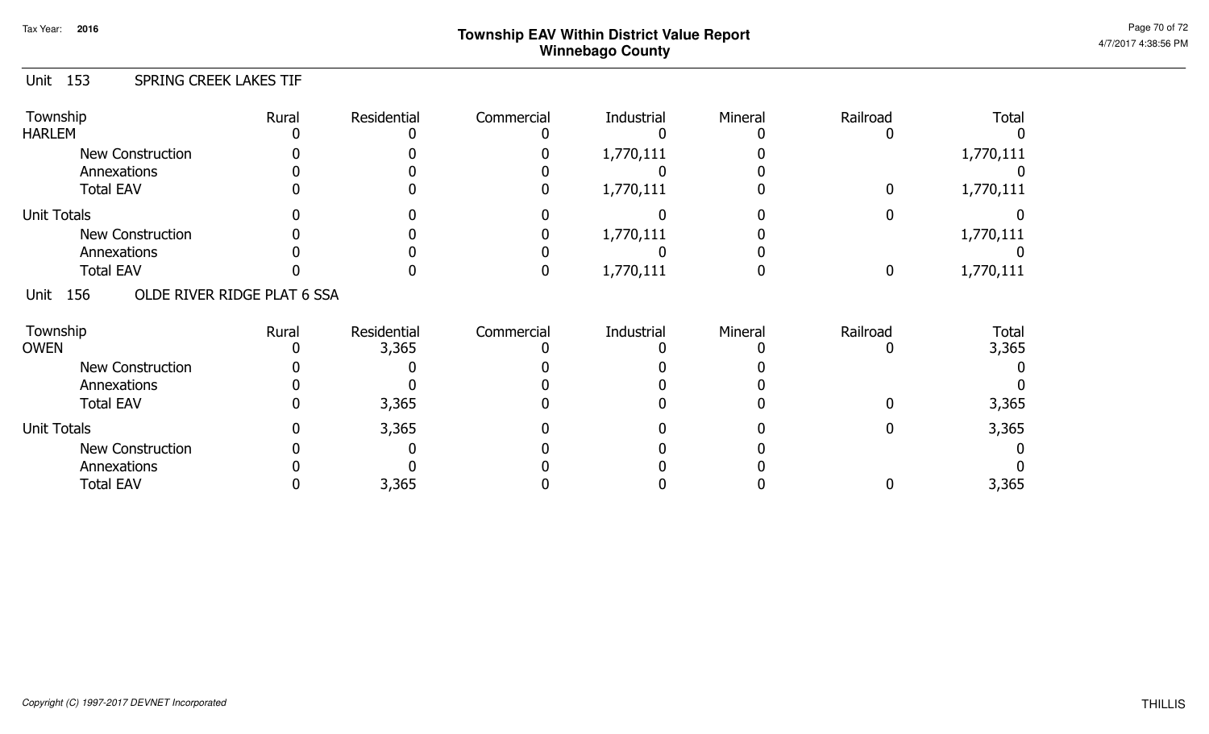# Township EAV Within District Value Report
## Winnebago County

Tax Year: 2016

### Unit 153 SPRING CREEK LAKES TIF

| Township | Rural | Residential | Commercial | Industrial | Mineral | Railroad | Total |
|---|---|---|---|---|---|---|---|
| HARLEM | 0 | 0 | 0 | 0 | 0 | 0 | 0 |
| New Construction | 0 | 0 | 0 | 1,770,111 | 0 | | 1,770,111 |
| Annexations | 0 | 0 | 0 | 0 | 0 | | 0 |
| Total EAV | 0 | 0 | 0 | 1,770,111 | 0 | 0 | 1,770,111 |
| Unit Totals | 0 | 0 | 0 | 0 | 0 | 0 | 0 |
| New Construction | 0 | 0 | 0 | 1,770,111 | 0 | | 1,770,111 |
| Annexations | 0 | 0 | 0 | 0 | 0 | | 0 |
| Total EAV | 0 | 0 | 0 | 1,770,111 | 0 | 0 | 1,770,111 |

### Unit 156 OLDE RIVER RIDGE PLAT 6 SSA

| Township | Rural | Residential | Commercial | Industrial | Mineral | Railroad | Total |
|---|---|---|---|---|---|---|---|
| OWEN | 0 | 3,365 | 0 | 0 | 0 | 0 | 3,365 |
| New Construction | 0 | 0 | 0 | 0 | 0 | | 0 |
| Annexations | 0 | 0 | 0 | 0 | 0 | | 0 |
| Total EAV | 0 | 3,365 | 0 | 0 | 0 | 0 | 3,365 |
| Unit Totals | 0 | 3,365 | 0 | 0 | 0 | 0 | 3,365 |
| New Construction | 0 | 0 | 0 | 0 | 0 | | 0 |
| Annexations | 0 | 0 | 0 | 0 | 0 | | 0 |
| Total EAV | 0 | 3,365 | 0 | 0 | 0 | 0 | 3,365 |

*Copyright (C) 1997-2017 DEVNET Incorporated*

THILLIS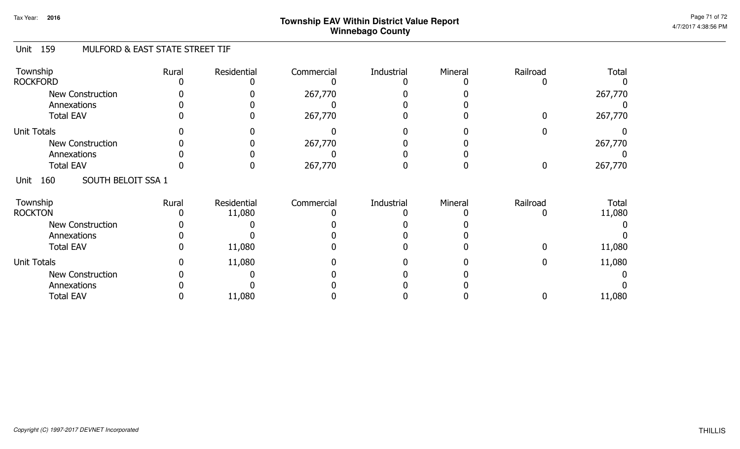# Township EAV Within District Value Report
## Winnebago County

Tax Year: 2016

### Unit 159 MULFORD & EAST STATE STREET TIF

| Township | Rural | Residential | Commercial | Industrial | Mineral | Railroad | Total |
|---|---|---|---|---|---|---|---|
| ROCKFORD | 0 | 0 | 0 | 0 | 0 | 0 | 0 |
| New Construction | 0 | 0 | 267,770 | 0 | 0 | | 267,770 |
| Annexations | 0 | 0 | 0 | 0 | 0 | | 0 |
| Total EAV | 0 | 0 | 267,770 | 0 | 0 | 0 | 267,770 |
| Unit Totals | 0 | 0 | 0 | 0 | 0 | 0 | 0 |
| New Construction | 0 | 0 | 267,770 | 0 | 0 | | 267,770 |
| Annexations | 0 | 0 | 0 | 0 | 0 | | 0 |
| Total EAV | 0 | 0 | 267,770 | 0 | 0 | 0 | 267,770 |

### Unit 160 SOUTH BELOIT SSA 1

| Township | Rural | Residential | Commercial | Industrial | Mineral | Railroad | Total |
|---|---|---|---|---|---|---|---|
| ROCKTON | 0 | 11,080 | 0 | 0 | 0 | 0 | 11,080 |
| New Construction | 0 | 0 | 0 | 0 | 0 | | 0 |
| Annexations | 0 | 0 | 0 | 0 | 0 | | 0 |
| Total EAV | 0 | 11,080 | 0 | 0 | 0 | 0 | 11,080 |
| Unit Totals | 0 | 11,080 | 0 | 0 | 0 | 0 | 11,080 |
| New Construction | 0 | 0 | 0 | 0 | 0 | | 0 |
| Annexations | 0 | 0 | 0 | 0 | 0 | | 0 |
| Total EAV | 0 | 11,080 | 0 | 0 | 0 | 0 | 11,080 |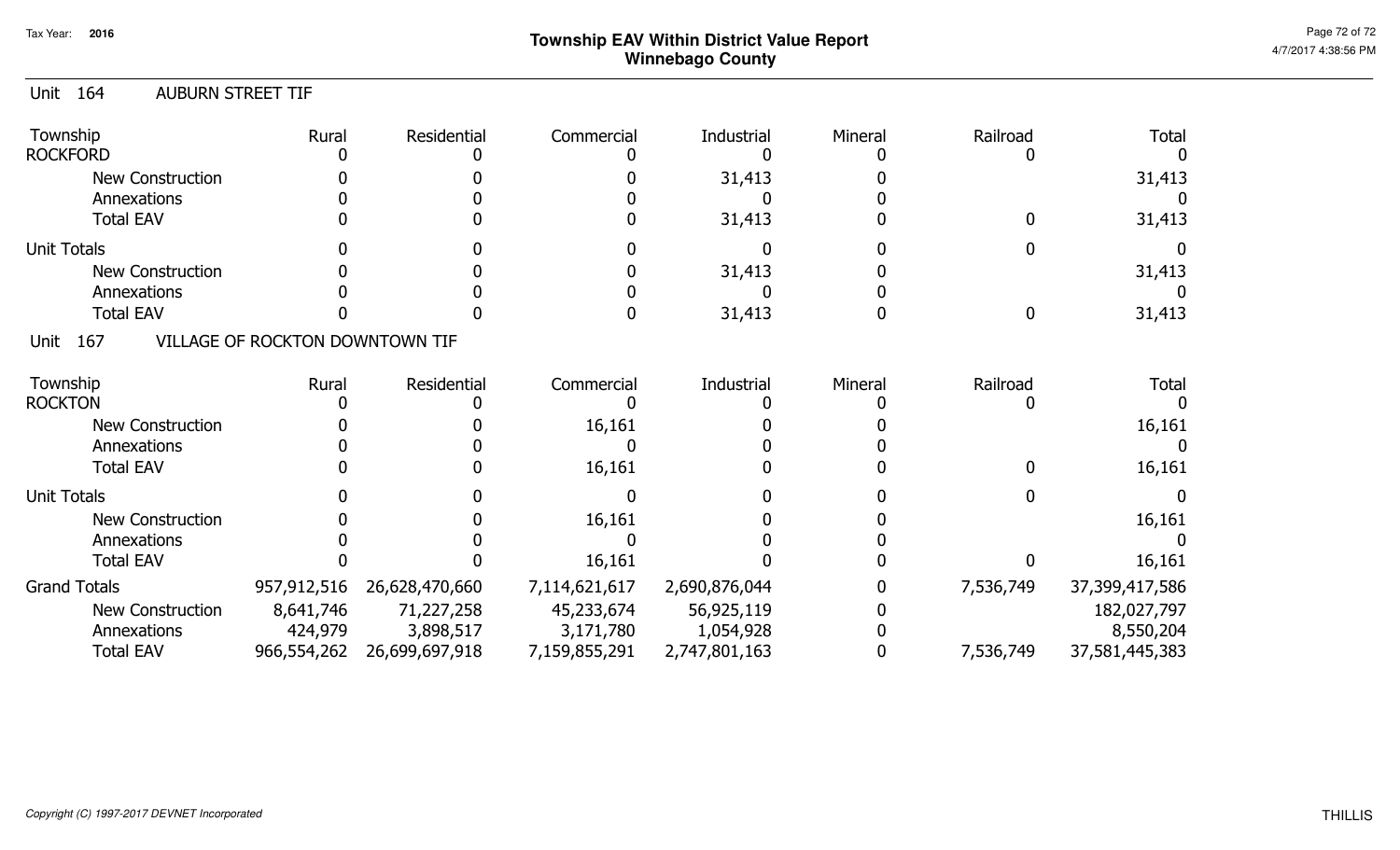# Township EAV Within District Value Report
## Winnebago County

Unit 164 AUBURN STREET TIF

| Township | Rural | Residential | Commercial | Industrial | Mineral | Railroad | Total |
|---|---|---|---|---|---|---|---|
| ROCKFORD | 0 | 0 | 0 | 0 | 0 | 0 | 0 |
| New Construction | 0 | 0 | 0 | 31,413 | 0 | | 31,413 |
| Annexations | 0 | 0 | 0 | 0 | 0 | | 0 |
| Total EAV | 0 | 0 | 0 | 31,413 | 0 | 0 | 31,413 |
| Unit Totals | 0 | 0 | 0 | 0 | 0 | 0 | 0 |
| New Construction | 0 | 0 | 0 | 31,413 | 0 | | 31,413 |
| Annexations | 0 | 0 | 0 | 0 | 0 | | 0 |
| Total EAV | 0 | 0 | 0 | 31,413 | 0 | 0 | 31,413 |

Unit 167 VILLAGE OF ROCKTON DOWNTOWN TIF

| Township | Rural | Residential | Commercial | Industrial | Mineral | Railroad | Total |
|---|---|---|---|---|---|---|---|
| ROCKTON | 0 | 0 | 0 | 0 | 0 | 0 | 0 |
| New Construction | 0 | 0 | 16,161 | 0 | 0 | | 16,161 |
| Annexations | 0 | 0 | 0 | 0 | 0 | | 0 |
| Total EAV | 0 | 0 | 16,161 | 0 | 0 | 0 | 16,161 |
| Unit Totals | 0 | 0 | 0 | 0 | 0 | 0 | 0 |
| New Construction | 0 | 0 | 16,161 | 0 | 0 | | 16,161 |
| Annexations | 0 | 0 | 0 | 0 | 0 | | 0 |
| Total EAV | 0 | 0 | 16,161 | 0 | 0 | 0 | 16,161 |
| Grand Totals | 957,912,516 | 26,628,470,660 | 7,114,621,617 | 2,690,876,044 | 0 | 7,536,749 | 37,399,417,586 |
| New Construction | 8,641,746 | 71,227,258 | 45,233,674 | 56,925,119 | 0 | | 182,027,797 |
| Annexations | 424,979 | 3,898,517 | 3,171,780 | 1,054,928 | 0 | | 8,550,204 |
| Total EAV | 966,554,262 | 26,699,697,918 | 7,159,855,291 | 2,747,801,163 | 0 | 7,536,749 | 37,581,445,383 |